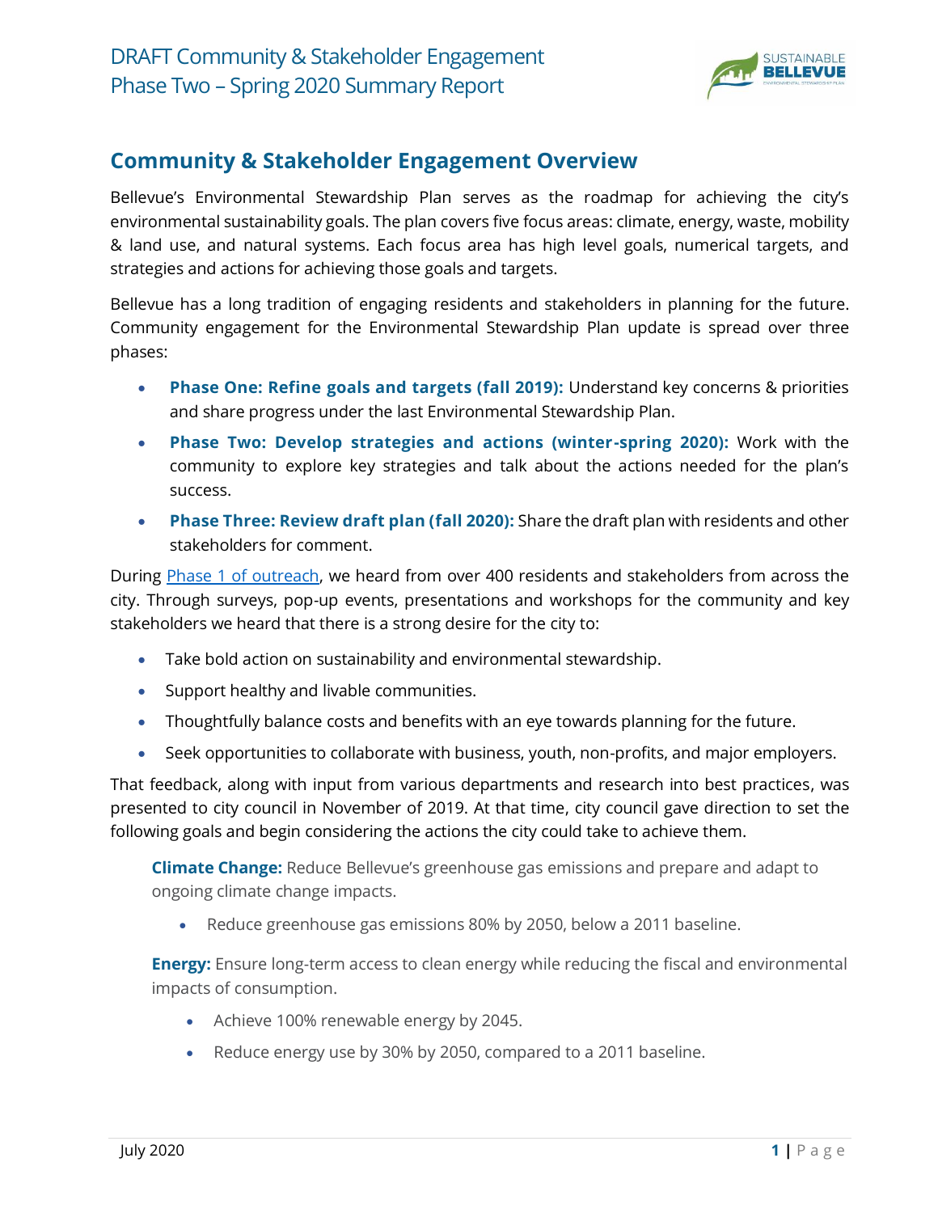# DRAFT Community & Stakeholder Engagement Phase Two – Spring 2020 Summary Report

## Community & Stakeholder Engagement Overview

Bellevue's Environmental Stewardship Plan serves as the roadmap for achieving the city's environmental sustainability goals. The plan covers five focus areas: climate, energy, waste, mobility & land use, and natural systems. Each focus area has high level goals, numerical targets, and strategies and actions for achieving those goals and targets.

Bellevue has a long tradition of engaging residents and stakeholders in planning for the future. Community engagement for the Environmental Stewardship Plan update is spread over three phases:

- **Phase One: Refine goals and targets (fall 2019):** Understand key concerns & priorities and share progress under the last Environmental Stewardship Plan.
- **Phase Two: Develop strategies and actions (winter-spring 2020):** Work with the community to explore key strategies and talk about the actions needed for the plan's success.
- **Phase Three: Review draft plan (fall 2020):** Share the draft plan with residents and other stakeholders for comment.

During [Phase 1 of outreach](), we heard from over 400 residents and stakeholders from across the city. Through surveys, pop-up events, presentations and workshops for the community and key stakeholders we heard that there is a strong desire for the city to:

- Take bold action on sustainability and environmental stewardship.
- Support healthy and livable communities.
- Thoughtfully balance costs and benefits with an eye towards planning for the future.
- Seek opportunities to collaborate with business, youth, non-profits, and major employers.

That feedback, along with input from various departments and research into best practices, was presented to city council in November of 2019. At that time, city council gave direction to set the following goals and begin considering the actions the city could take to achieve them.

**Climate Change:** Reduce Bellevue's greenhouse gas emissions and prepare and adapt to ongoing climate change impacts.

- Reduce greenhouse gas emissions 80% by 2050, below a 2011 baseline.

**Energy:** Ensure long-term access to clean energy while reducing the fiscal and environmental impacts of consumption.

- Achieve 100% renewable energy by 2045.
- Reduce energy use by 30% by 2050, compared to a 2011 baseline.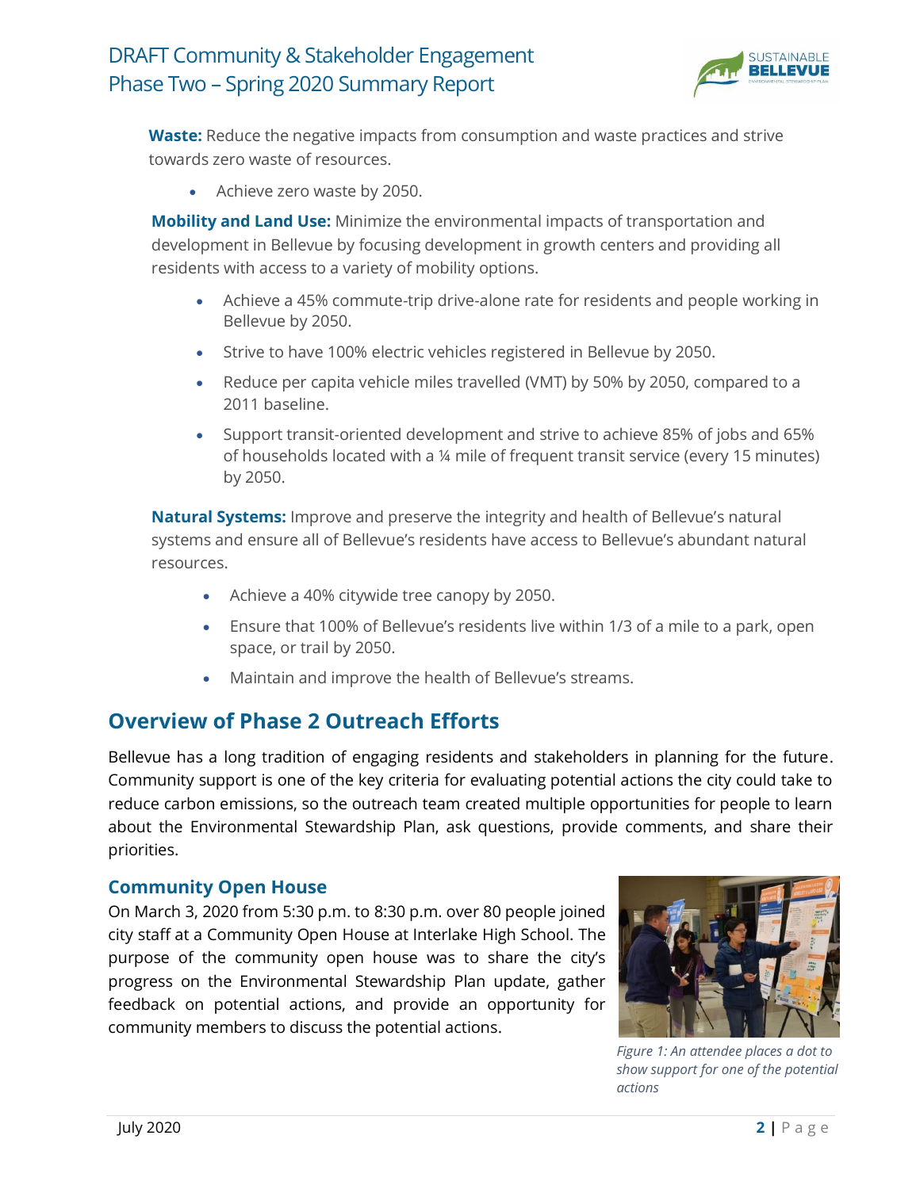**Waste:** Reduce the negative impacts from consumption and waste practices and strive towards zero waste of resources.

- Achieve zero waste by 2050.

**Mobility and Land Use:** Minimize the environmental impacts of transportation and development in Bellevue by focusing development in growth centers and providing all residents with access to a variety of mobility options.

- Achieve a 45% commute-trip drive-alone rate for residents and people working in Bellevue by 2050.
- Strive to have 100% electric vehicles registered in Bellevue by 2050.
- Reduce per capita vehicle miles travelled (VMT) by 50% by 2050, compared to a 2011 baseline.
- Support transit-oriented development and strive to achieve 85% of jobs and 65% of households located with a ¼ mile of frequent transit service (every 15 minutes) by 2050.

**Natural Systems:** Improve and preserve the integrity and health of Bellevue's natural systems and ensure all of Bellevue's residents have access to Bellevue's abundant natural resources.

- Achieve a 40% citywide tree canopy by 2050.
- Ensure that 100% of Bellevue's residents live within 1/3 of a mile to a park, open space, or trail by 2050.
- Maintain and improve the health of Bellevue's streams.

## Overview of Phase 2 Outreach Efforts

Bellevue has a long tradition of engaging residents and stakeholders in planning for the future. Community support is one of the key criteria for evaluating potential actions the city could take to reduce carbon emissions, so the outreach team created multiple opportunities for people to learn about the Environmental Stewardship Plan, ask questions, provide comments, and share their priorities.

### Community Open House

On March 3, 2020 from 5:30 p.m. to 8:30 p.m. over 80 people joined city staff at a Community Open House at Interlake High School. The purpose of the community open house was to share the city's progress on the Environmental Stewardship Plan update, gather feedback on potential actions, and provide an opportunity for community members to discuss the potential actions.

*Figure 1: An attendee places a dot to show support for one of the potential actions*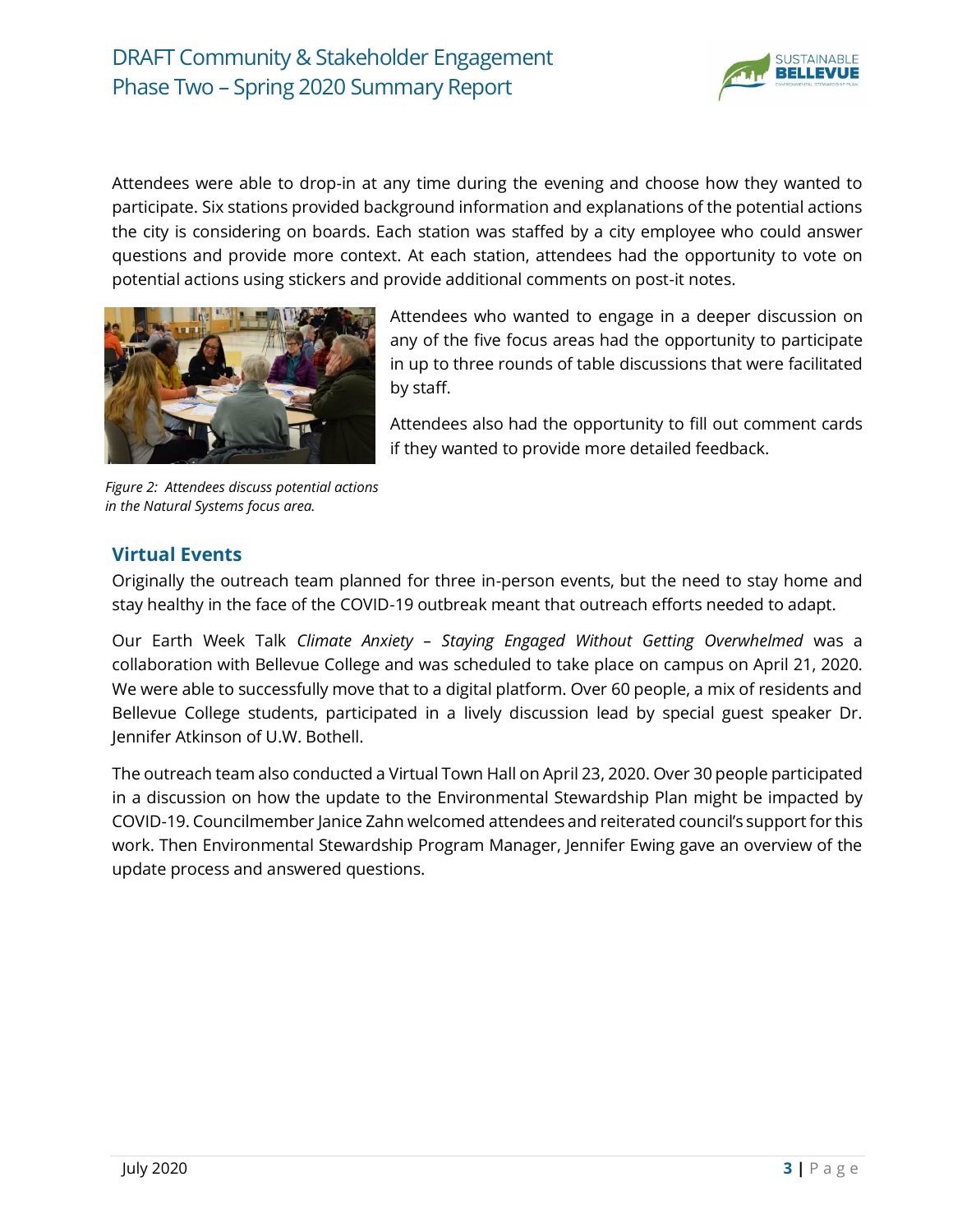Attendees were able to drop-in at any time during the evening and choose how they wanted to participate. Six stations provided background information and explanations of the potential actions the city is considering on boards. Each station was staffed by a city employee who could answer questions and provide more context. At each station, attendees had the opportunity to vote on potential actions using stickers and provide additional comments on post-it notes.

Attendees who wanted to engage in a deeper discussion on any of the five focus areas had the opportunity to participate in up to three rounds of table discussions that were facilitated by staff.

Attendees also had the opportunity to fill out comment cards if they wanted to provide more detailed feedback.

*Figure 2: Attendees discuss potential actions in the Natural Systems focus area.*

## Virtual Events

Originally the outreach team planned for three in-person events, but the need to stay home and stay healthy in the face of the COVID-19 outbreak meant that outreach efforts needed to adapt.

Our Earth Week Talk *Climate Anxiety – Staying Engaged Without Getting Overwhelmed* was a collaboration with Bellevue College and was scheduled to take place on campus on April 21, 2020. We were able to successfully move that to a digital platform. Over 60 people, a mix of residents and Bellevue College students, participated in a lively discussion lead by special guest speaker Dr. Jennifer Atkinson of U.W. Bothell.

The outreach team also conducted a Virtual Town Hall on April 23, 2020. Over 30 people participated in a discussion on how the update to the Environmental Stewardship Plan might be impacted by COVID-19. Councilmember Janice Zahn welcomed attendees and reiterated council's support for this work. Then Environmental Stewardship Program Manager, Jennifer Ewing gave an overview of the update process and answered questions.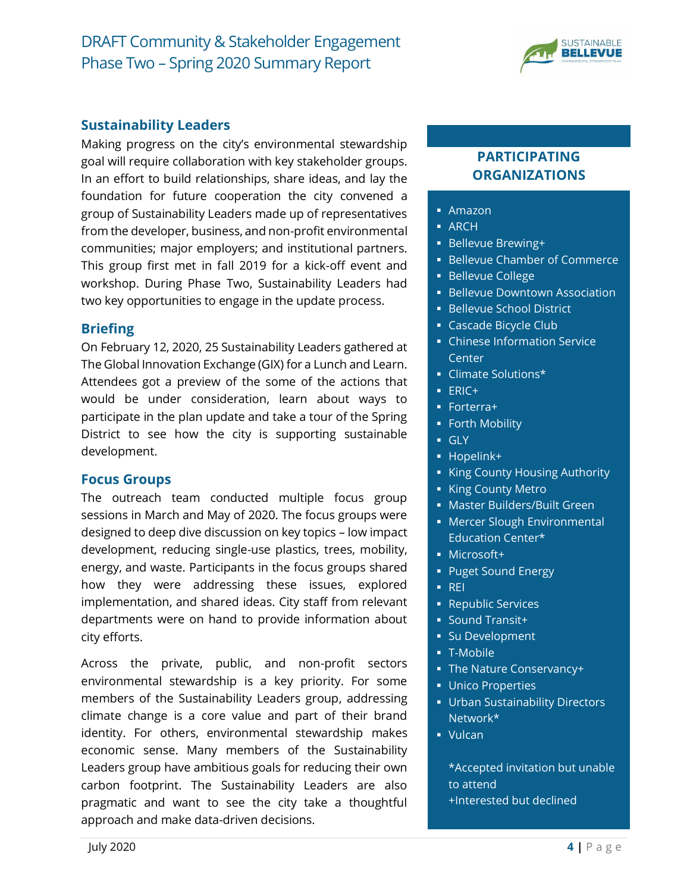## Sustainability Leaders

Making progress on the city's environmental stewardship goal will require collaboration with key stakeholder groups. In an effort to build relationships, share ideas, and lay the foundation for future cooperation the city convened a group of Sustainability Leaders made up of representatives from the developer, business, and non-profit environmental communities; major employers; and institutional partners. This group first met in fall 2019 for a kick-off event and workshop. During Phase Two, Sustainability Leaders had two key opportunities to engage in the update process.

### Briefing

On February 12, 2020, 25 Sustainability Leaders gathered at The Global Innovation Exchange (GIX) for a Lunch and Learn. Attendees got a preview of the some of the actions that would be under consideration, learn about ways to participate in the plan update and take a tour of the Spring District to see how the city is supporting sustainable development.

### Focus Groups

The outreach team conducted multiple focus group sessions in March and May of 2020. The focus groups were designed to deep dive discussion on key topics – low impact development, reducing single-use plastics, trees, mobility, energy, and waste. Participants in the focus groups shared how they were addressing these issues, explored implementation, and shared ideas. City staff from relevant departments were on hand to provide information about city efforts.

Across the private, public, and non-profit sectors environmental stewardship is a key priority. For some members of the Sustainability Leaders group, addressing climate change is a core value and part of their brand identity. For others, environmental stewardship makes economic sense. Many members of the Sustainability Leaders group have ambitious goals for reducing their own carbon footprint. The Sustainability Leaders are also pragmatic and want to see the city take a thoughtful approach and make data-driven decisions.

### PARTICIPATING ORGANIZATIONS

- Amazon
- ARCH
- Bellevue Brewing+
- Bellevue Chamber of Commerce
- Bellevue College
- Bellevue Downtown Association
- Bellevue School District
- Cascade Bicycle Club
- Chinese Information Service Center
- Climate Solutions*
- ERIC+
- Forterra+
- Forth Mobility
- GLY
- Hopelink+
- King County Housing Authority
- King County Metro
- Master Builders/Built Green
- Mercer Slough Environmental Education Center*
- Microsoft+
- Puget Sound Energy
- REI
- Republic Services
- Sound Transit+
- Su Development
- T-Mobile
- The Nature Conservancy+
- Unico Properties
- Urban Sustainability Directors Network*
- Vulcan

*Accepted invitation but unable to attend
+Interested but declined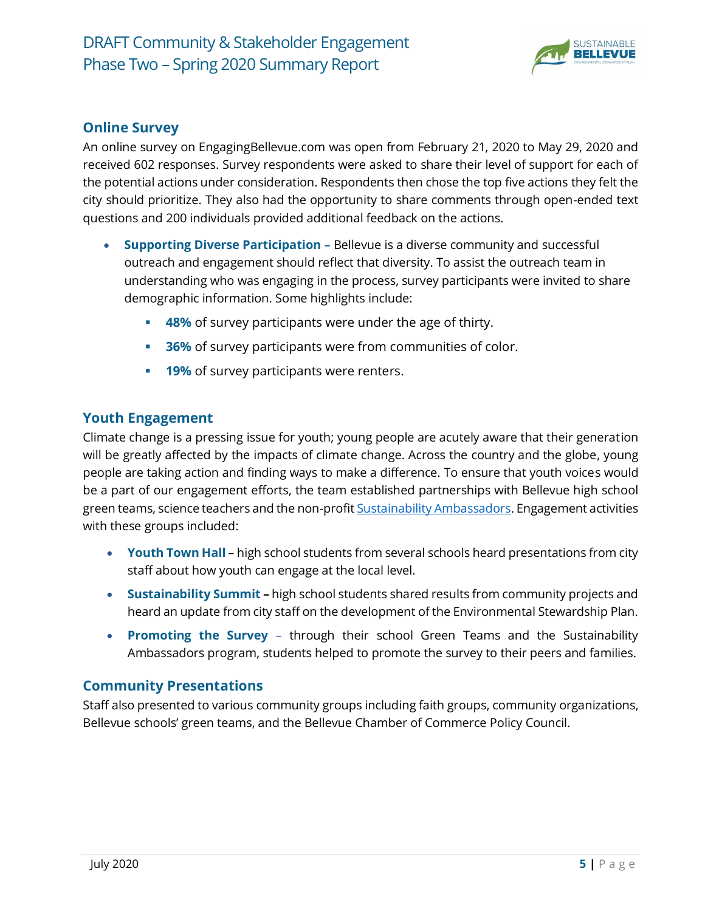## Online Survey

An online survey on EngagingBellevue.com was open from February 21, 2020 to May 29, 2020 and received 602 responses. Survey respondents were asked to share their level of support for each of the potential actions under consideration. Respondents then chose the top five actions they felt the city should prioritize. They also had the opportunity to share comments through open-ended text questions and 200 individuals provided additional feedback on the actions.

- **Supporting Diverse Participation –** Bellevue is a diverse community and successful outreach and engagement should reflect that diversity. To assist the outreach team in understanding who was engaging in the process, survey participants were invited to share demographic information. Some highlights include:
  - **48%** of survey participants were under the age of thirty.
  - **36%** of survey participants were from communities of color.
  - **19%** of survey participants were renters.

## Youth Engagement

Climate change is a pressing issue for youth; young people are acutely aware that their generation will be greatly affected by the impacts of climate change. Across the country and the globe, young people are taking action and finding ways to make a difference. To ensure that youth voices would be a part of our engagement efforts, the team established partnerships with Bellevue high school green teams, science teachers and the non-profit [Sustainability Ambassadors](). Engagement activities with these groups included:

- **Youth Town Hall** – high school students from several schools heard presentations from city staff about how youth can engage at the local level.
- **Sustainability Summit –** high school students shared results from community projects and heard an update from city staff on the development of the Environmental Stewardship Plan.
- **Promoting the Survey** – through their school Green Teams and the Sustainability Ambassadors program, students helped to promote the survey to their peers and families.

## Community Presentations

Staff also presented to various community groups including faith groups, community organizations, Bellevue schools' green teams, and the Bellevue Chamber of Commerce Policy Council.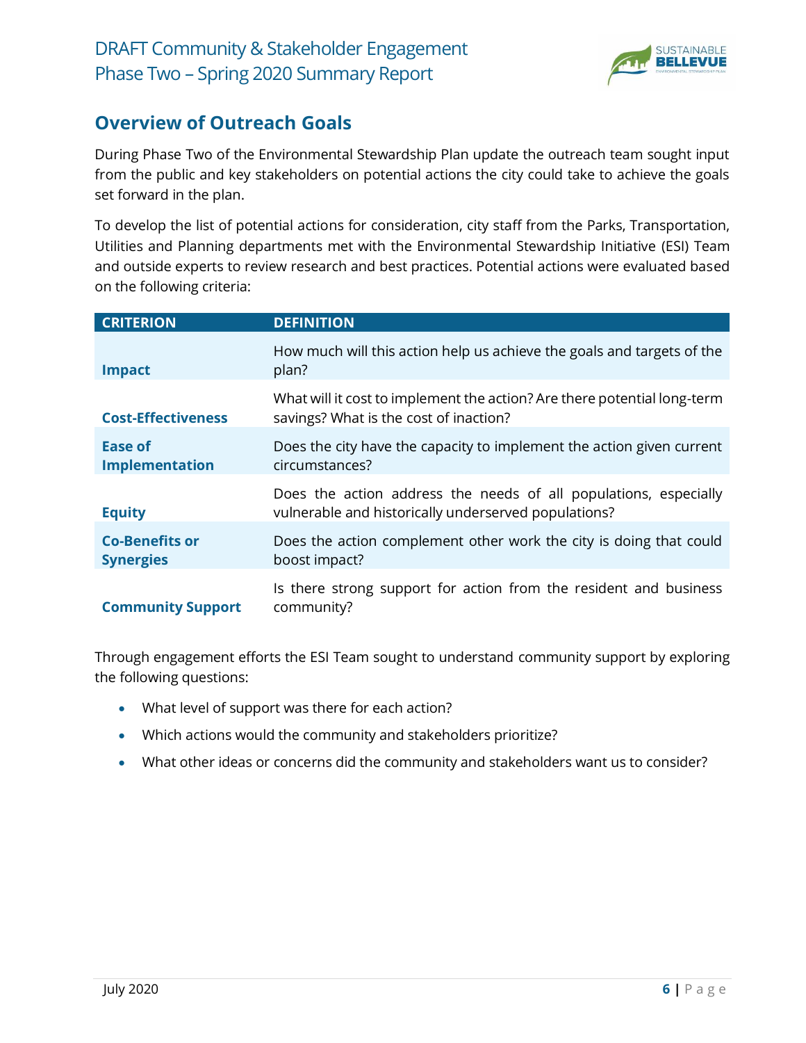## Overview of Outreach Goals

During Phase Two of the Environmental Stewardship Plan update the outreach team sought input from the public and key stakeholders on potential actions the city could take to achieve the goals set forward in the plan.

To develop the list of potential actions for consideration, city staff from the Parks, Transportation, Utilities and Planning departments met with the Environmental Stewardship Initiative (ESI) Team and outside experts to review research and best practices. Potential actions were evaluated based on the following criteria:

| CRITERION | DEFINITION |
|---|---|
| **Impact** | How much will this action help us achieve the goals and targets of the plan? |
| **Cost-Effectiveness** | What will it cost to implement the action? Are there potential long-term savings? What is the cost of inaction? |
| **Ease of Implementation** | Does the city have the capacity to implement the action given current circumstances? |
| **Equity** | Does the action address the needs of all populations, especially vulnerable and historically underserved populations? |
| **Co-Benefits or Synergies** | Does the action complement other work the city is doing that could boost impact? |
| **Community Support** | Is there strong support for action from the resident and business community? |

Through engagement efforts the ESI Team sought to understand community support by exploring the following questions:

- What level of support was there for each action?
- Which actions would the community and stakeholders prioritize?
- What other ideas or concerns did the community and stakeholders want us to consider?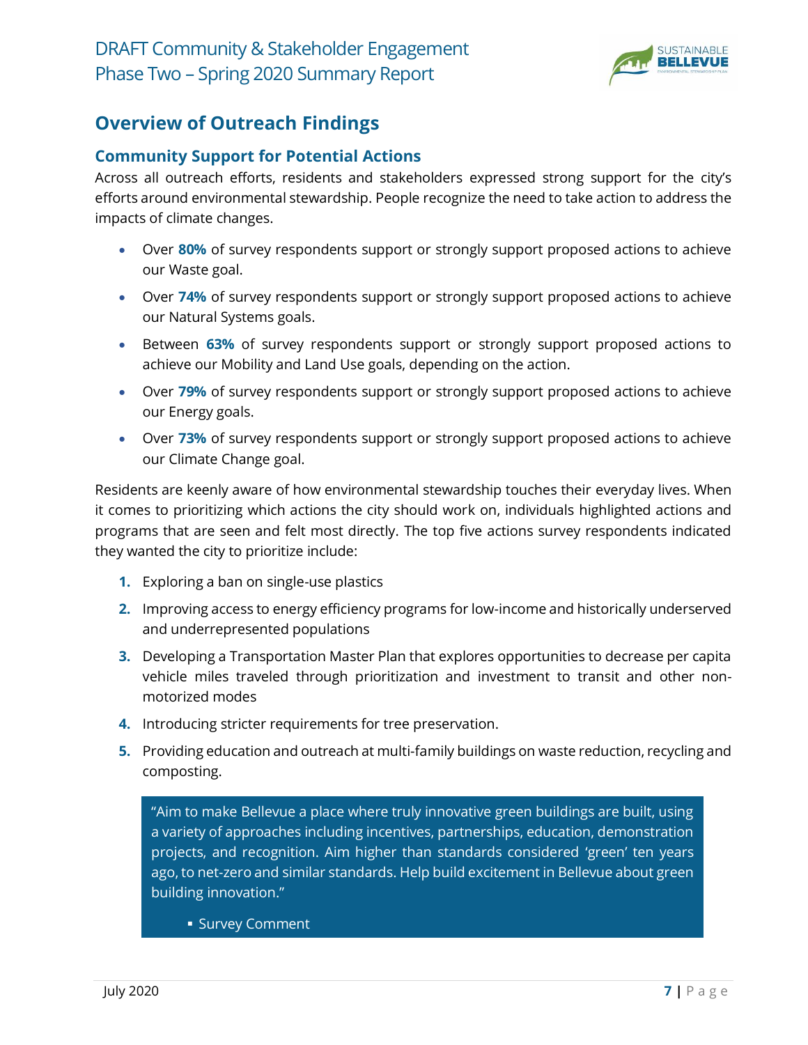## Overview of Outreach Findings

### Community Support for Potential Actions

Across all outreach efforts, residents and stakeholders expressed strong support for the city's efforts around environmental stewardship. People recognize the need to take action to address the impacts of climate changes.

- Over **80%** of survey respondents support or strongly support proposed actions to achieve our Waste goal.
- Over **74%** of survey respondents support or strongly support proposed actions to achieve our Natural Systems goals.
- Between **63%** of survey respondents support or strongly support proposed actions to achieve our Mobility and Land Use goals, depending on the action.
- Over **79%** of survey respondents support or strongly support proposed actions to achieve our Energy goals.
- Over **73%** of survey respondents support or strongly support proposed actions to achieve our Climate Change goal.

Residents are keenly aware of how environmental stewardship touches their everyday lives. When it comes to prioritizing which actions the city should work on, individuals highlighted actions and programs that are seen and felt most directly. The top five actions survey respondents indicated they wanted the city to prioritize include:

1. Exploring a ban on single-use plastics
2. Improving access to energy efficiency programs for low-income and historically underserved and underrepresented populations
3. Developing a Transportation Master Plan that explores opportunities to decrease per capita vehicle miles traveled through prioritization and investment to transit and other non-motorized modes
4. Introducing stricter requirements for tree preservation.
5. Providing education and outreach at multi-family buildings on waste reduction, recycling and composting.

> "Aim to make Bellevue a place where truly innovative green buildings are built, using a variety of approaches including incentives, partnerships, education, demonstration projects, and recognition. Aim higher than standards considered 'green' ten years ago, to net-zero and similar standards. Help build excitement in Bellevue about green building innovation."
>
> - Survey Comment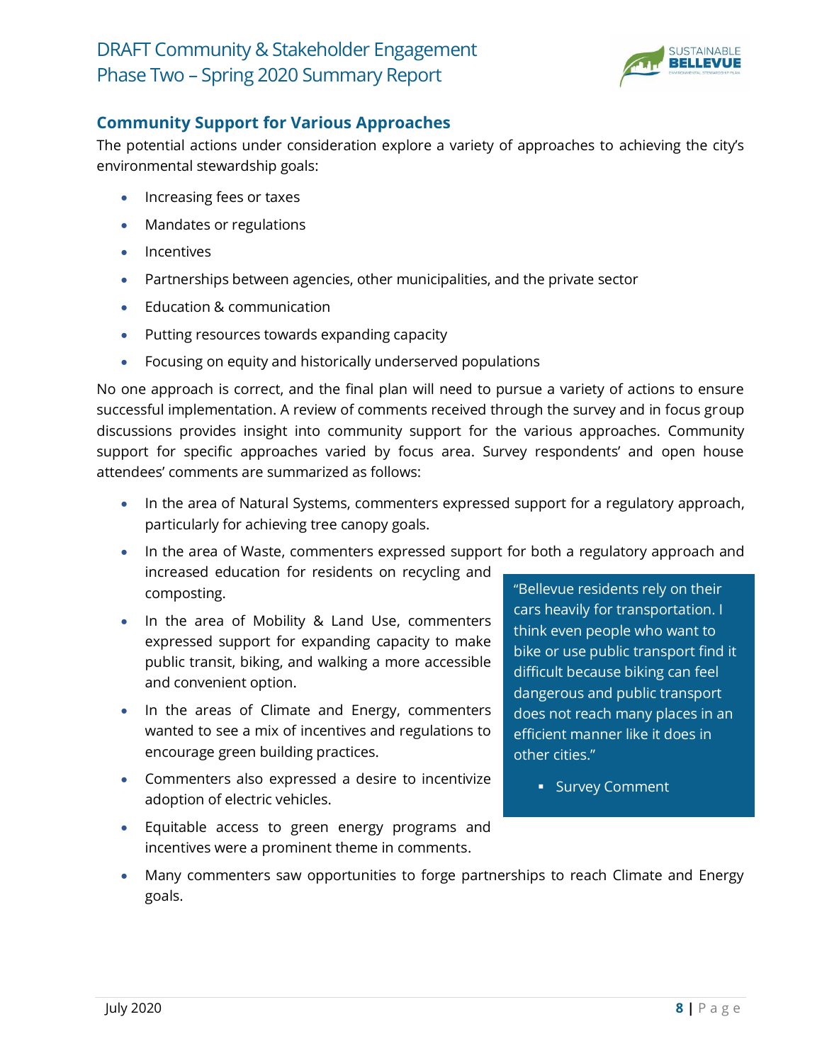## Community Support for Various Approaches

The potential actions under consideration explore a variety of approaches to achieving the city's environmental stewardship goals:

- Increasing fees or taxes
- Mandates or regulations
- Incentives
- Partnerships between agencies, other municipalities, and the private sector
- Education & communication
- Putting resources towards expanding capacity
- Focusing on equity and historically underserved populations

No one approach is correct, and the final plan will need to pursue a variety of actions to ensure successful implementation. A review of comments received through the survey and in focus group discussions provides insight into community support for the various approaches. Community support for specific approaches varied by focus area. Survey respondents' and open house attendees' comments are summarized as follows:

- In the area of Natural Systems, commenters expressed support for a regulatory approach, particularly for achieving tree canopy goals.
- In the area of Waste, commenters expressed support for both a regulatory approach and increased education for residents on recycling and composting.
- In the area of Mobility & Land Use, commenters expressed support for expanding capacity to make public transit, biking, and walking a more accessible and convenient option.
- In the areas of Climate and Energy, commenters wanted to see a mix of incentives and regulations to encourage green building practices.
- Commenters also expressed a desire to incentivize adoption of electric vehicles.
- Equitable access to green energy programs and incentives were a prominent theme in comments.
- Many commenters saw opportunities to forge partnerships to reach Climate and Energy goals.

> "Bellevue residents rely on their cars heavily for transportation. I think even people who want to bike or use public transport find it difficult because biking can feel dangerous and public transport does not reach many places in an efficient manner like it does in other cities."
>
> - Survey Comment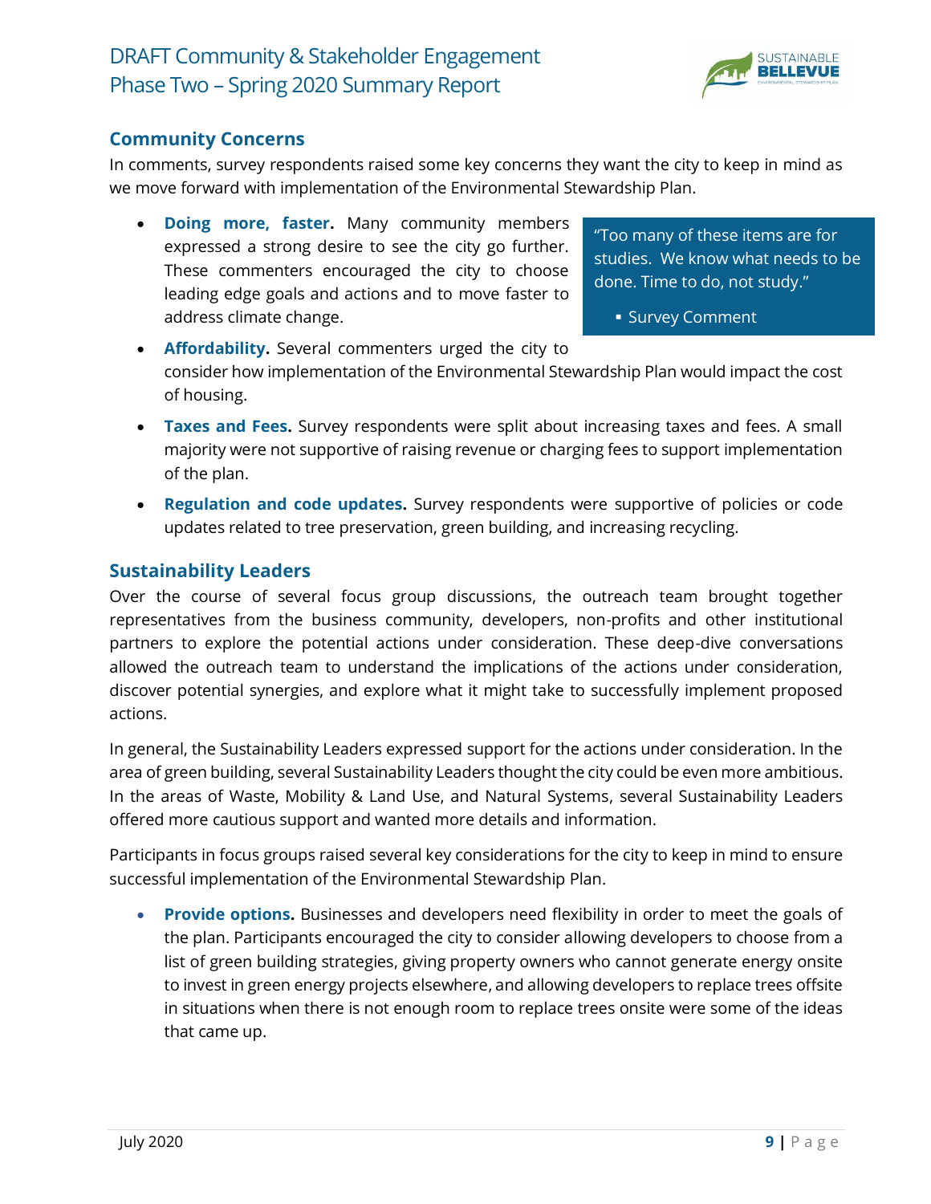## Community Concerns

In comments, survey respondents raised some key concerns they want the city to keep in mind as we move forward with implementation of the Environmental Stewardship Plan.

- **Doing more, faster.** Many community members expressed a strong desire to see the city go further. These commenters encouraged the city to choose leading edge goals and actions and to move faster to address climate change.

> "Too many of these items are for studies. We know what needs to be done. Time to do, not study."
>
> - Survey Comment

- **Affordability.** Several commenters urged the city to consider how implementation of the Environmental Stewardship Plan would impact the cost of housing.
- **Taxes and Fees.** Survey respondents were split about increasing taxes and fees. A small majority were not supportive of raising revenue or charging fees to support implementation of the plan.
- **Regulation and code updates.** Survey respondents were supportive of policies or code updates related to tree preservation, green building, and increasing recycling.

## Sustainability Leaders

Over the course of several focus group discussions, the outreach team brought together representatives from the business community, developers, non-profits and other institutional partners to explore the potential actions under consideration. These deep-dive conversations allowed the outreach team to understand the implications of the actions under consideration, discover potential synergies, and explore what it might take to successfully implement proposed actions.

In general, the Sustainability Leaders expressed support for the actions under consideration. In the area of green building, several Sustainability Leaders thought the city could be even more ambitious. In the areas of Waste, Mobility & Land Use, and Natural Systems, several Sustainability Leaders offered more cautious support and wanted more details and information.

Participants in focus groups raised several key considerations for the city to keep in mind to ensure successful implementation of the Environmental Stewardship Plan.

- **Provide options.** Businesses and developers need flexibility in order to meet the goals of the plan. Participants encouraged the city to consider allowing developers to choose from a list of green building strategies, giving property owners who cannot generate energy onsite to invest in green energy projects elsewhere, and allowing developers to replace trees offsite in situations when there is not enough room to replace trees onsite were some of the ideas that came up.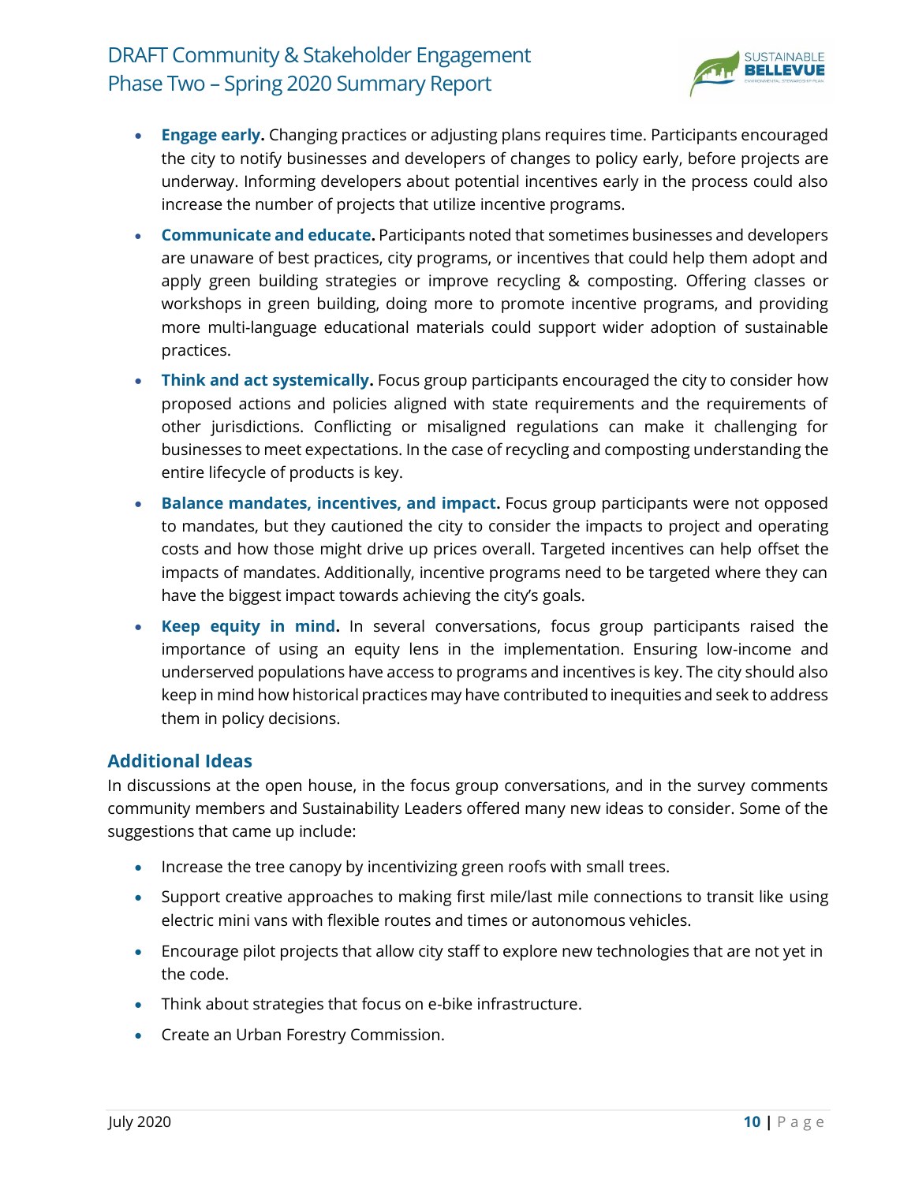- **Engage early.** Changing practices or adjusting plans requires time. Participants encouraged the city to notify businesses and developers of changes to policy early, before projects are underway. Informing developers about potential incentives early in the process could also increase the number of projects that utilize incentive programs.
- **Communicate and educate.** Participants noted that sometimes businesses and developers are unaware of best practices, city programs, or incentives that could help them adopt and apply green building strategies or improve recycling & composting. Offering classes or workshops in green building, doing more to promote incentive programs, and providing more multi-language educational materials could support wider adoption of sustainable practices.
- **Think and act systemically.** Focus group participants encouraged the city to consider how proposed actions and policies aligned with state requirements and the requirements of other jurisdictions. Conflicting or misaligned regulations can make it challenging for businesses to meet expectations. In the case of recycling and composting understanding the entire lifecycle of products is key.
- **Balance mandates, incentives, and impact.** Focus group participants were not opposed to mandates, but they cautioned the city to consider the impacts to project and operating costs and how those might drive up prices overall. Targeted incentives can help offset the impacts of mandates. Additionally, incentive programs need to be targeted where they can have the biggest impact towards achieving the city's goals.
- **Keep equity in mind.** In several conversations, focus group participants raised the importance of using an equity lens in the implementation. Ensuring low-income and underserved populations have access to programs and incentives is key. The city should also keep in mind how historical practices may have contributed to inequities and seek to address them in policy decisions.

## Additional Ideas

In discussions at the open house, in the focus group conversations, and in the survey comments community members and Sustainability Leaders offered many new ideas to consider. Some of the suggestions that came up include:

- Increase the tree canopy by incentivizing green roofs with small trees.
- Support creative approaches to making first mile/last mile connections to transit like using electric mini vans with flexible routes and times or autonomous vehicles.
- Encourage pilot projects that allow city staff to explore new technologies that are not yet in the code.
- Think about strategies that focus on e-bike infrastructure.
- Create an Urban Forestry Commission.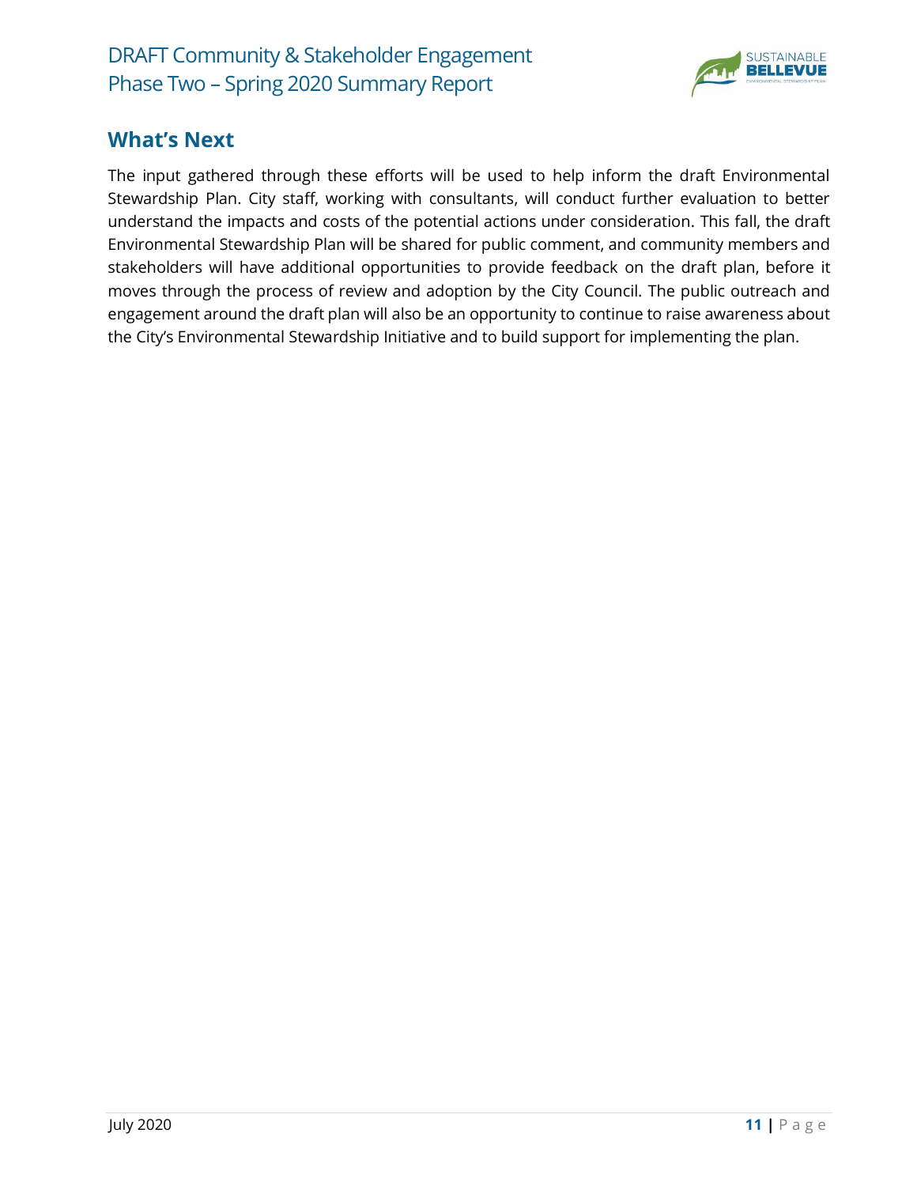## What's Next

The input gathered through these efforts will be used to help inform the draft Environmental Stewardship Plan. City staff, working with consultants, will conduct further evaluation to better understand the impacts and costs of the potential actions under consideration. This fall, the draft Environmental Stewardship Plan will be shared for public comment, and community members and stakeholders will have additional opportunities to provide feedback on the draft plan, before it moves through the process of review and adoption by the City Council. The public outreach and engagement around the draft plan will also be an opportunity to continue to raise awareness about the City's Environmental Stewardship Initiative and to build support for implementing the plan.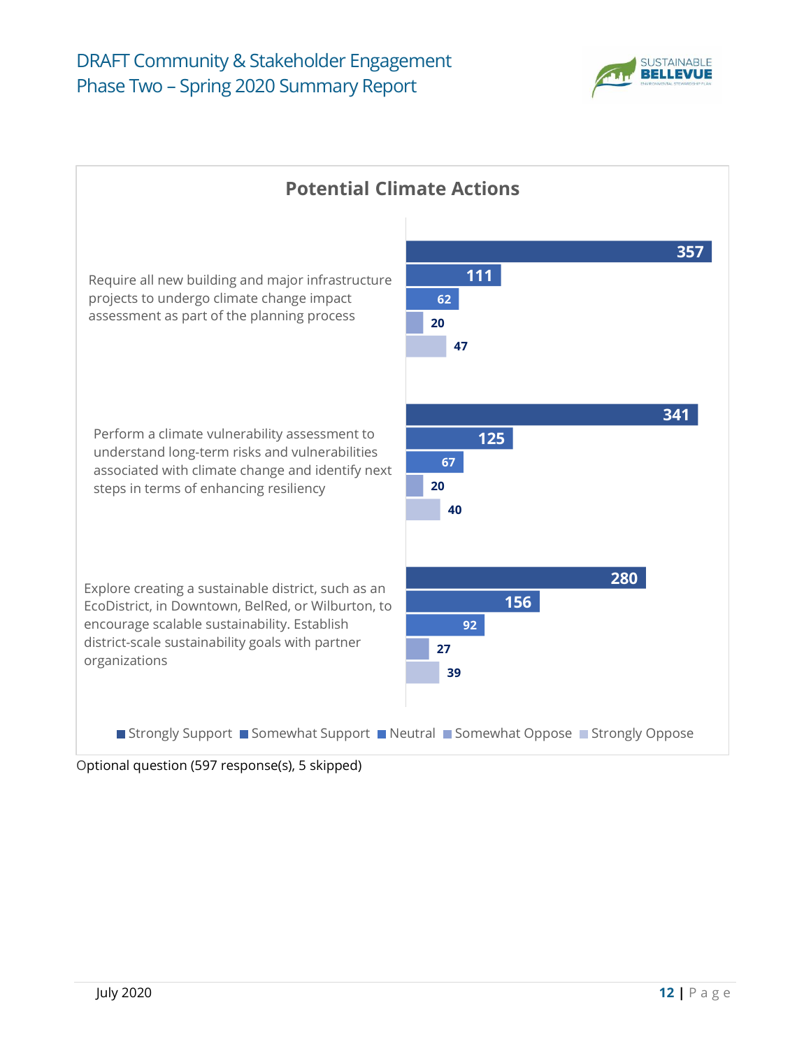## Potential Climate Actions

| Action | Strongly Support | Somewhat Support | Neutral | Somewhat Oppose | Strongly Oppose |
| --- | --- | --- | --- | --- | --- |
| Require all new building and major infrastructure projects to undergo climate change impact assessment as part of the planning process | 357 | 111 | 62 | 20 | 47 |
| Perform a climate vulnerability assessment to understand long-term risks and vulnerabilities associated with climate change and identify next steps in terms of enhancing resiliency | 341 | 125 | 67 | 20 | 40 |
| Explore creating a sustainable district, such as an EcoDistrict, in Downtown, BelRed, or Wilburton, to encourage scalable sustainability. Establish district-scale sustainability goals with partner organizations | 280 | 156 | 92 | 27 | 39 |

Optional question (597 response(s), 5 skipped)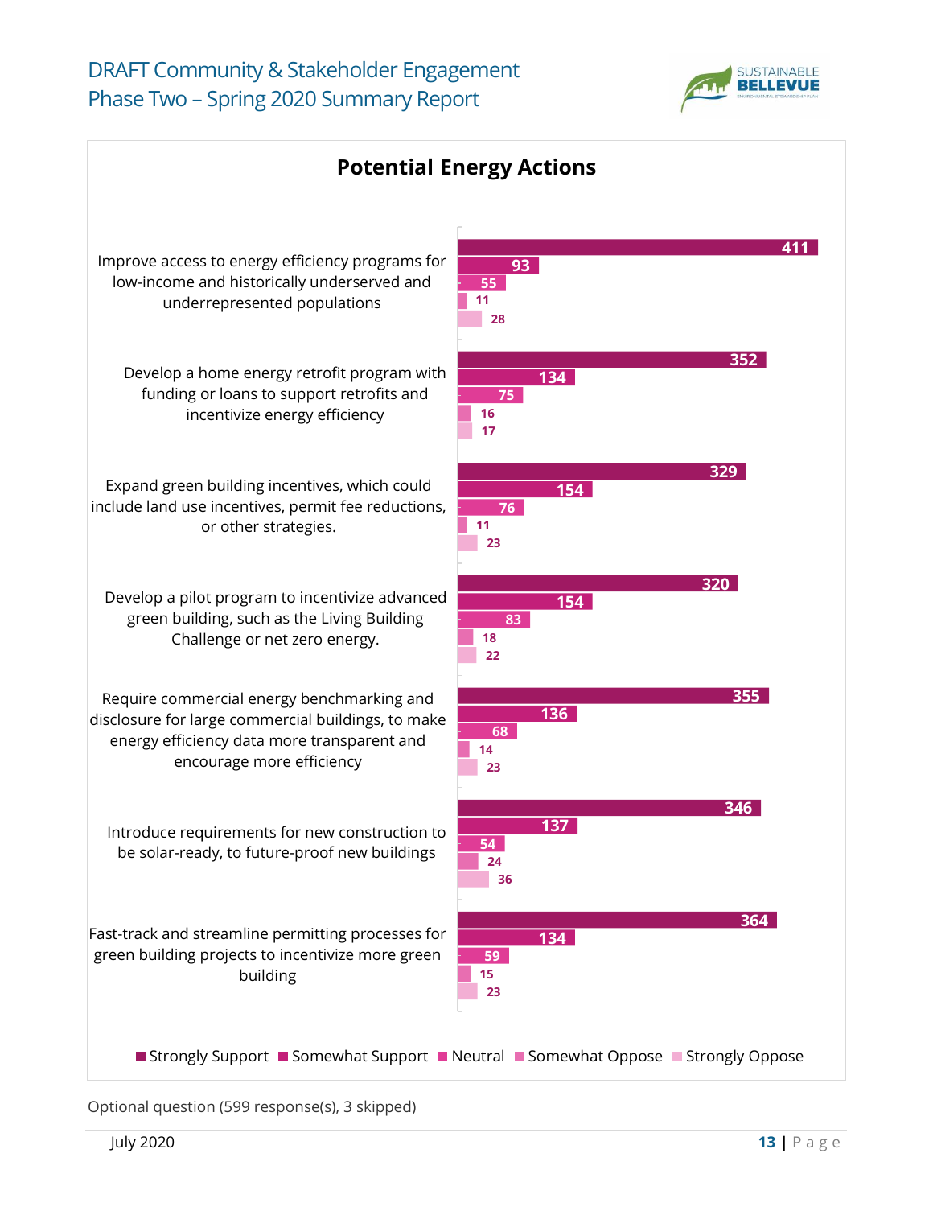## Potential Energy Actions

| Action | Strongly Support | Somewhat Support | Neutral | Somewhat Oppose | Strongly Oppose |
|---|---|---|---|---|---|
| Improve access to energy efficiency programs for low-income and historically underserved and underrepresented populations | 411 | 93 | 55 | 11 | 28 |
| Develop a home energy retrofit program with funding or loans to support retrofits and incentivize energy efficiency | 352 | 134 | 75 | 16 | 17 |
| Expand green building incentives, which could include land use incentives, permit fee reductions, or other strategies. | 329 | 154 | 76 | 11 | 23 |
| Develop a pilot program to incentivize advanced green building, such as the Living Building Challenge or net zero energy. | 320 | 154 | 83 | 18 | 22 |
| Require commercial energy benchmarking and disclosure for large commercial buildings, to make energy efficiency data more transparent and encourage more efficiency | 355 | 136 | 68 | 14 | 23 |
| Introduce requirements for new construction to be solar-ready, to future-proof new buildings | 346 | 137 | 54 | 24 | 36 |
| Fast-track and streamline permitting processes for green building projects to incentivize more green building | 364 | 134 | 59 | 15 | 23 |

Optional question (599 response(s), 3 skipped)

July 2020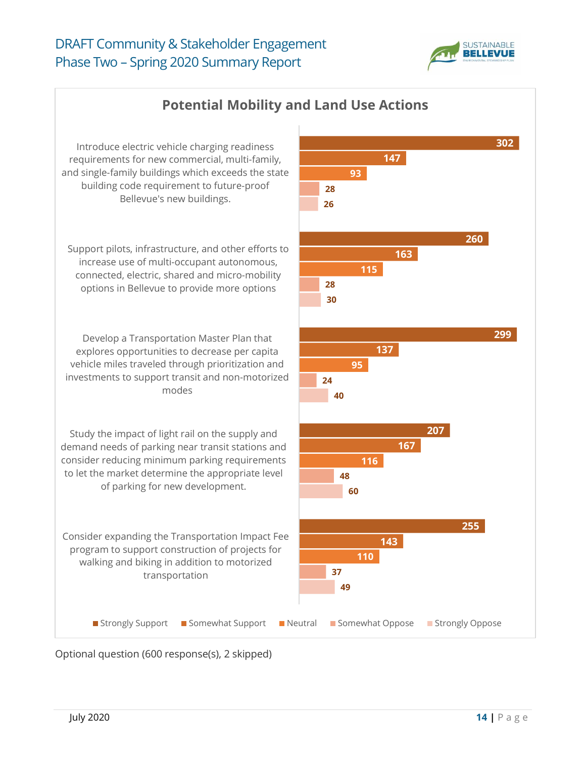## Potential Mobility and Land Use Actions

| Action | Strongly Support | Somewhat Support | Neutral | Somewhat Oppose | Strongly Oppose |
|---|---|---|---|---|---|
| Introduce electric vehicle charging readiness requirements for new commercial, multi-family, and single-family buildings which exceeds the state building code requirement to future-proof Bellevue's new buildings. | 302 | 147 | 93 | 28 | 26 |
| Support pilots, infrastructure, and other efforts to increase use of multi-occupant autonomous, connected, electric, shared and micro-mobility options in Bellevue to provide more options | 260 | 163 | 115 | 28 | 30 |
| Develop a Transportation Master Plan that explores opportunities to decrease per capita vehicle miles traveled through prioritization and investments to support transit and non-motorized modes | 299 | 137 | 95 | 24 | 40 |
| Study the impact of light rail on the supply and demand needs of parking near transit stations and consider reducing minimum parking requirements to let the market determine the appropriate level of parking for new development. | 207 | 167 | 116 | 48 | 60 |
| Consider expanding the Transportation Impact Fee program to support construction of projects for walking and biking in addition to motorized transportation | 255 | 143 | 110 | 37 | 49 |

Optional question (600 response(s), 2 skipped)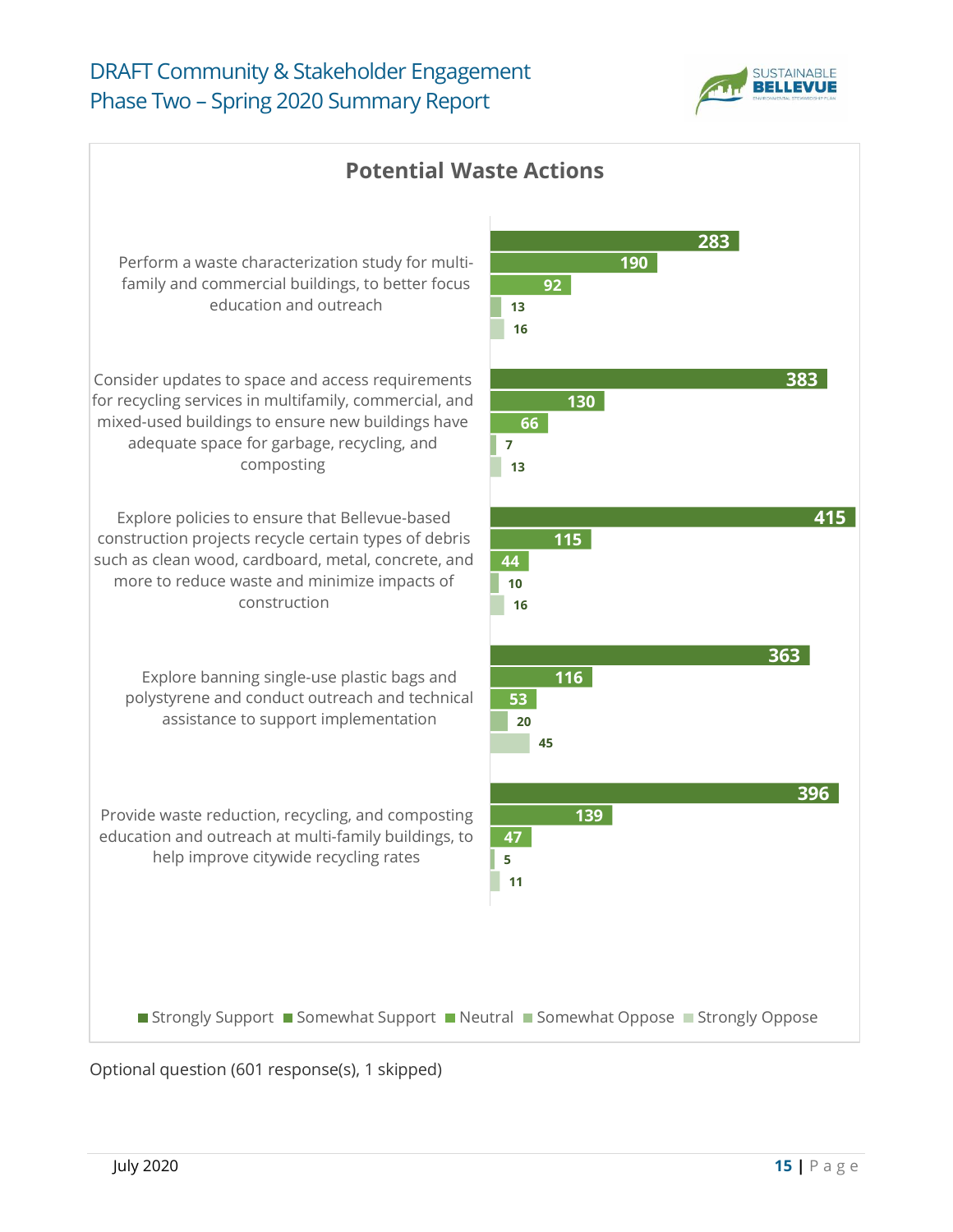## Potential Waste Actions

| Action | Strongly Support | Somewhat Support | Neutral | Somewhat Oppose | Strongly Oppose |
|---|---|---|---|---|---|
| Perform a waste characterization study for multi-family and commercial buildings, to better focus education and outreach | 283 | 190 | 92 | 13 | 16 |
| Consider updates to space and access requirements for recycling services in multifamily, commercial, and mixed-used buildings to ensure new buildings have adequate space for garbage, recycling, and composting | 383 | 130 | 66 | 7 | 13 |
| Explore policies to ensure that Bellevue-based construction projects recycle certain types of debris such as clean wood, cardboard, metal, concrete, and more to reduce waste and minimize impacts of construction | 415 | 115 | 44 | 10 | 16 |
| Explore banning single-use plastic bags and polystyrene and conduct outreach and technical assistance to support implementation | 363 | 116 | 53 | 20 | 45 |
| Provide waste reduction, recycling, and composting education and outreach at multi-family buildings, to help improve citywide recycling rates | 396 | 139 | 47 | 5 | 11 |

Optional question (601 response(s), 1 skipped)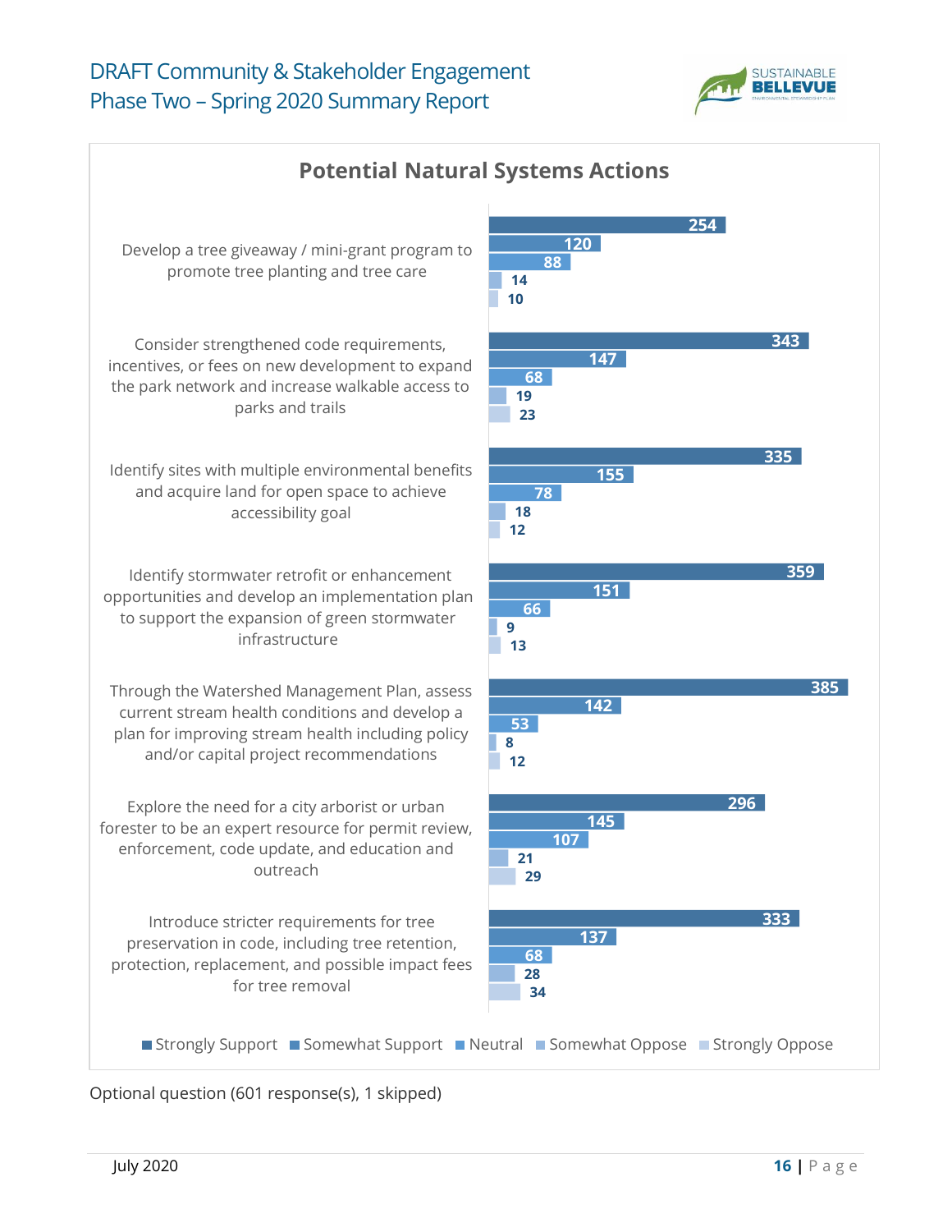## Potential Natural Systems Actions

| Action | Strongly Support | Somewhat Support | Neutral | Somewhat Oppose | Strongly Oppose |
|---|---|---|---|---|---|
| Develop a tree giveaway / mini-grant program to promote tree planting and tree care | 254 | 120 | 88 | 14 | 10 |
| Consider strengthened code requirements, incentives, or fees on new development to expand the park network and increase walkable access to parks and trails | 343 | 147 | 68 | 19 | 23 |
| Identify sites with multiple environmental benefits and acquire land for open space to achieve accessibility goal | 335 | 155 | 78 | 18 | 12 |
| Identify stormwater retrofit or enhancement opportunities and develop an implementation plan to support the expansion of green stormwater infrastructure | 359 | 151 | 66 | 9 | 13 |
| Through the Watershed Management Plan, assess current stream health conditions and develop a plan for improving stream health including policy and/or capital project recommendations | 385 | 142 | 53 | 8 | 12 |
| Explore the need for a city arborist or urban forester to be an expert resource for permit review, enforcement, code update, and education and outreach | 296 | 145 | 107 | 21 | 29 |
| Introduce stricter requirements for tree preservation in code, including tree retention, protection, replacement, and possible impact fees for tree removal | 333 | 137 | 68 | 28 | 34 |

Optional question (601 response(s), 1 skipped)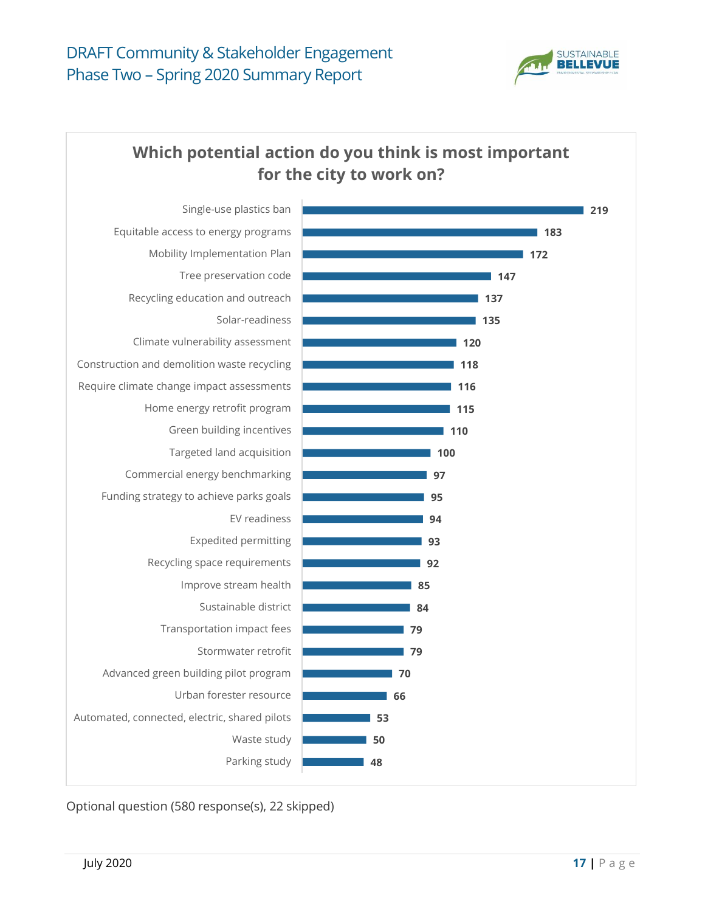## Which potential action do you think is most important for the city to work on?

| Action | Responses |
|---|---|
| Single-use plastics ban | 219 |
| Equitable access to energy programs | 183 |
| Mobility Implementation Plan | 172 |
| Tree preservation code | 147 |
| Recycling education and outreach | 137 |
| Solar-readiness | 135 |
| Climate vulnerability assessment | 120 |
| Construction and demolition waste recycling | 118 |
| Require climate change impact assessments | 116 |
| Home energy retrofit program | 115 |
| Green building incentives | 110 |
| Targeted land acquisition | 100 |
| Commercial energy benchmarking | 97 |
| Funding strategy to achieve parks goals | 95 |
| EV readiness | 94 |
| Expedited permitting | 93 |
| Recycling space requirements | 92 |
| Improve stream health | 85 |
| Sustainable district | 84 |
| Transportation impact fees | 79 |
| Stormwater retrofit | 79 |
| Advanced green building pilot program | 70 |
| Urban forester resource | 66 |
| Automated, connected, electric, shared pilots | 53 |
| Waste study | 50 |
| Parking study | 48 |

Optional question (580 response(s), 22 skipped)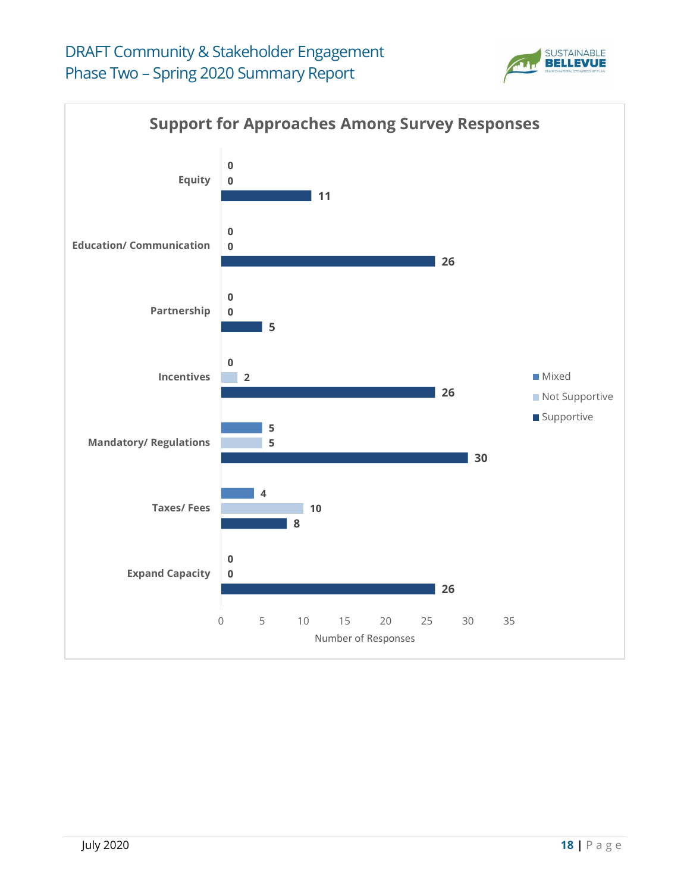## Support for Approaches Among Survey Responses

| Approach | Mixed | Not Supportive | Supportive |
|---|---|---|---|
| Equity | 0 | 0 | 11 |
| Education/ Communication | 0 | 0 | 26 |
| Partnership | 0 | 0 | 5 |
| Incentives | 0 | 2 | 26 |
| Mandatory/ Regulations | 5 | 5 | 30 |
| Taxes/ Fees | 4 | 10 | 8 |
| Expand Capacity | 0 | 0 | 26 |

Number of Responses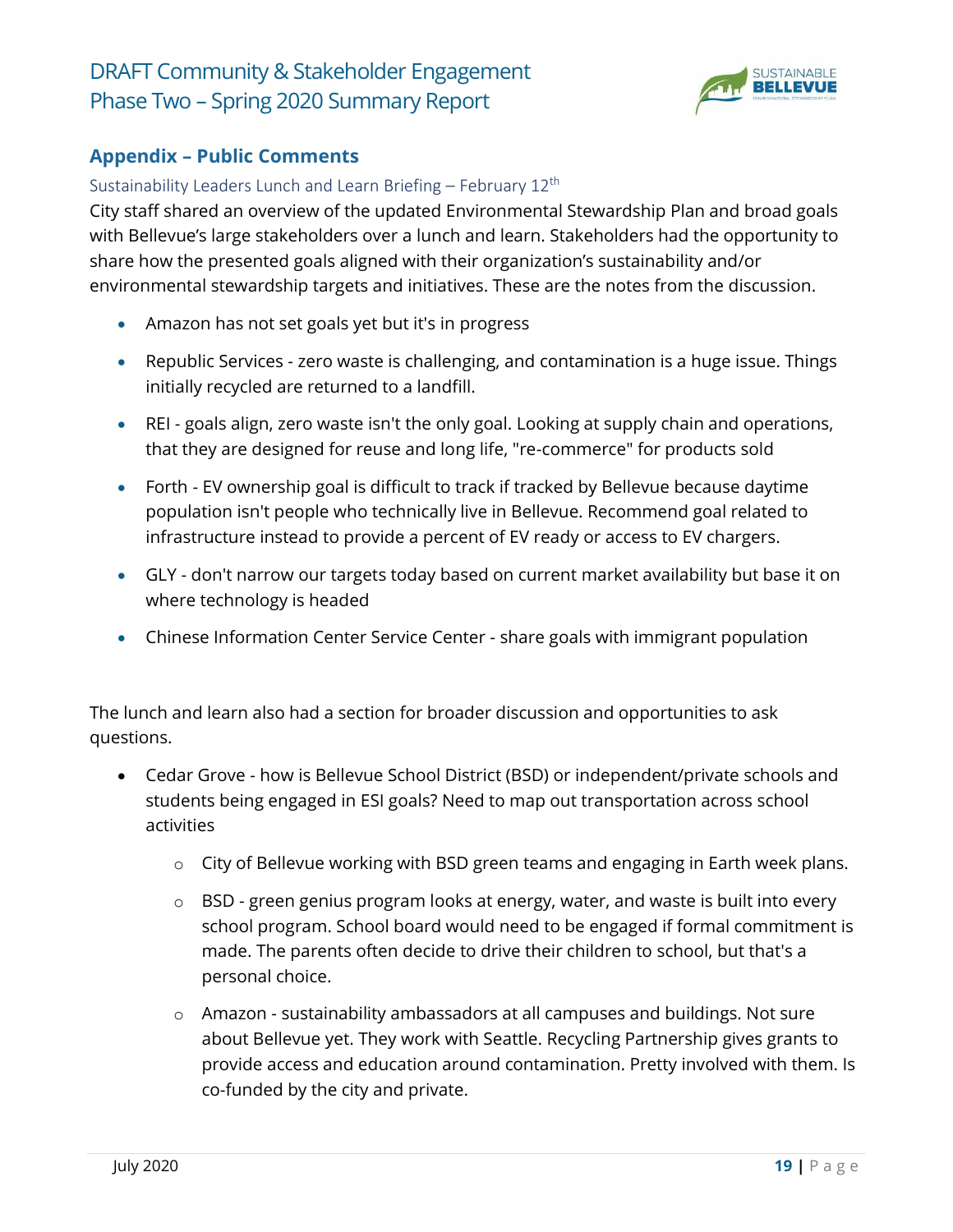## Appendix – Public Comments

### Sustainability Leaders Lunch and Learn Briefing – February 12th

City staff shared an overview of the updated Environmental Stewardship Plan and broad goals with Bellevue's large stakeholders over a lunch and learn. Stakeholders had the opportunity to share how the presented goals aligned with their organization's sustainability and/or environmental stewardship targets and initiatives. These are the notes from the discussion.

- Amazon has not set goals yet but it's in progress
- Republic Services - zero waste is challenging, and contamination is a huge issue. Things initially recycled are returned to a landfill.
- REI - goals align, zero waste isn't the only goal. Looking at supply chain and operations, that they are designed for reuse and long life, "re-commerce" for products sold
- Forth - EV ownership goal is difficult to track if tracked by Bellevue because daytime population isn't people who technically live in Bellevue. Recommend goal related to infrastructure instead to provide a percent of EV ready or access to EV chargers.
- GLY - don't narrow our targets today based on current market availability but base it on where technology is headed
- Chinese Information Center Service Center - share goals with immigrant population

The lunch and learn also had a section for broader discussion and opportunities to ask questions.

- Cedar Grove - how is Bellevue School District (BSD) or independent/private schools and students being engaged in ESI goals? Need to map out transportation across school activities
  - City of Bellevue working with BSD green teams and engaging in Earth week plans.
  - BSD - green genius program looks at energy, water, and waste is built into every school program. School board would need to be engaged if formal commitment is made. The parents often decide to drive their children to school, but that's a personal choice.
  - Amazon - sustainability ambassadors at all campuses and buildings. Not sure about Bellevue yet. They work with Seattle. Recycling Partnership gives grants to provide access and education around contamination. Pretty involved with them. Is co-funded by the city and private.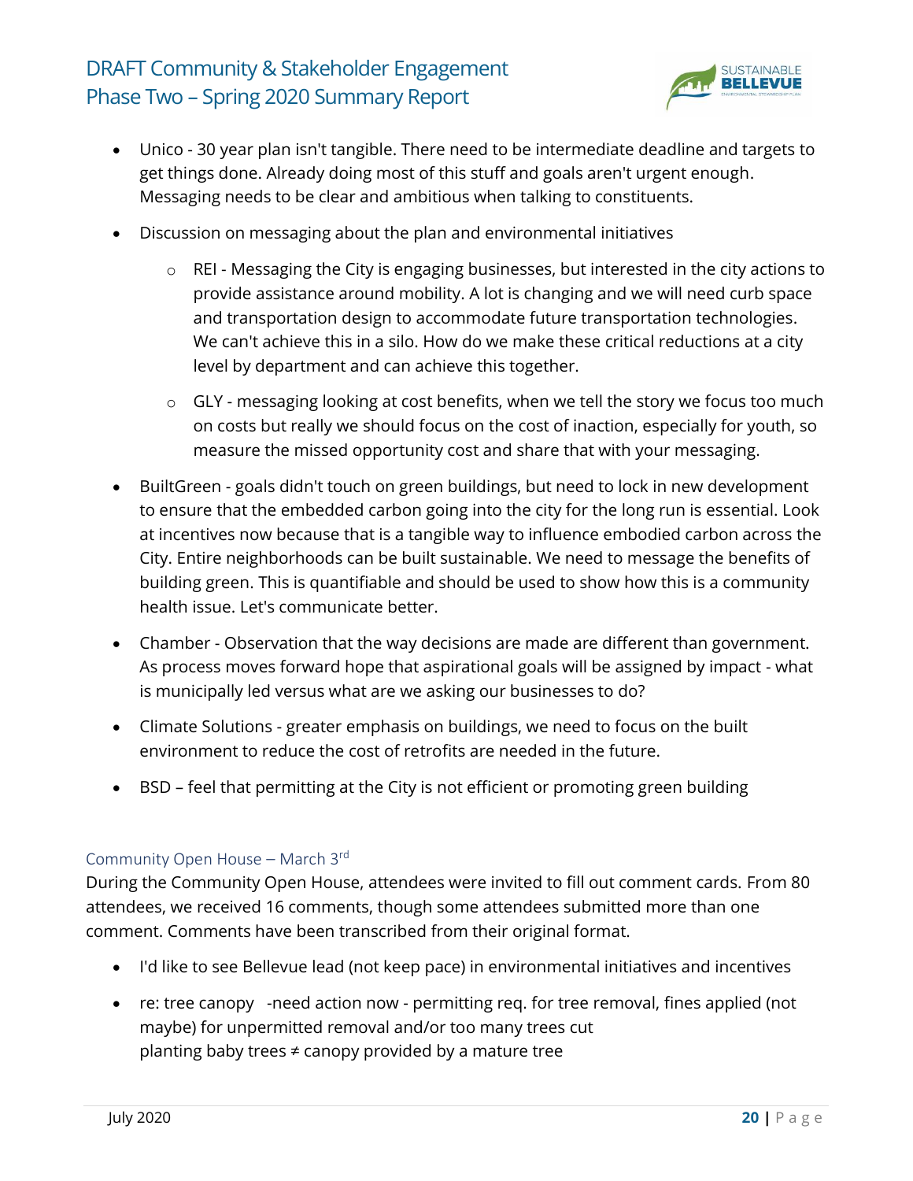- Unico - 30 year plan isn't tangible. There need to be intermediate deadline and targets to get things done. Already doing most of this stuff and goals aren't urgent enough. Messaging needs to be clear and ambitious when talking to constituents.
- Discussion on messaging about the plan and environmental initiatives
    - REI - Messaging the City is engaging businesses, but interested in the city actions to provide assistance around mobility. A lot is changing and we will need curb space and transportation design to accommodate future transportation technologies. We can't achieve this in a silo. How do we make these critical reductions at a city level by department and can achieve this together.
    - GLY - messaging looking at cost benefits, when we tell the story we focus too much on costs but really we should focus on the cost of inaction, especially for youth, so measure the missed opportunity cost and share that with your messaging.
- BuiltGreen - goals didn't touch on green buildings, but need to lock in new development to ensure that the embedded carbon going into the city for the long run is essential. Look at incentives now because that is a tangible way to influence embodied carbon across the City. Entire neighborhoods can be built sustainable. We need to message the benefits of building green. This is quantifiable and should be used to show how this is a community health issue. Let's communicate better.
- Chamber - Observation that the way decisions are made are different than government. As process moves forward hope that aspirational goals will be assigned by impact - what is municipally led versus what are we asking our businesses to do?
- Climate Solutions - greater emphasis on buildings, we need to focus on the built environment to reduce the cost of retrofits are needed in the future.
- BSD – feel that permitting at the City is not efficient or promoting green building

### Community Open House – March 3rd

During the Community Open House, attendees were invited to fill out comment cards. From 80 attendees, we received 16 comments, though some attendees submitted more than one comment. Comments have been transcribed from their original format.

- I'd like to see Bellevue lead (not keep pace) in environmental initiatives and incentives
- re: tree canopy -need action now - permitting req. for tree removal, fines applied (not maybe) for unpermitted removal and/or too many trees cut
  planting baby trees ≠ canopy provided by a mature tree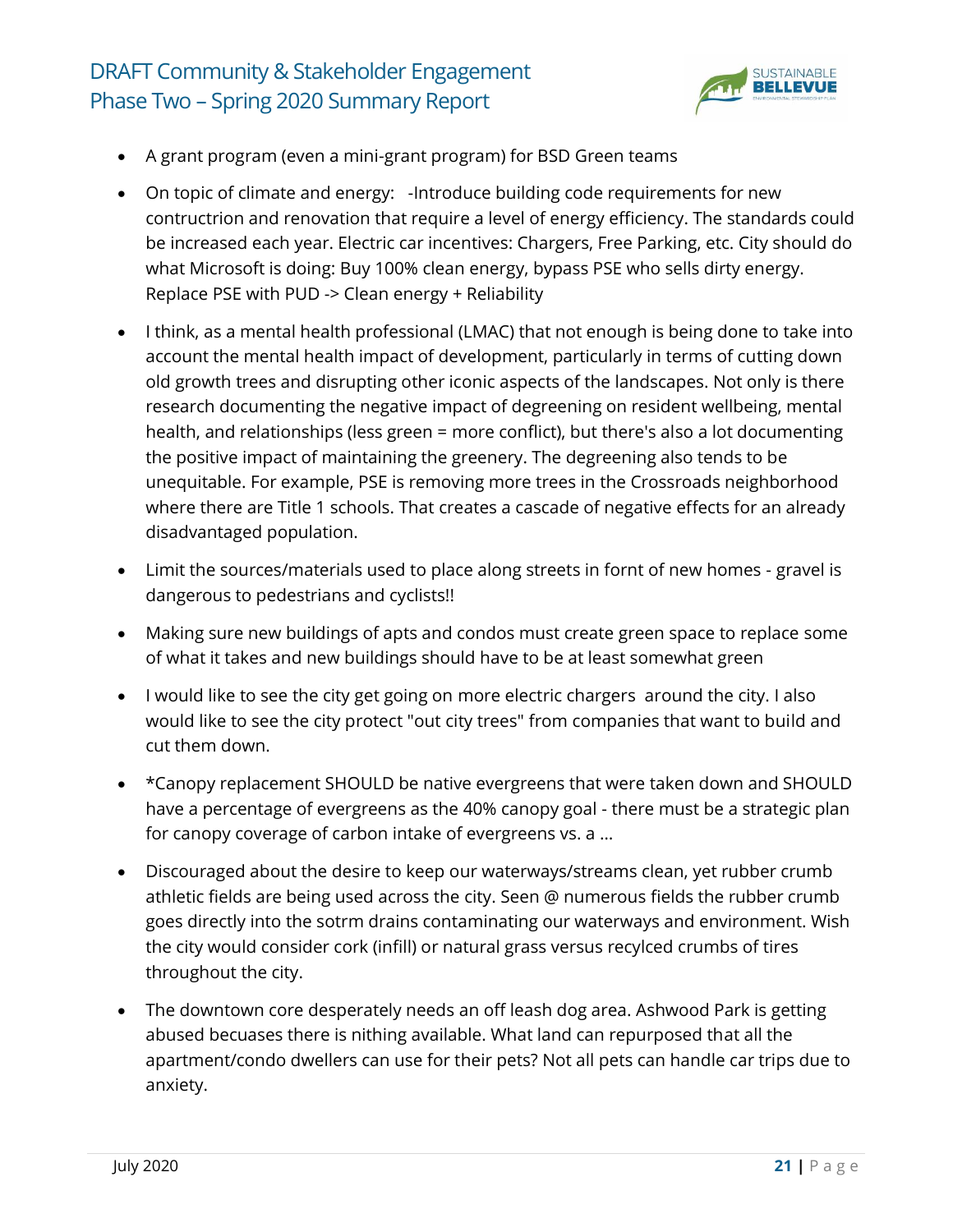- A grant program (even a mini-grant program) for BSD Green teams
- On topic of climate and energy:   -Introduce building code requirements for new contructrion and renovation that require a level of energy efficiency. The standards could be increased each year. Electric car incentives: Chargers, Free Parking, etc. City should do what Microsoft is doing: Buy 100% clean energy, bypass PSE who sells dirty energy. Replace PSE with PUD -> Clean energy + Reliability
- I think, as a mental health professional (LMAC) that not enough is being done to take into account the mental health impact of development, particularly in terms of cutting down old growth trees and disrupting other iconic aspects of the landscapes. Not only is there research documenting the negative impact of degreening on resident wellbeing, mental health, and relationships (less green = more conflict), but there's also a lot documenting the positive impact of maintaining the greenery. The degreening also tends to be unequitable. For example, PSE is removing more trees in the Crossroads neighborhood where there are Title 1 schools. That creates a cascade of negative effects for an already disadvantaged population.
- Limit the sources/materials used to place along streets in fornt of new homes - gravel is dangerous to pedestrians and cyclists!!
- Making sure new buildings of apts and condos must create green space to replace some of what it takes and new buildings should have to be at least somewhat green
- I would like to see the city get going on more electric chargers  around the city. I also would like to see the city protect "out city trees" from companies that want to build and cut them down.
- *Canopy replacement SHOULD be native evergreens that were taken down and SHOULD have a percentage of evergreens as the 40% canopy goal - there must be a strategic plan for canopy coverage of carbon intake of evergreens vs. a ...
- Discouraged about the desire to keep our waterways/streams clean, yet rubber crumb athletic fields are being used across the city. Seen @ numerous fields the rubber crumb goes directly into the sotrm drains contaminating our waterways and environment. Wish the city would consider cork (infill) or natural grass versus recylced crumbs of tires throughout the city.
- The downtown core desperately needs an off leash dog area. Ashwood Park is getting abused becuases there is nithing available. What land can repurposed that all the apartment/condo dwellers can use for their pets? Not all pets can handle car trips due to anxiety.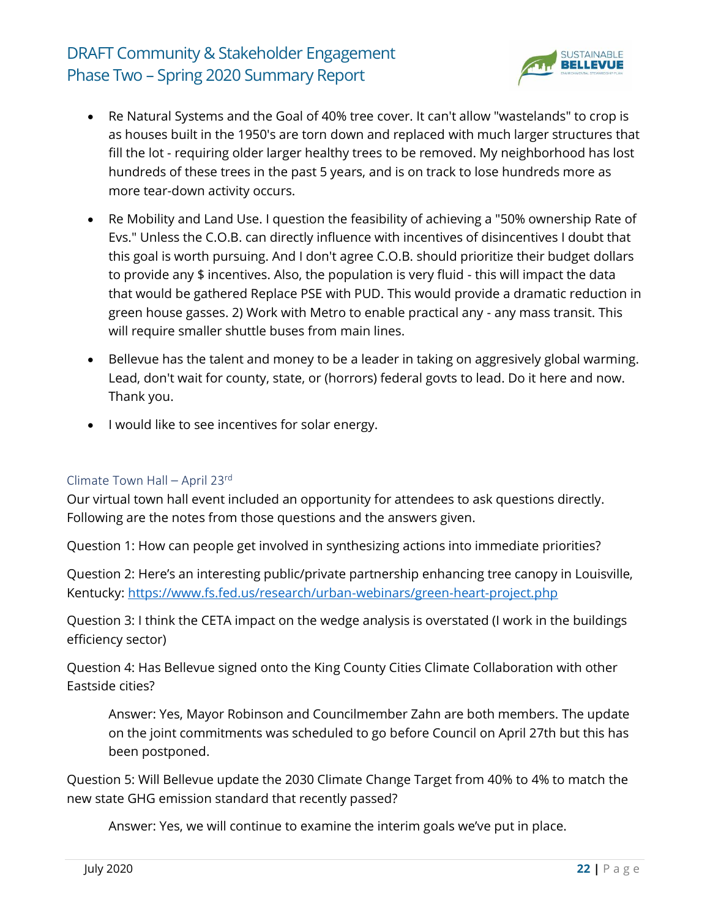- Re Natural Systems and the Goal of 40% tree cover. It can't allow "wastelands" to crop is as houses built in the 1950's are torn down and replaced with much larger structures that fill the lot - requiring older larger healthy trees to be removed. My neighborhood has lost hundreds of these trees in the past 5 years, and is on track to lose hundreds more as more tear-down activity occurs.
- Re Mobility and Land Use. I question the feasibility of achieving a "50% ownership Rate of Evs." Unless the C.O.B. can directly influence with incentives of disincentives I doubt that this goal is worth pursuing. And I don't agree C.O.B. should prioritize their budget dollars to provide any $ incentives. Also, the population is very fluid - this will impact the data that would be gathered Replace PSE with PUD. This would provide a dramatic reduction in green house gasses. 2) Work with Metro to enable practical any - any mass transit. This will require smaller shuttle buses from main lines.
- Bellevue has the talent and money to be a leader in taking on aggresively global warming. Lead, don't wait for county, state, or (horrors) federal govts to lead. Do it here and now. Thank you.
- I would like to see incentives for solar energy.

### Climate Town Hall – April 23rd

Our virtual town hall event included an opportunity for attendees to ask questions directly. Following are the notes from those questions and the answers given.

Question 1: How can people get involved in synthesizing actions into immediate priorities?

Question 2: Here's an interesting public/private partnership enhancing tree canopy in Louisville, Kentucky: https://www.fs.fed.us/research/urban-webinars/green-heart-project.php

Question 3: I think the CETA impact on the wedge analysis is overstated (I work in the buildings efficiency sector)

Question 4: Has Bellevue signed onto the King County Cities Climate Collaboration with other Eastside cities?

> Answer: Yes, Mayor Robinson and Councilmember Zahn are both members. The update on the joint commitments was scheduled to go before Council on April 27th but this has been postponed.

Question 5: Will Bellevue update the 2030 Climate Change Target from 40% to 4% to match the new state GHG emission standard that recently passed?

> Answer: Yes, we will continue to examine the interim goals we've put in place.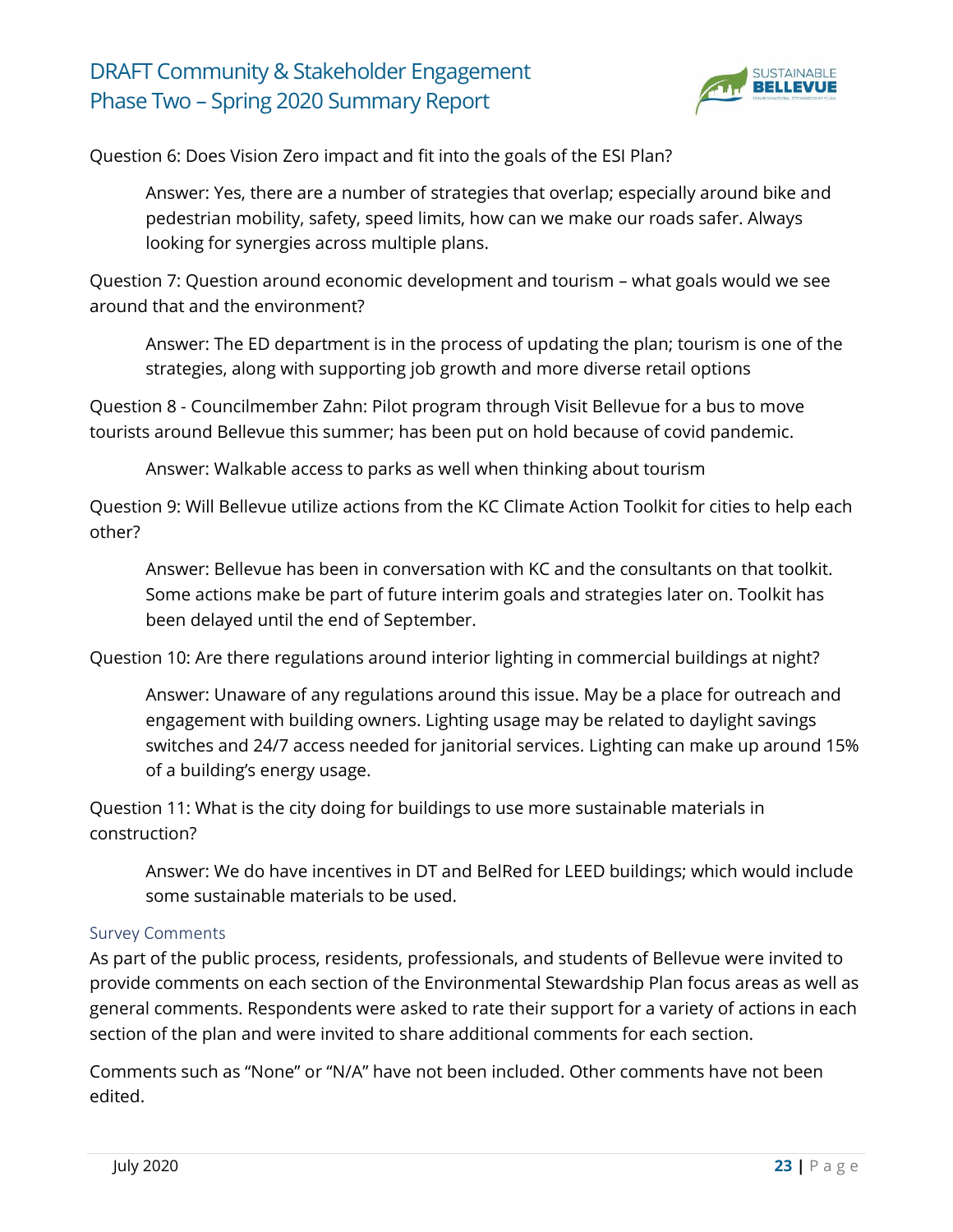Question 6: Does Vision Zero impact and fit into the goals of the ESI Plan?

> Answer: Yes, there are a number of strategies that overlap; especially around bike and pedestrian mobility, safety, speed limits, how can we make our roads safer. Always looking for synergies across multiple plans.

Question 7: Question around economic development and tourism – what goals would we see around that and the environment?

> Answer: The ED department is in the process of updating the plan; tourism is one of the strategies, along with supporting job growth and more diverse retail options

Question 8 - Councilmember Zahn: Pilot program through Visit Bellevue for a bus to move tourists around Bellevue this summer; has been put on hold because of covid pandemic.

> Answer: Walkable access to parks as well when thinking about tourism

Question 9: Will Bellevue utilize actions from the KC Climate Action Toolkit for cities to help each other?

> Answer: Bellevue has been in conversation with KC and the consultants on that toolkit. Some actions make be part of future interim goals and strategies later on. Toolkit has been delayed until the end of September.

Question 10: Are there regulations around interior lighting in commercial buildings at night?

> Answer: Unaware of any regulations around this issue. May be a place for outreach and engagement with building owners. Lighting usage may be related to daylight savings switches and 24/7 access needed for janitorial services. Lighting can make up around 15% of a building's energy usage.

Question 11: What is the city doing for buildings to use more sustainable materials in construction?

> Answer: We do have incentives in DT and BelRed for LEED buildings; which would include some sustainable materials to be used.

### Survey Comments

As part of the public process, residents, professionals, and students of Bellevue were invited to provide comments on each section of the Environmental Stewardship Plan focus areas as well as general comments. Respondents were asked to rate their support for a variety of actions in each section of the plan and were invited to share additional comments for each section.

Comments such as "None" or "N/A" have not been included. Other comments have not been edited.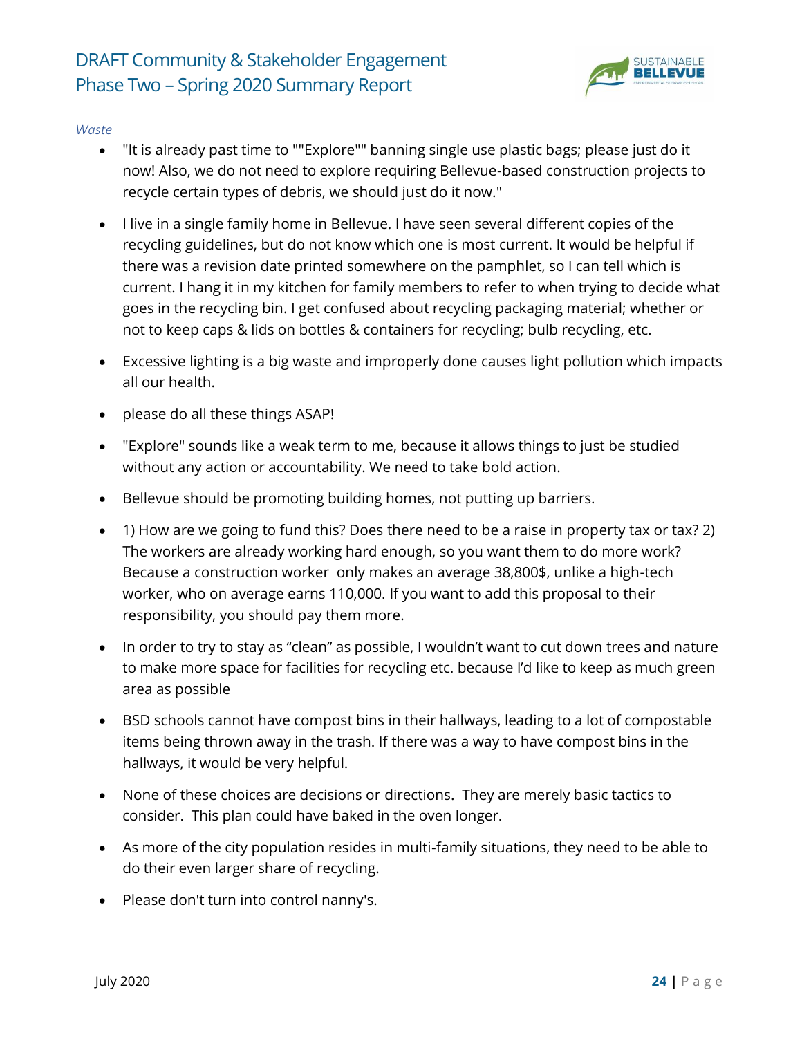*Waste*

- "It is already past time to ""Explore"" banning single use plastic bags; please just do it now! Also, we do not need to explore requiring Bellevue-based construction projects to recycle certain types of debris, we should just do it now."
- I live in a single family home in Bellevue. I have seen several different copies of the recycling guidelines, but do not know which one is most current. It would be helpful if there was a revision date printed somewhere on the pamphlet, so I can tell which is current. I hang it in my kitchen for family members to refer to when trying to decide what goes in the recycling bin. I get confused about recycling packaging material; whether or not to keep caps & lids on bottles & containers for recycling; bulb recycling, etc.
- Excessive lighting is a big waste and improperly done causes light pollution which impacts all our health.
- please do all these things ASAP!
- "Explore" sounds like a weak term to me, because it allows things to just be studied without any action or accountability. We need to take bold action.
- Bellevue should be promoting building homes, not putting up barriers.
- 1) How are we going to fund this? Does there need to be a raise in property tax or tax? 2) The workers are already working hard enough, so you want them to do more work? Because a construction worker only makes an average 38,800$, unlike a high-tech worker, who on average earns 110,000. If you want to add this proposal to their responsibility, you should pay them more.
- In order to try to stay as "clean" as possible, I wouldn't want to cut down trees and nature to make more space for facilities for recycling etc. because I'd like to keep as much green area as possible
- BSD schools cannot have compost bins in their hallways, leading to a lot of compostable items being thrown away in the trash. If there was a way to have compost bins in the hallways, it would be very helpful.
- None of these choices are decisions or directions. They are merely basic tactics to consider. This plan could have baked in the oven longer.
- As more of the city population resides in multi-family situations, they need to be able to do their even larger share of recycling.
- Please don't turn into control nanny's.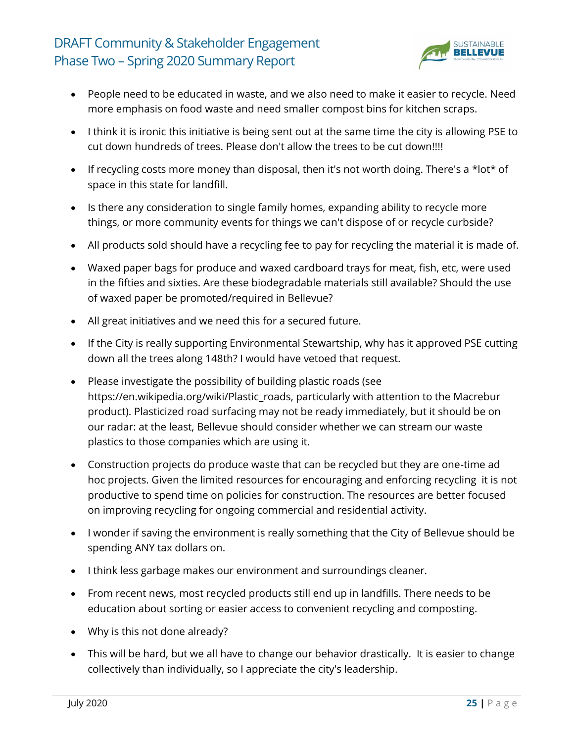- People need to be educated in waste, and we also need to make it easier to recycle. Need more emphasis on food waste and need smaller compost bins for kitchen scraps.
- I think it is ironic this initiative is being sent out at the same time the city is allowing PSE to cut down hundreds of trees. Please don't allow the trees to be cut down!!!!
- If recycling costs more money than disposal, then it's not worth doing. There's a *lot* of space in this state for landfill.
- Is there any consideration to single family homes, expanding ability to recycle more things, or more community events for things we can't dispose of or recycle curbside?
- All products sold should have a recycling fee to pay for recycling the material it is made of.
- Waxed paper bags for produce and waxed cardboard trays for meat, fish, etc, were used in the fifties and sixties. Are these biodegradable materials still available? Should the use of waxed paper be promoted/required in Bellevue?
- All great initiatives and we need this for a secured future.
- If the City is really supporting Environmental Stewartship, why has it approved PSE cutting down all the trees along 148th? I would have vetoed that request.
- Please investigate the possibility of building plastic roads (see https://en.wikipedia.org/wiki/Plastic_roads, particularly with attention to the Macrebur product). Plasticized road surfacing may not be ready immediately, but it should be on our radar: at the least, Bellevue should consider whether we can stream our waste plastics to those companies which are using it.
- Construction projects do produce waste that can be recycled but they are one-time ad hoc projects. Given the limited resources for encouraging and enforcing recycling it is not productive to spend time on policies for construction. The resources are better focused on improving recycling for ongoing commercial and residential activity.
- I wonder if saving the environment is really something that the City of Bellevue should be spending ANY tax dollars on.
- I think less garbage makes our environment and surroundings cleaner.
- From recent news, most recycled products still end up in landfills. There needs to be education about sorting or easier access to convenient recycling and composting.
- Why is this not done already?
- This will be hard, but we all have to change our behavior drastically. It is easier to change collectively than individually, so I appreciate the city's leadership.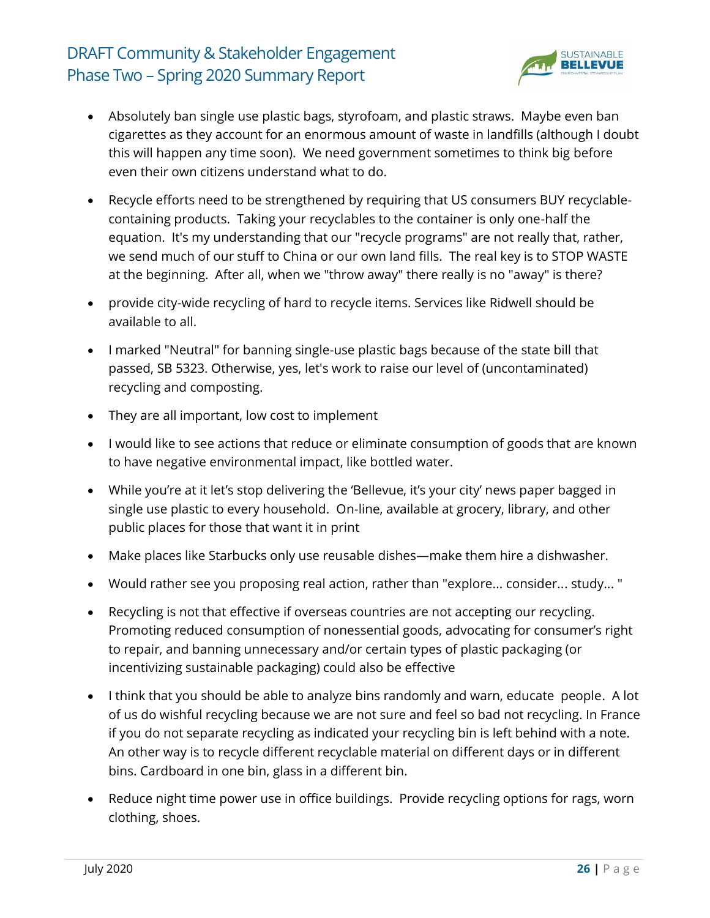- Absolutely ban single use plastic bags, styrofoam, and plastic straws. Maybe even ban cigarettes as they account for an enormous amount of waste in landfills (although I doubt this will happen any time soon). We need government sometimes to think big before even their own citizens understand what to do.

- Recycle efforts need to be strengthened by requiring that US consumers BUY recyclable-containing products. Taking your recyclables to the container is only one-half the equation. It's my understanding that our "recycle programs" are not really that, rather, we send much of our stuff to China or our own land fills. The real key is to STOP WASTE at the beginning. After all, when we "throw away" there really is no "away" is there?

- provide city-wide recycling of hard to recycle items. Services like Ridwell should be available to all.

- I marked "Neutral" for banning single-use plastic bags because of the state bill that passed, SB 5323. Otherwise, yes, let's work to raise our level of (uncontaminated) recycling and composting.

- They are all important, low cost to implement

- I would like to see actions that reduce or eliminate consumption of goods that are known to have negative environmental impact, like bottled water.

- While you're at it let's stop delivering the 'Bellevue, it's your city' news paper bagged in single use plastic to every household. On-line, available at grocery, library, and other public places for those that want it in print

- Make places like Starbucks only use reusable dishes—make them hire a dishwasher.

- Would rather see you proposing real action, rather than "explore... consider... study... "

- Recycling is not that effective if overseas countries are not accepting our recycling. Promoting reduced consumption of nonessential goods, advocating for consumer's right to repair, and banning unnecessary and/or certain types of plastic packaging (or incentivizing sustainable packaging) could also be effective

- I think that you should be able to analyze bins randomly and warn, educate people. A lot of us do wishful recycling because we are not sure and feel so bad not recycling. In France if you do not separate recycling as indicated your recycling bin is left behind with a note. An other way is to recycle different recyclable material on different days or in different bins. Cardboard in one bin, glass in a different bin.

- Reduce night time power use in office buildings. Provide recycling options for rags, worn clothing, shoes.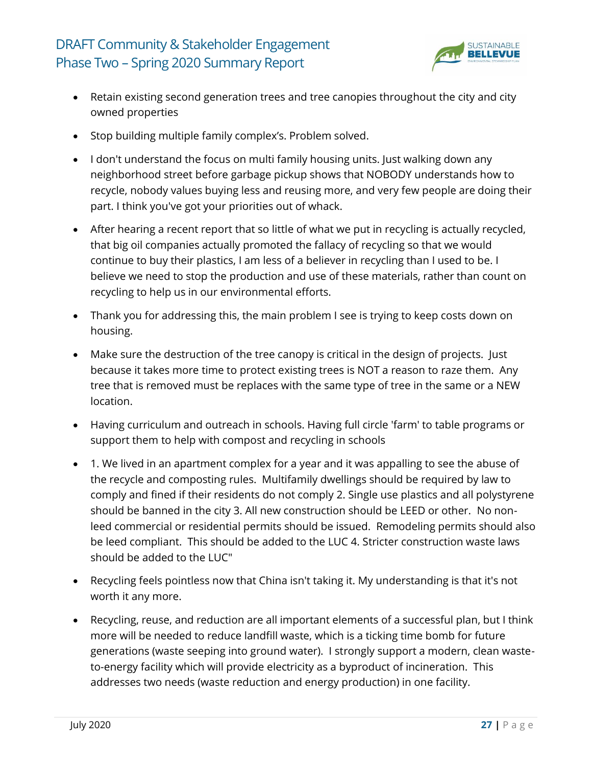- Retain existing second generation trees and tree canopies throughout the city and city owned properties
- Stop building multiple family complex's. Problem solved.
- I don't understand the focus on multi family housing units. Just walking down any neighborhood street before garbage pickup shows that NOBODY understands how to recycle, nobody values buying less and reusing more, and very few people are doing their part. I think you've got your priorities out of whack.
- After hearing a recent report that so little of what we put in recycling is actually recycled, that big oil companies actually promoted the fallacy of recycling so that we would continue to buy their plastics, I am less of a believer in recycling than I used to be. I believe we need to stop the production and use of these materials, rather than count on recycling to help us in our environmental efforts.
- Thank you for addressing this, the main problem I see is trying to keep costs down on housing.
- Make sure the destruction of the tree canopy is critical in the design of projects. Just because it takes more time to protect existing trees is NOT a reason to raze them. Any tree that is removed must be replaces with the same type of tree in the same or a NEW location.
- Having curriculum and outreach in schools. Having full circle 'farm' to table programs or support them to help with compost and recycling in schools
- 1. We lived in an apartment complex for a year and it was appalling to see the abuse of the recycle and composting rules. Multifamily dwellings should be required by law to comply and fined if their residents do not comply 2. Single use plastics and all polystyrene should be banned in the city 3. All new construction should be LEED or other. No non-leed commercial or residential permits should be issued. Remodeling permits should also be leed compliant. This should be added to the LUC 4. Stricter construction waste laws should be added to the LUC"
- Recycling feels pointless now that China isn't taking it. My understanding is that it's not worth it any more.
- Recycling, reuse, and reduction are all important elements of a successful plan, but I think more will be needed to reduce landfill waste, which is a ticking time bomb for future generations (waste seeping into ground water). I strongly support a modern, clean waste-to-energy facility which will provide electricity as a byproduct of incineration. This addresses two needs (waste reduction and energy production) in one facility.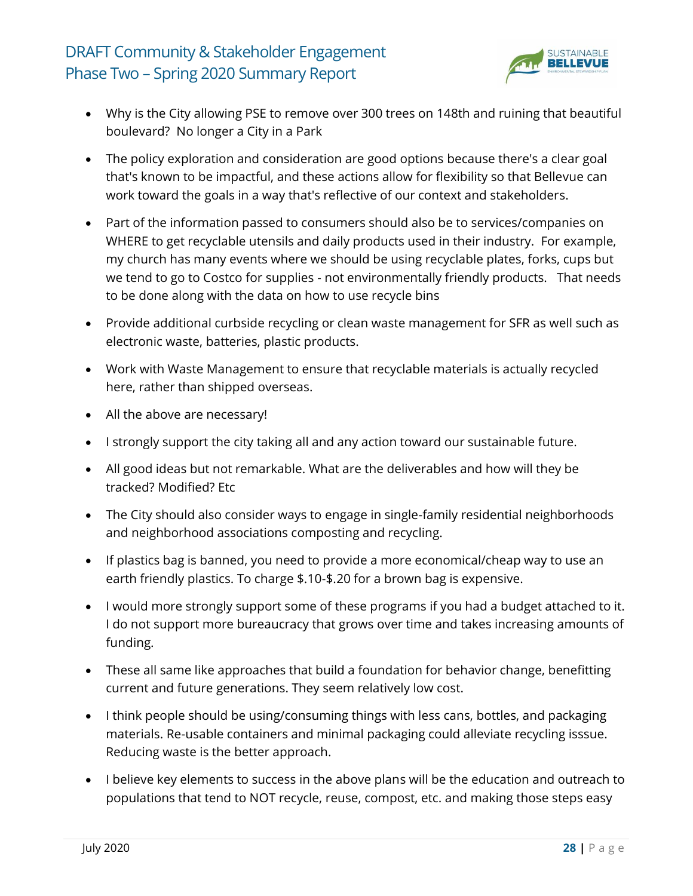- Why is the City allowing PSE to remove over 300 trees on 148th and ruining that beautiful boulevard? No longer a City in a Park

- The policy exploration and consideration are good options because there's a clear goal that's known to be impactful, and these actions allow for flexibility so that Bellevue can work toward the goals in a way that's reflective of our context and stakeholders.

- Part of the information passed to consumers should also be to services/companies on WHERE to get recyclable utensils and daily products used in their industry. For example, my church has many events where we should be using recyclable plates, forks, cups but we tend to go to Costco for supplies - not environmentally friendly products. That needs to be done along with the data on how to use recycle bins

- Provide additional curbside recycling or clean waste management for SFR as well such as electronic waste, batteries, plastic products.

- Work with Waste Management to ensure that recyclable materials is actually recycled here, rather than shipped overseas.

- All the above are necessary!

- I strongly support the city taking all and any action toward our sustainable future.

- All good ideas but not remarkable. What are the deliverables and how will they be tracked? Modified? Etc

- The City should also consider ways to engage in single-family residential neighborhoods and neighborhood associations composting and recycling.

- If plastics bag is banned, you need to provide a more economical/cheap way to use an earth friendly plastics. To charge $.10-$.20 for a brown bag is expensive.

- I would more strongly support some of these programs if you had a budget attached to it. I do not support more bureaucracy that grows over time and takes increasing amounts of funding.

- These all same like approaches that build a foundation for behavior change, benefitting current and future generations. They seem relatively low cost.

- I think people should be using/consuming things with less cans, bottles, and packaging materials. Re-usable containers and minimal packaging could alleviate recycling isssue. Reducing waste is the better approach.

- I believe key elements to success in the above plans will be the education and outreach to populations that tend to NOT recycle, reuse, compost, etc. and making those steps easy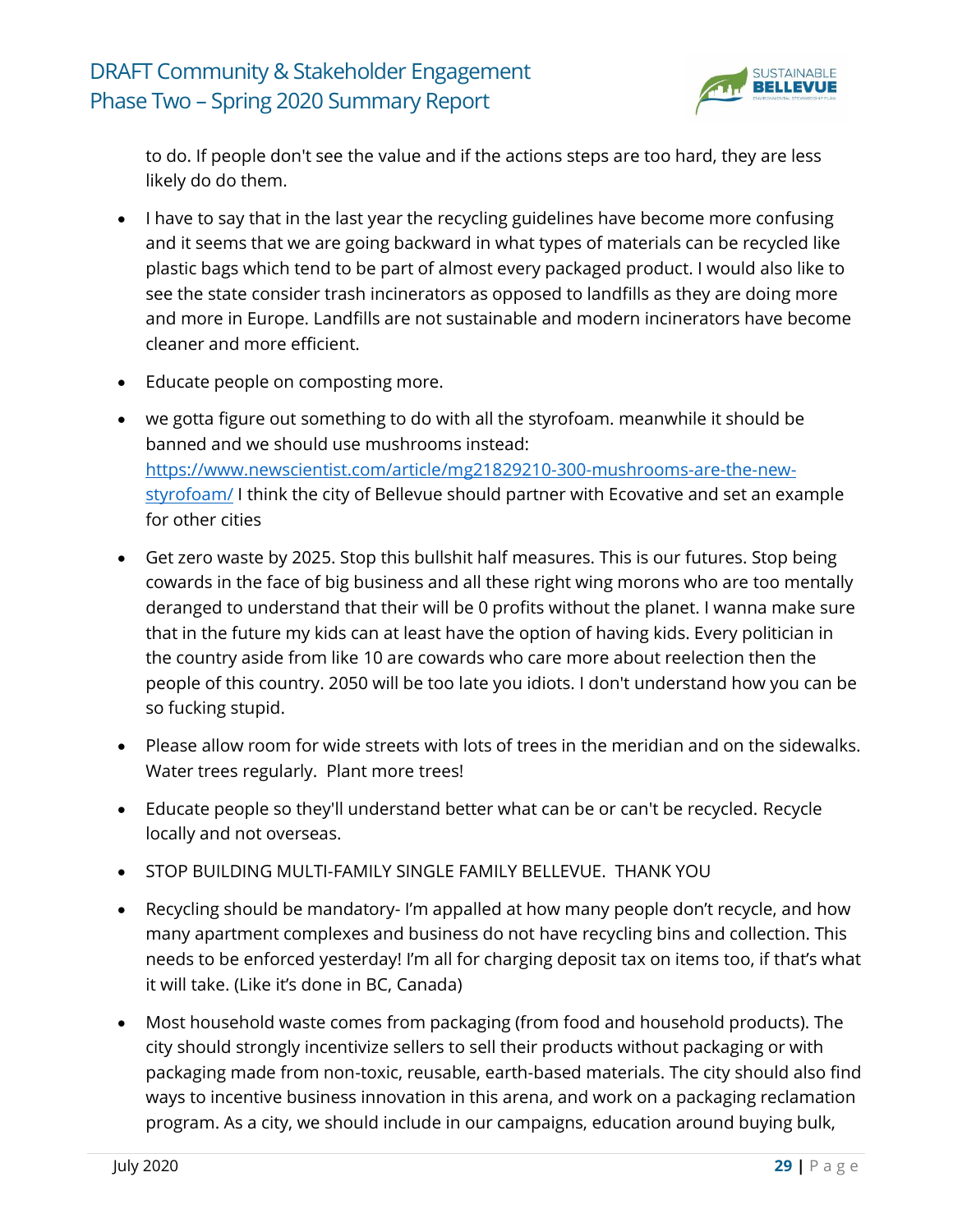to do. If people don't see the value and if the actions steps are too hard, they are less likely do do them.

- I have to say that in the last year the recycling guidelines have become more confusing and it seems that we are going backward in what types of materials can be recycled like plastic bags which tend to be part of almost every packaged product. I would also like to see the state consider trash incinerators as opposed to landfills as they are doing more and more in Europe. Landfills are not sustainable and modern incinerators have become cleaner and more efficient.
- Educate people on composting more.
- we gotta figure out something to do with all the styrofoam. meanwhile it should be banned and we should use mushrooms instead: [https://www.newscientist.com/article/mg21829210-300-mushrooms-are-the-new-styrofoam/](https://www.newscientist.com/article/mg21829210-300-mushrooms-are-the-new-styrofoam/) I think the city of Bellevue should partner with Ecovative and set an example for other cities
- Get zero waste by 2025. Stop this bullshit half measures. This is our futures. Stop being cowards in the face of big business and all these right wing morons who are too mentally deranged to understand that their will be 0 profits without the planet. I wanna make sure that in the future my kids can at least have the option of having kids. Every politician in the country aside from like 10 are cowards who care more about reelection then the people of this country. 2050 will be too late you idiots. I don't understand how you can be so fucking stupid.
- Please allow room for wide streets with lots of trees in the meridian and on the sidewalks. Water trees regularly. Plant more trees!
- Educate people so they'll understand better what can be or can't be recycled. Recycle locally and not overseas.
- STOP BUILDING MULTI-FAMILY SINGLE FAMILY BELLEVUE. THANK YOU
- Recycling should be mandatory- I'm appalled at how many people don't recycle, and how many apartment complexes and business do not have recycling bins and collection. This needs to be enforced yesterday! I'm all for charging deposit tax on items too, if that's what it will take. (Like it's done in BC, Canada)
- Most household waste comes from packaging (from food and household products). The city should strongly incentivize sellers to sell their products without packaging or with packaging made from non-toxic, reusable, earth-based materials. The city should also find ways to incentive business innovation in this arena, and work on a packaging reclamation program. As a city, we should include in our campaigns, education around buying bulk,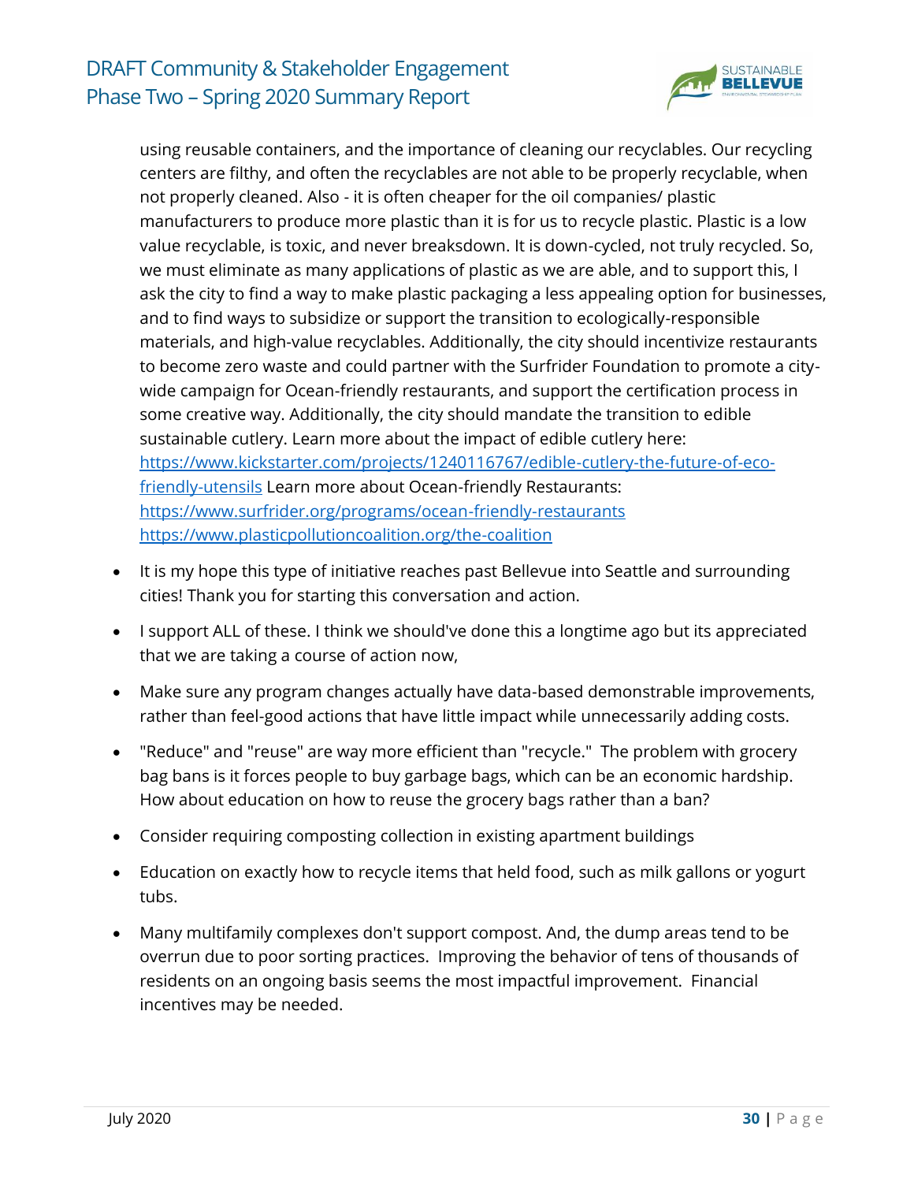using reusable containers, and the importance of cleaning our recyclables. Our recycling centers are filthy, and often the recyclables are not able to be properly recyclable, when not properly cleaned. Also - it is often cheaper for the oil companies/ plastic manufacturers to produce more plastic than it is for us to recycle plastic. Plastic is a low value recyclable, is toxic, and never breaksdown. It is down-cycled, not truly recycled. So, we must eliminate as many applications of plastic as we are able, and to support this, I ask the city to find a way to make plastic packaging a less appealing option for businesses, and to find ways to subsidize or support the transition to ecologically-responsible materials, and high-value recyclables. Additionally, the city should incentivize restaurants to become zero waste and could partner with the Surfrider Foundation to promote a city-wide campaign for Ocean-friendly restaurants, and support the certification process in some creative way. Additionally, the city should mandate the transition to edible sustainable cutlery. Learn more about the impact of edible cutlery here: https://www.kickstarter.com/projects/1240116767/edible-cutlery-the-future-of-eco-friendly-utensils Learn more about Ocean-friendly Restaurants: https://www.surfrider.org/programs/ocean-friendly-restaurants https://www.plasticpollutioncoalition.org/the-coalition

- It is my hope this type of initiative reaches past Bellevue into Seattle and surrounding cities! Thank you for starting this conversation and action.
- I support ALL of these. I think we should've done this a longtime ago but its appreciated that we are taking a course of action now,
- Make sure any program changes actually have data-based demonstrable improvements, rather than feel-good actions that have little impact while unnecessarily adding costs.
- "Reduce" and "reuse" are way more efficient than "recycle." The problem with grocery bag bans is it forces people to buy garbage bags, which can be an economic hardship. How about education on how to reuse the grocery bags rather than a ban?
- Consider requiring composting collection in existing apartment buildings
- Education on exactly how to recycle items that held food, such as milk gallons or yogurt tubs.
- Many multifamily complexes don't support compost. And, the dump areas tend to be overrun due to poor sorting practices. Improving the behavior of tens of thousands of residents on an ongoing basis seems the most impactful improvement. Financial incentives may be needed.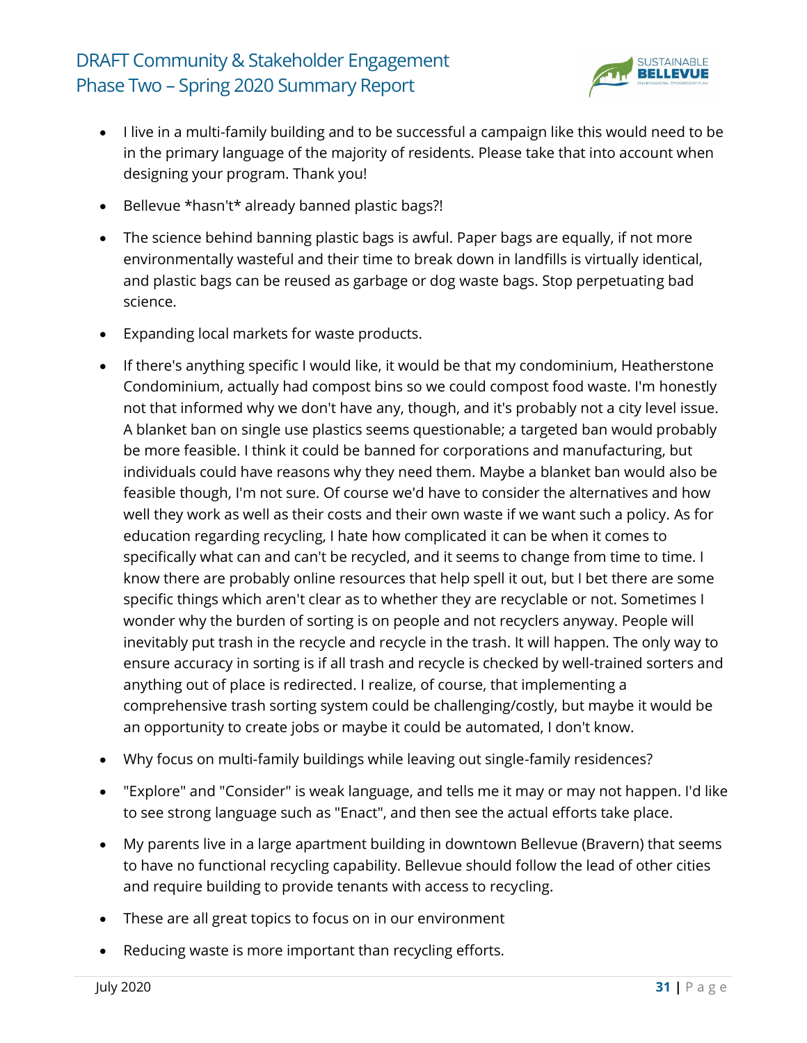- I live in a multi-family building and to be successful a campaign like this would need to be in the primary language of the majority of residents. Please take that into account when designing your program. Thank you!
- Bellevue *hasn't* already banned plastic bags?!
- The science behind banning plastic bags is awful. Paper bags are equally, if not more environmentally wasteful and their time to break down in landfills is virtually identical, and plastic bags can be reused as garbage or dog waste bags. Stop perpetuating bad science.
- Expanding local markets for waste products.
- If there's anything specific I would like, it would be that my condominium, Heatherstone Condominium, actually had compost bins so we could compost food waste. I'm honestly not that informed why we don't have any, though, and it's probably not a city level issue. A blanket ban on single use plastics seems questionable; a targeted ban would probably be more feasible. I think it could be banned for corporations and manufacturing, but individuals could have reasons why they need them. Maybe a blanket ban would also be feasible though, I'm not sure. Of course we'd have to consider the alternatives and how well they work as well as their costs and their own waste if we want such a policy. As for education regarding recycling, I hate how complicated it can be when it comes to specifically what can and can't be recycled, and it seems to change from time to time. I know there are probably online resources that help spell it out, but I bet there are some specific things which aren't clear as to whether they are recyclable or not. Sometimes I wonder why the burden of sorting is on people and not recyclers anyway. People will inevitably put trash in the recycle and recycle in the trash. It will happen. The only way to ensure accuracy in sorting is if all trash and recycle is checked by well-trained sorters and anything out of place is redirected. I realize, of course, that implementing a comprehensive trash sorting system could be challenging/costly, but maybe it would be an opportunity to create jobs or maybe it could be automated, I don't know.
- Why focus on multi-family buildings while leaving out single-family residences?
- "Explore" and "Consider" is weak language, and tells me it may or may not happen. I'd like to see strong language such as "Enact", and then see the actual efforts take place.
- My parents live in a large apartment building in downtown Bellevue (Bravern) that seems to have no functional recycling capability. Bellevue should follow the lead of other cities and require building to provide tenants with access to recycling.
- These are all great topics to focus on in our environment
- Reducing waste is more important than recycling efforts.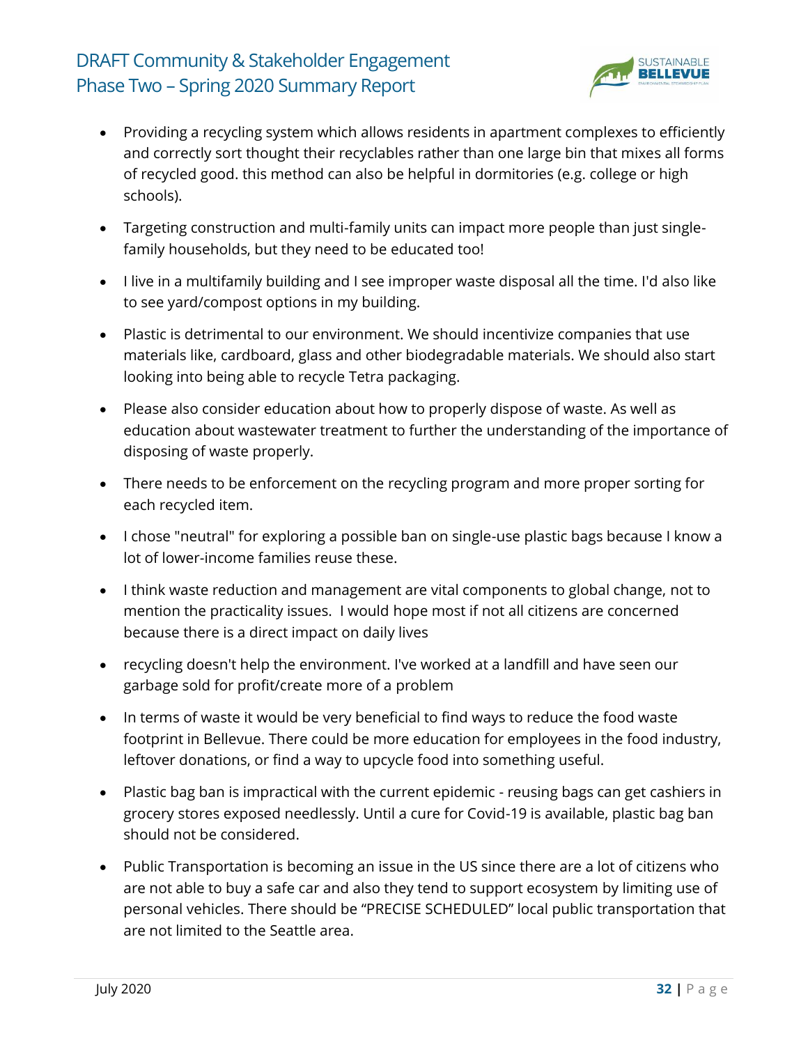- Providing a recycling system which allows residents in apartment complexes to efficiently and correctly sort thought their recyclables rather than one large bin that mixes all forms of recycled good. this method can also be helpful in dormitories (e.g. college or high schools).
- Targeting construction and multi-family units can impact more people than just single-family households, but they need to be educated too!
- I live in a multifamily building and I see improper waste disposal all the time. I'd also like to see yard/compost options in my building.
- Plastic is detrimental to our environment. We should incentivize companies that use materials like, cardboard, glass and other biodegradable materials. We should also start looking into being able to recycle Tetra packaging.
- Please also consider education about how to properly dispose of waste. As well as education about wastewater treatment to further the understanding of the importance of disposing of waste properly.
- There needs to be enforcement on the recycling program and more proper sorting for each recycled item.
- I chose "neutral" for exploring a possible ban on single-use plastic bags because I know a lot of lower-income families reuse these.
- I think waste reduction and management are vital components to global change, not to mention the practicality issues. I would hope most if not all citizens are concerned because there is a direct impact on daily lives
- recycling doesn't help the environment. I've worked at a landfill and have seen our garbage sold for profit/create more of a problem
- In terms of waste it would be very beneficial to find ways to reduce the food waste footprint in Bellevue. There could be more education for employees in the food industry, leftover donations, or find a way to upcycle food into something useful.
- Plastic bag ban is impractical with the current epidemic - reusing bags can get cashiers in grocery stores exposed needlessly. Until a cure for Covid-19 is available, plastic bag ban should not be considered.
- Public Transportation is becoming an issue in the US since there are a lot of citizens who are not able to buy a safe car and also they tend to support ecosystem by limiting use of personal vehicles. There should be "PRECISE SCHEDULED" local public transportation that are not limited to the Seattle area.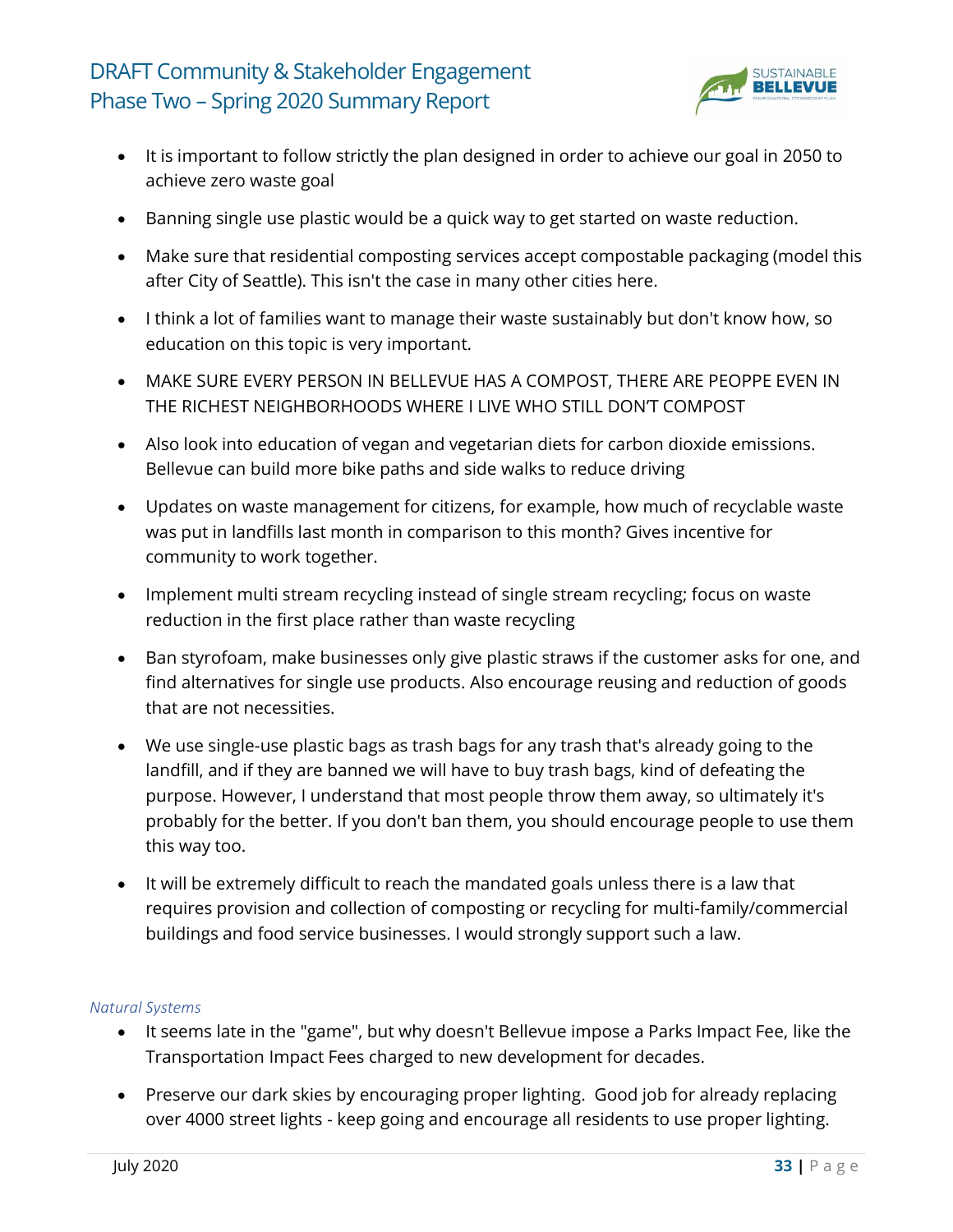- It is important to follow strictly the plan designed in order to achieve our goal in 2050 to achieve zero waste goal
- Banning single use plastic would be a quick way to get started on waste reduction.
- Make sure that residential composting services accept compostable packaging (model this after City of Seattle). This isn't the case in many other cities here.
- I think a lot of families want to manage their waste sustainably but don't know how, so education on this topic is very important.
- MAKE SURE EVERY PERSON IN BELLEVUE HAS A COMPOST, THERE ARE PEOPPE EVEN IN THE RICHEST NEIGHBORHOODS WHERE I LIVE WHO STILL DON'T COMPOST
- Also look into education of vegan and vegetarian diets for carbon dioxide emissions. Bellevue can build more bike paths and side walks to reduce driving
- Updates on waste management for citizens, for example, how much of recyclable waste was put in landfills last month in comparison to this month? Gives incentive for community to work together.
- Implement multi stream recycling instead of single stream recycling; focus on waste reduction in the first place rather than waste recycling
- Ban styrofoam, make businesses only give plastic straws if the customer asks for one, and find alternatives for single use products. Also encourage reusing and reduction of goods that are not necessities.
- We use single-use plastic bags as trash bags for any trash that's already going to the landfill, and if they are banned we will have to buy trash bags, kind of defeating the purpose. However, I understand that most people throw them away, so ultimately it's probably for the better. If you don't ban them, you should encourage people to use them this way too.
- It will be extremely difficult to reach the mandated goals unless there is a law that requires provision and collection of composting or recycling for multi-family/commercial buildings and food service businesses. I would strongly support such a law.

*Natural Systems*

- It seems late in the "game", but why doesn't Bellevue impose a Parks Impact Fee, like the Transportation Impact Fees charged to new development for decades.
- Preserve our dark skies by encouraging proper lighting. Good job for already replacing over 4000 street lights - keep going and encourage all residents to use proper lighting.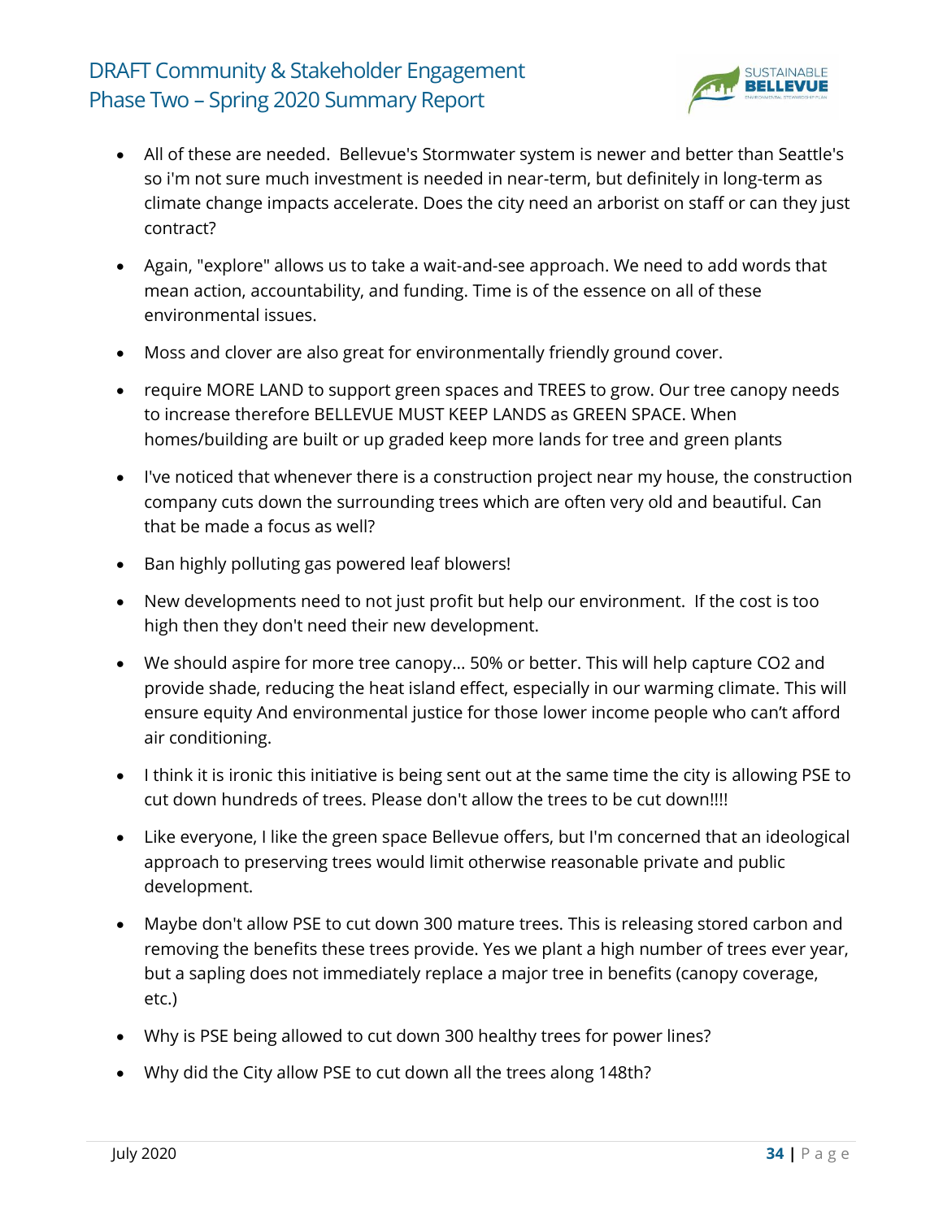- All of these are needed. Bellevue's Stormwater system is newer and better than Seattle's so i'm not sure much investment is needed in near-term, but definitely in long-term as climate change impacts accelerate. Does the city need an arborist on staff or can they just contract?
- Again, "explore" allows us to take a wait-and-see approach. We need to add words that mean action, accountability, and funding. Time is of the essence on all of these environmental issues.
- Moss and clover are also great for environmentally friendly ground cover.
- require MORE LAND to support green spaces and TREES to grow. Our tree canopy needs to increase therefore BELLEVUE MUST KEEP LANDS as GREEN SPACE. When homes/building are built or up graded keep more lands for tree and green plants
- I've noticed that whenever there is a construction project near my house, the construction company cuts down the surrounding trees which are often very old and beautiful. Can that be made a focus as well?
- Ban highly polluting gas powered leaf blowers!
- New developments need to not just profit but help our environment. If the cost is too high then they don't need their new development.
- We should aspire for more tree canopy… 50% or better. This will help capture CO2 and provide shade, reducing the heat island effect, especially in our warming climate. This will ensure equity And environmental justice for those lower income people who can't afford air conditioning.
- I think it is ironic this initiative is being sent out at the same time the city is allowing PSE to cut down hundreds of trees. Please don't allow the trees to be cut down!!!!
- Like everyone, I like the green space Bellevue offers, but I'm concerned that an ideological approach to preserving trees would limit otherwise reasonable private and public development.
- Maybe don't allow PSE to cut down 300 mature trees. This is releasing stored carbon and removing the benefits these trees provide. Yes we plant a high number of trees ever year, but a sapling does not immediately replace a major tree in benefits (canopy coverage, etc.)
- Why is PSE being allowed to cut down 300 healthy trees for power lines?
- Why did the City allow PSE to cut down all the trees along 148th?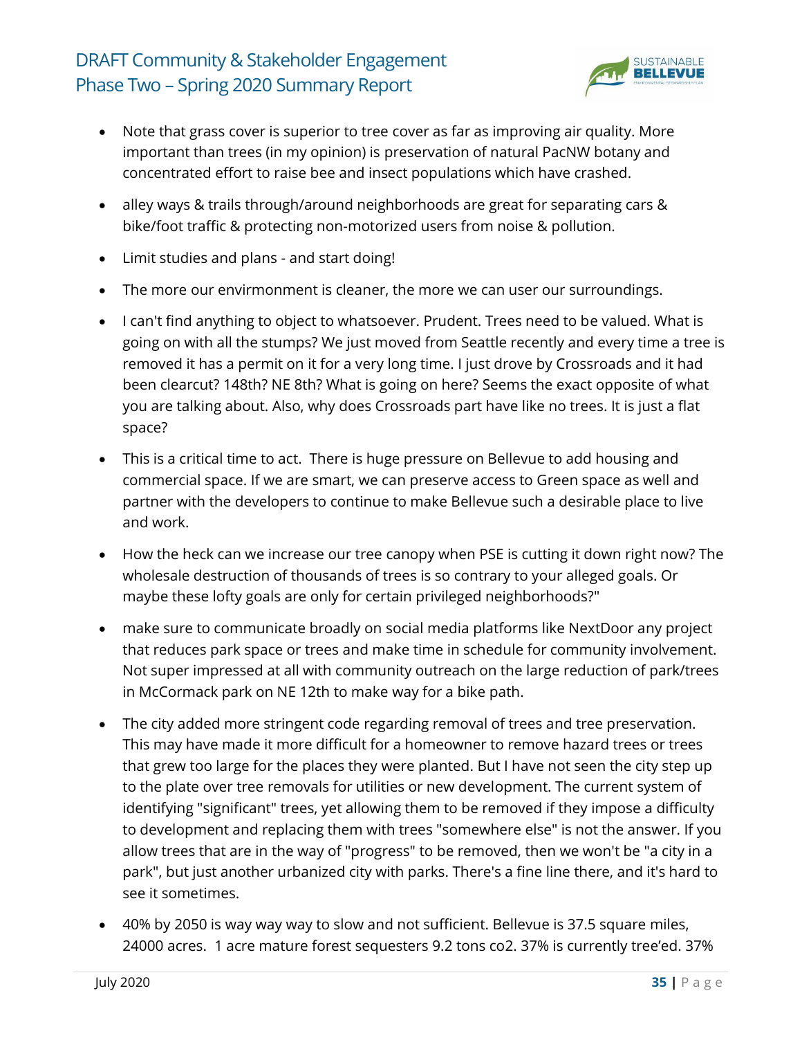- Note that grass cover is superior to tree cover as far as improving air quality. More important than trees (in my opinion) is preservation of natural PacNW botany and concentrated effort to raise bee and insect populations which have crashed.
- alley ways & trails through/around neighborhoods are great for separating cars & bike/foot traffic & protecting non-motorized users from noise & pollution.
- Limit studies and plans - and start doing!
- The more our envirmonment is cleaner, the more we can user our surroundings.
- I can't find anything to object to whatsoever. Prudent. Trees need to be valued. What is going on with all the stumps? We just moved from Seattle recently and every time a tree is removed it has a permit on it for a very long time. I just drove by Crossroads and it had been clearcut? 148th? NE 8th? What is going on here? Seems the exact opposite of what you are talking about. Also, why does Crossroads part have like no trees. It is just a flat space?
- This is a critical time to act. There is huge pressure on Bellevue to add housing and commercial space. If we are smart, we can preserve access to Green space as well and partner with the developers to continue to make Bellevue such a desirable place to live and work.
- How the heck can we increase our tree canopy when PSE is cutting it down right now? The wholesale destruction of thousands of trees is so contrary to your alleged goals. Or maybe these lofty goals are only for certain privileged neighborhoods?"
- make sure to communicate broadly on social media platforms like NextDoor any project that reduces park space or trees and make time in schedule for community involvement. Not super impressed at all with community outreach on the large reduction of park/trees in McCormack park on NE 12th to make way for a bike path.
- The city added more stringent code regarding removal of trees and tree preservation. This may have made it more difficult for a homeowner to remove hazard trees or trees that grew too large for the places they were planted. But I have not seen the city step up to the plate over tree removals for utilities or new development. The current system of identifying "significant" trees, yet allowing them to be removed if they impose a difficulty to development and replacing them with trees "somewhere else" is not the answer. If you allow trees that are in the way of "progress" to be removed, then we won't be "a city in a park", but just another urbanized city with parks. There's a fine line there, and it's hard to see it sometimes.
- 40% by 2050 is way way way to slow and not sufficient. Bellevue is 37.5 square miles, 24000 acres. 1 acre mature forest sequesters 9.2 tons co2. 37% is currently tree'ed. 37%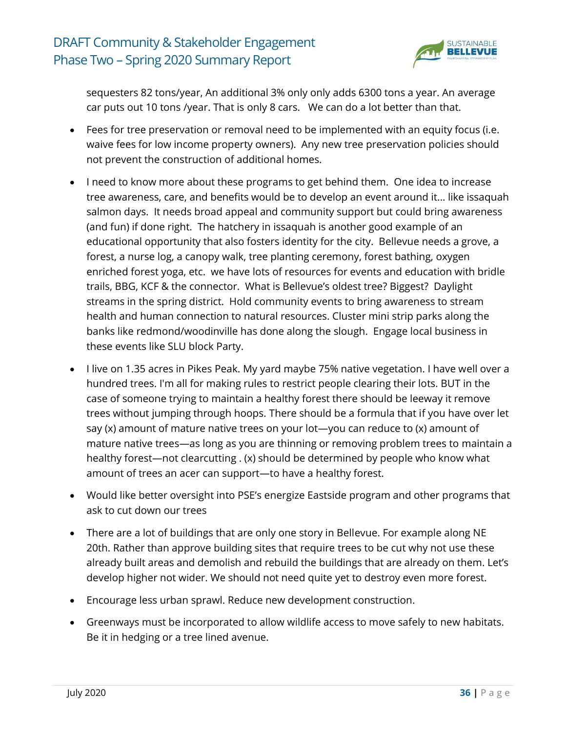sequesters 82 tons/year, An additional 3% only only adds 6300 tons a year. An average car puts out 10 tons /year. That is only 8 cars.   We can do a lot better than that.

- Fees for tree preservation or removal need to be implemented with an equity focus (i.e. waive fees for low income property owners).  Any new tree preservation policies should not prevent the construction of additional homes.
- I need to know more about these programs to get behind them.  One idea to increase tree awareness, care, and benefits would be to develop an event around it… like issaquah salmon days.  It needs broad appeal and community support but could bring awareness (and fun) if done right.  The hatchery in issaquah is another good example of an educational opportunity that also fosters identity for the city.  Bellevue needs a grove, a forest, a nurse log, a canopy walk, tree planting ceremony, forest bathing, oxygen enriched forest yoga, etc.  we have lots of resources for events and education with bridle trails, BBG, KCF & the connector.  What is Bellevue's oldest tree? Biggest?  Daylight streams in the spring district.  Hold community events to bring awareness to stream health and human connection to natural resources. Cluster mini strip parks along the banks like redmond/woodinville has done along the slough.  Engage local business in these events like SLU block Party.
- I live on 1.35 acres in Pikes Peak. My yard maybe 75% native vegetation. I have well over a hundred trees. I'm all for making rules to restrict people clearing their lots. BUT in the case of someone trying to maintain a healthy forest there should be leeway it remove trees without jumping through hoops. There should be a formula that if you have over let say (x) amount of mature native trees on your lot—you can reduce to (x) amount of mature native trees—as long as you are thinning or removing problem trees to maintain a healthy forest—not clearcutting . (x) should be determined by people who know what amount of trees an acer can support—to have a healthy forest.
- Would like better oversight into PSE's energize Eastside program and other programs that ask to cut down our trees
- There are a lot of buildings that are only one story in Bellevue. For example along NE 20th. Rather than approve building sites that require trees to be cut why not use these already built areas and demolish and rebuild the buildings that are already on them. Let's develop higher not wider. We should not need quite yet to destroy even more forest.
- Encourage less urban sprawl. Reduce new development construction.
- Greenways must be incorporated to allow wildlife access to move safely to new habitats. Be it in hedging or a tree lined avenue.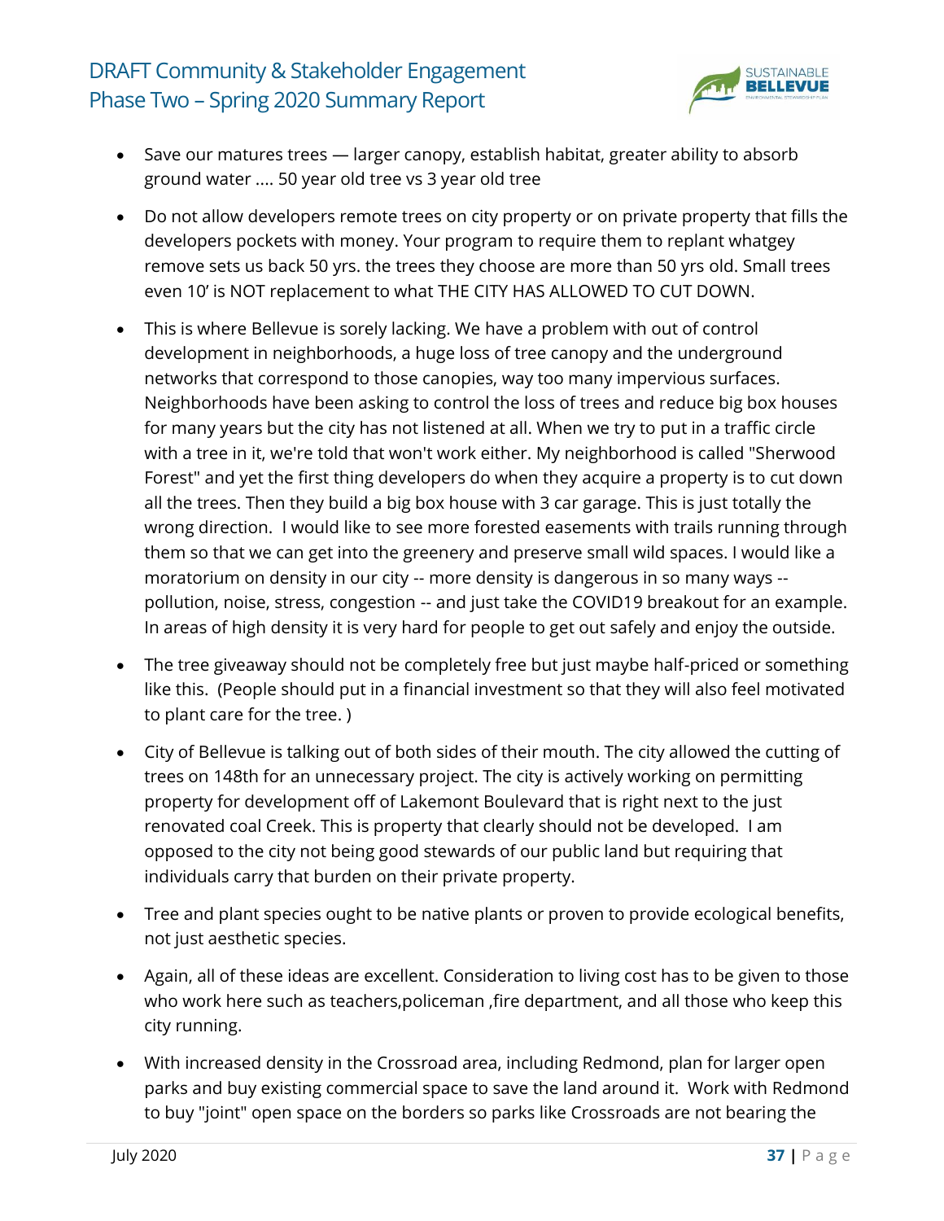- Save our matures trees — larger canopy, establish habitat, greater ability to absorb ground water .... 50 year old tree vs 3 year old tree
- Do not allow developers remote trees on city property or on private property that fills the developers pockets with money. Your program to require them to replant whatgey remove sets us back 50 yrs. the trees they choose are more than 50 yrs old. Small trees even 10' is NOT replacement to what THE CITY HAS ALLOWED TO CUT DOWN.
- This is where Bellevue is sorely lacking. We have a problem with out of control development in neighborhoods, a huge loss of tree canopy and the underground networks that correspond to those canopies, way too many impervious surfaces. Neighborhoods have been asking to control the loss of trees and reduce big box houses for many years but the city has not listened at all. When we try to put in a traffic circle with a tree in it, we're told that won't work either. My neighborhood is called "Sherwood Forest" and yet the first thing developers do when they acquire a property is to cut down all the trees. Then they build a big box house with 3 car garage. This is just totally the wrong direction. I would like to see more forested easements with trails running through them so that we can get into the greenery and preserve small wild spaces. I would like a moratorium on density in our city -- more density is dangerous in so many ways -- pollution, noise, stress, congestion -- and just take the COVID19 breakout for an example. In areas of high density it is very hard for people to get out safely and enjoy the outside.
- The tree giveaway should not be completely free but just maybe half-priced or something like this. (People should put in a financial investment so that they will also feel motivated to plant care for the tree. )
- City of Bellevue is talking out of both sides of their mouth. The city allowed the cutting of trees on 148th for an unnecessary project. The city is actively working on permitting property for development off of Lakemont Boulevard that is right next to the just renovated coal Creek. This is property that clearly should not be developed. I am opposed to the city not being good stewards of our public land but requiring that individuals carry that burden on their private property.
- Tree and plant species ought to be native plants or proven to provide ecological benefits, not just aesthetic species.
- Again, all of these ideas are excellent. Consideration to living cost has to be given to those who work here such as teachers,policeman ,fire department, and all those who keep this city running.
- With increased density in the Crossroad area, including Redmond, plan for larger open parks and buy existing commercial space to save the land around it. Work with Redmond to buy "joint" open space on the borders so parks like Crossroads are not bearing the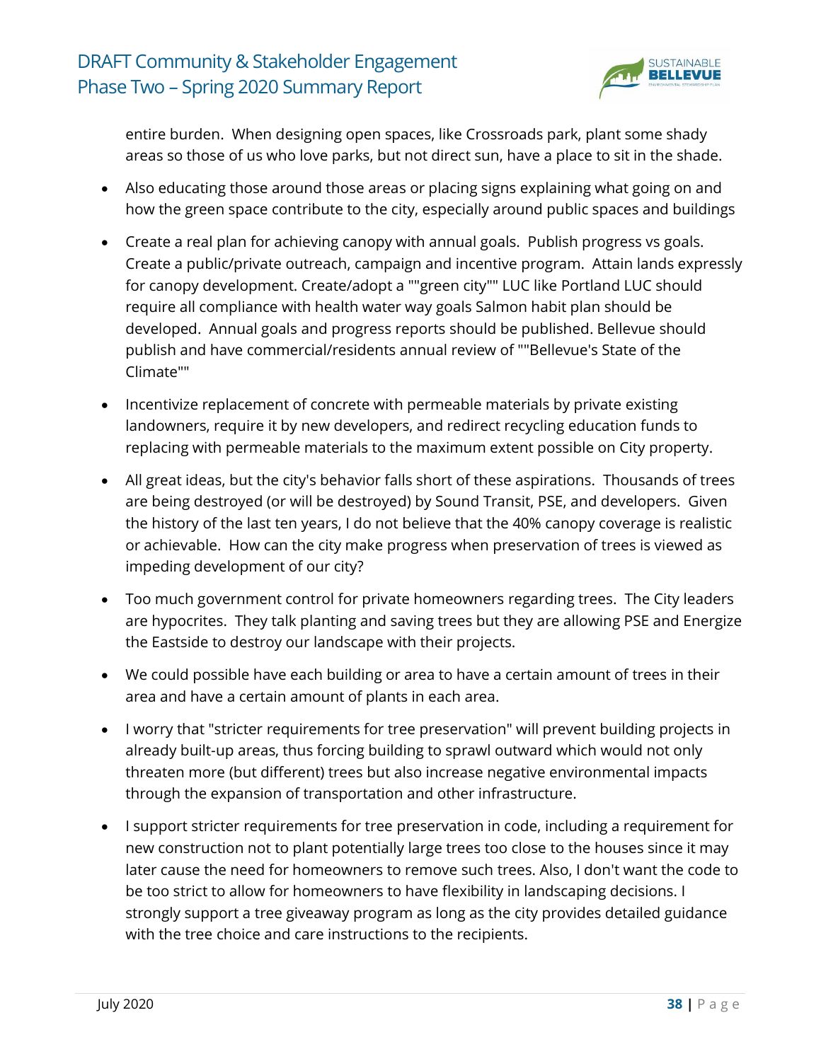entire burden. When designing open spaces, like Crossroads park, plant some shady areas so those of us who love parks, but not direct sun, have a place to sit in the shade.

- Also educating those around those areas or placing signs explaining what going on and how the green space contribute to the city, especially around public spaces and buildings
- Create a real plan for achieving canopy with annual goals. Publish progress vs goals. Create a public/private outreach, campaign and incentive program. Attain lands expressly for canopy development. Create/adopt a ""green city"" LUC like Portland LUC should require all compliance with health water way goals Salmon habit plan should be developed. Annual goals and progress reports should be published. Bellevue should publish and have commercial/residents annual review of ""Bellevue's State of the Climate""
- Incentivize replacement of concrete with permeable materials by private existing landowners, require it by new developers, and redirect recycling education funds to replacing with permeable materials to the maximum extent possible on City property.
- All great ideas, but the city's behavior falls short of these aspirations. Thousands of trees are being destroyed (or will be destroyed) by Sound Transit, PSE, and developers. Given the history of the last ten years, I do not believe that the 40% canopy coverage is realistic or achievable. How can the city make progress when preservation of trees is viewed as impeding development of our city?
- Too much government control for private homeowners regarding trees. The City leaders are hypocrites. They talk planting and saving trees but they are allowing PSE and Energize the Eastside to destroy our landscape with their projects.
- We could possible have each building or area to have a certain amount of trees in their area and have a certain amount of plants in each area.
- I worry that "stricter requirements for tree preservation" will prevent building projects in already built-up areas, thus forcing building to sprawl outward which would not only threaten more (but different) trees but also increase negative environmental impacts through the expansion of transportation and other infrastructure.
- I support stricter requirements for tree preservation in code, including a requirement for new construction not to plant potentially large trees too close to the houses since it may later cause the need for homeowners to remove such trees. Also, I don't want the code to be too strict to allow for homeowners to have flexibility in landscaping decisions. I strongly support a tree giveaway program as long as the city provides detailed guidance with the tree choice and care instructions to the recipients.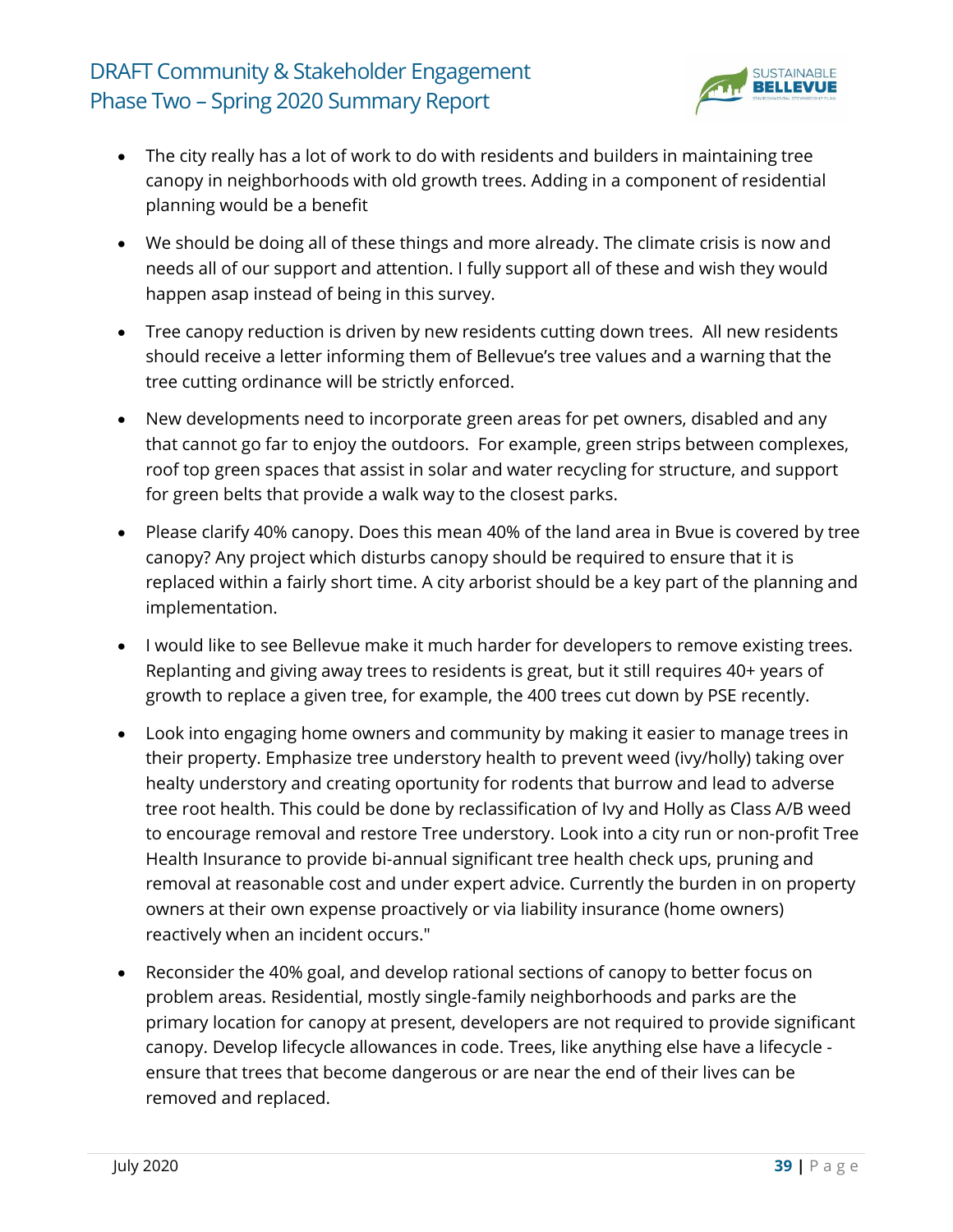- The city really has a lot of work to do with residents and builders in maintaining tree canopy in neighborhoods with old growth trees. Adding in a component of residential planning would be a benefit

- We should be doing all of these things and more already. The climate crisis is now and needs all of our support and attention. I fully support all of these and wish they would happen asap instead of being in this survey.

- Tree canopy reduction is driven by new residents cutting down trees. All new residents should receive a letter informing them of Bellevue's tree values and a warning that the tree cutting ordinance will be strictly enforced.

- New developments need to incorporate green areas for pet owners, disabled and any that cannot go far to enjoy the outdoors. For example, green strips between complexes, roof top green spaces that assist in solar and water recycling for structure, and support for green belts that provide a walk way to the closest parks.

- Please clarify 40% canopy. Does this mean 40% of the land area in Bvue is covered by tree canopy? Any project which disturbs canopy should be required to ensure that it is replaced within a fairly short time. A city arborist should be a key part of the planning and implementation.

- I would like to see Bellevue make it much harder for developers to remove existing trees. Replanting and giving away trees to residents is great, but it still requires 40+ years of growth to replace a given tree, for example, the 400 trees cut down by PSE recently.

- Look into engaging home owners and community by making it easier to manage trees in their property. Emphasize tree understory health to prevent weed (ivy/holly) taking over healty understory and creating oportunity for rodents that burrow and lead to adverse tree root health. This could be done by reclassification of Ivy and Holly as Class A/B weed to encourage removal and restore Tree understory. Look into a city run or non-profit Tree Health Insurance to provide bi-annual significant tree health check ups, pruning and removal at reasonable cost and under expert advice. Currently the burden in on property owners at their own expense proactively or via liability insurance (home owners) reactively when an incident occurs."

- Reconsider the 40% goal, and develop rational sections of canopy to better focus on problem areas. Residential, mostly single-family neighborhoods and parks are the primary location for canopy at present, developers are not required to provide significant canopy. Develop lifecycle allowances in code. Trees, like anything else have a lifecycle - ensure that trees that become dangerous or are near the end of their lives can be removed and replaced.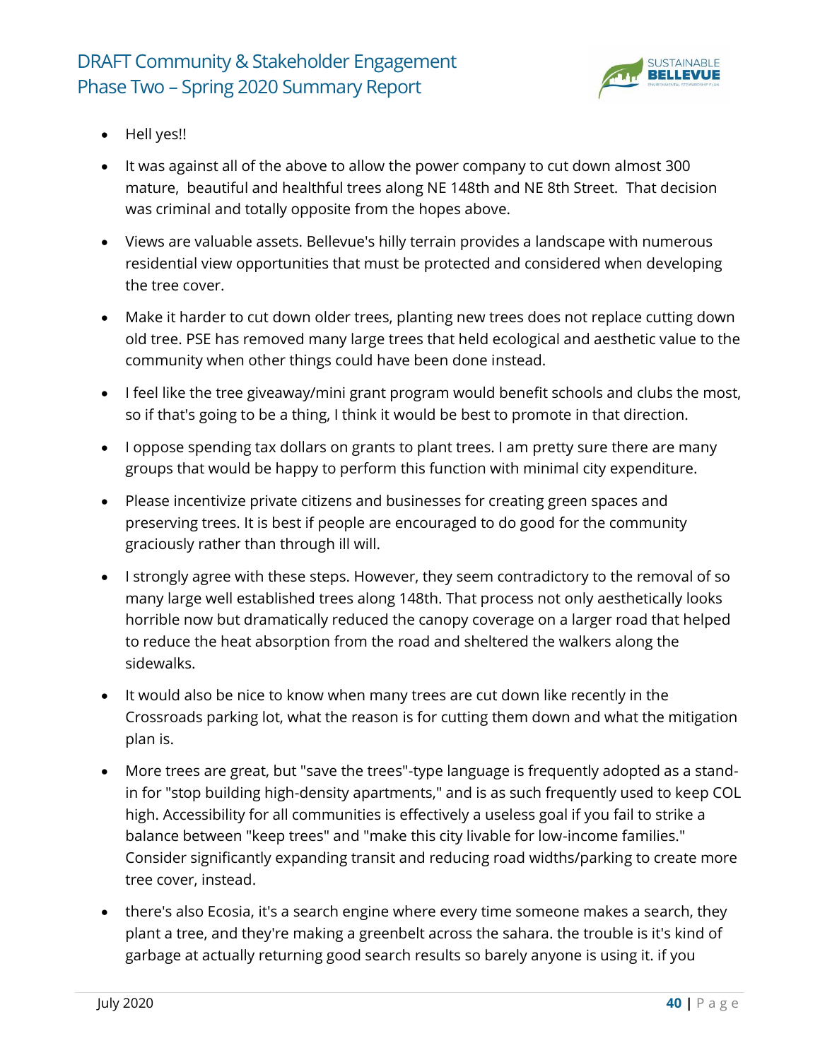- Hell yes!!
- It was against all of the above to allow the power company to cut down almost 300 mature, beautiful and healthful trees along NE 148th and NE 8th Street. That decision was criminal and totally opposite from the hopes above.
- Views are valuable assets. Bellevue's hilly terrain provides a landscape with numerous residential view opportunities that must be protected and considered when developing the tree cover.
- Make it harder to cut down older trees, planting new trees does not replace cutting down old tree. PSE has removed many large trees that held ecological and aesthetic value to the community when other things could have been done instead.
- I feel like the tree giveaway/mini grant program would benefit schools and clubs the most, so if that's going to be a thing, I think it would be best to promote in that direction.
- I oppose spending tax dollars on grants to plant trees. I am pretty sure there are many groups that would be happy to perform this function with minimal city expenditure.
- Please incentivize private citizens and businesses for creating green spaces and preserving trees. It is best if people are encouraged to do good for the community graciously rather than through ill will.
- I strongly agree with these steps. However, they seem contradictory to the removal of so many large well established trees along 148th. That process not only aesthetically looks horrible now but dramatically reduced the canopy coverage on a larger road that helped to reduce the heat absorption from the road and sheltered the walkers along the sidewalks.
- It would also be nice to know when many trees are cut down like recently in the Crossroads parking lot, what the reason is for cutting them down and what the mitigation plan is.
- More trees are great, but "save the trees"-type language is frequently adopted as a stand-in for "stop building high-density apartments," and is as such frequently used to keep COL high. Accessibility for all communities is effectively a useless goal if you fail to strike a balance between "keep trees" and "make this city livable for low-income families." Consider significantly expanding transit and reducing road widths/parking to create more tree cover, instead.
- there's also Ecosia, it's a search engine where every time someone makes a search, they plant a tree, and they're making a greenbelt across the sahara. the trouble is it's kind of garbage at actually returning good search results so barely anyone is using it. if you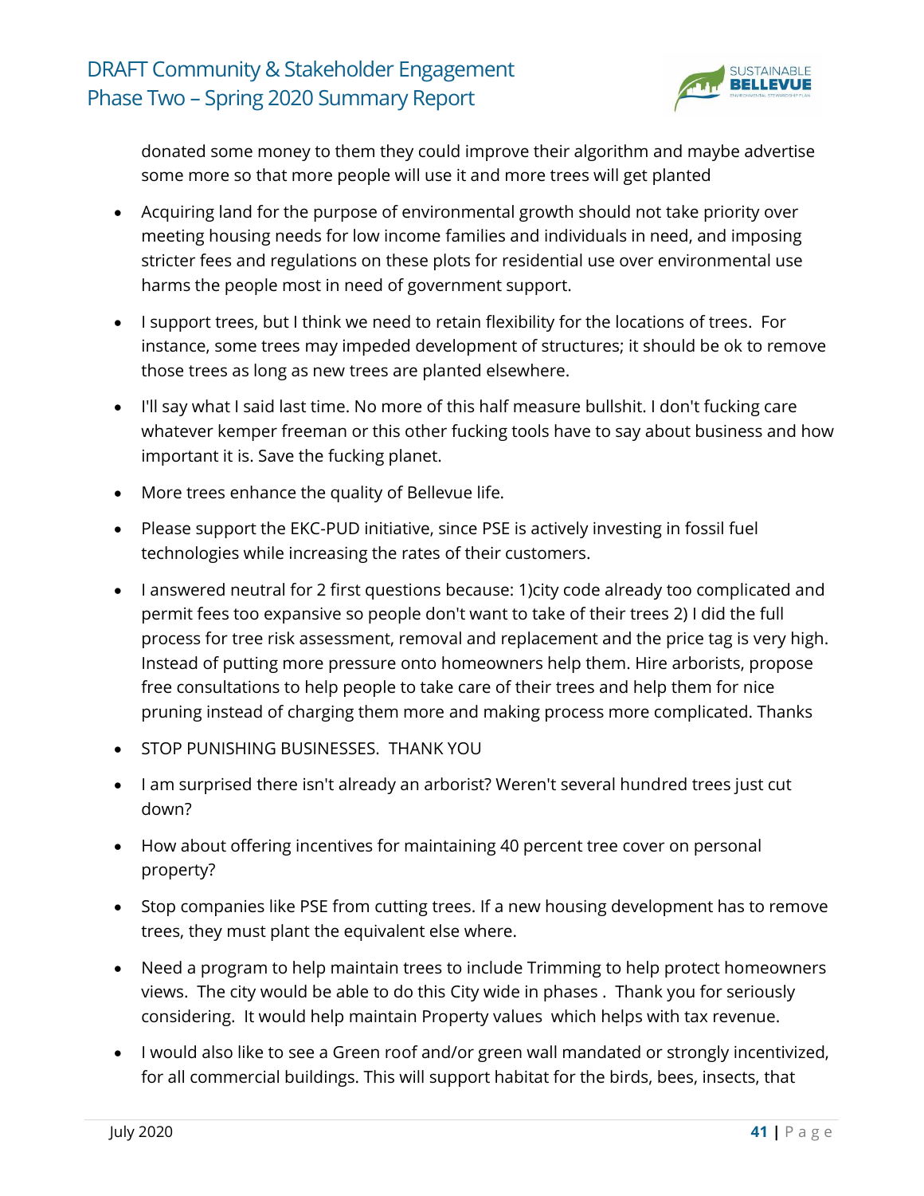donated some money to them they could improve their algorithm and maybe advertise some more so that more people will use it and more trees will get planted

- Acquiring land for the purpose of environmental growth should not take priority over meeting housing needs for low income families and individuals in need, and imposing stricter fees and regulations on these plots for residential use over environmental use harms the people most in need of government support.
- I support trees, but I think we need to retain flexibility for the locations of trees. For instance, some trees may impeded development of structures; it should be ok to remove those trees as long as new trees are planted elsewhere.
- I'll say what I said last time. No more of this half measure bullshit. I don't fucking care whatever kemper freeman or this other fucking tools have to say about business and how important it is. Save the fucking planet.
- More trees enhance the quality of Bellevue life.
- Please support the EKC-PUD initiative, since PSE is actively investing in fossil fuel technologies while increasing the rates of their customers.
- I answered neutral for 2 first questions because: 1)city code already too complicated and permit fees too expansive so people don't want to take of their trees 2) I did the full process for tree risk assessment, removal and replacement and the price tag is very high. Instead of putting more pressure onto homeowners help them. Hire arborists, propose free consultations to help people to take care of their trees and help them for nice pruning instead of charging them more and making process more complicated. Thanks
- STOP PUNISHING BUSINESSES. THANK YOU
- I am surprised there isn't already an arborist? Weren't several hundred trees just cut down?
- How about offering incentives for maintaining 40 percent tree cover on personal property?
- Stop companies like PSE from cutting trees. If a new housing development has to remove trees, they must plant the equivalent else where.
- Need a program to help maintain trees to include Trimming to help protect homeowners views. The city would be able to do this City wide in phases . Thank you for seriously considering. It would help maintain Property values which helps with tax revenue.
- I would also like to see a Green roof and/or green wall mandated or strongly incentivized, for all commercial buildings. This will support habitat for the birds, bees, insects, that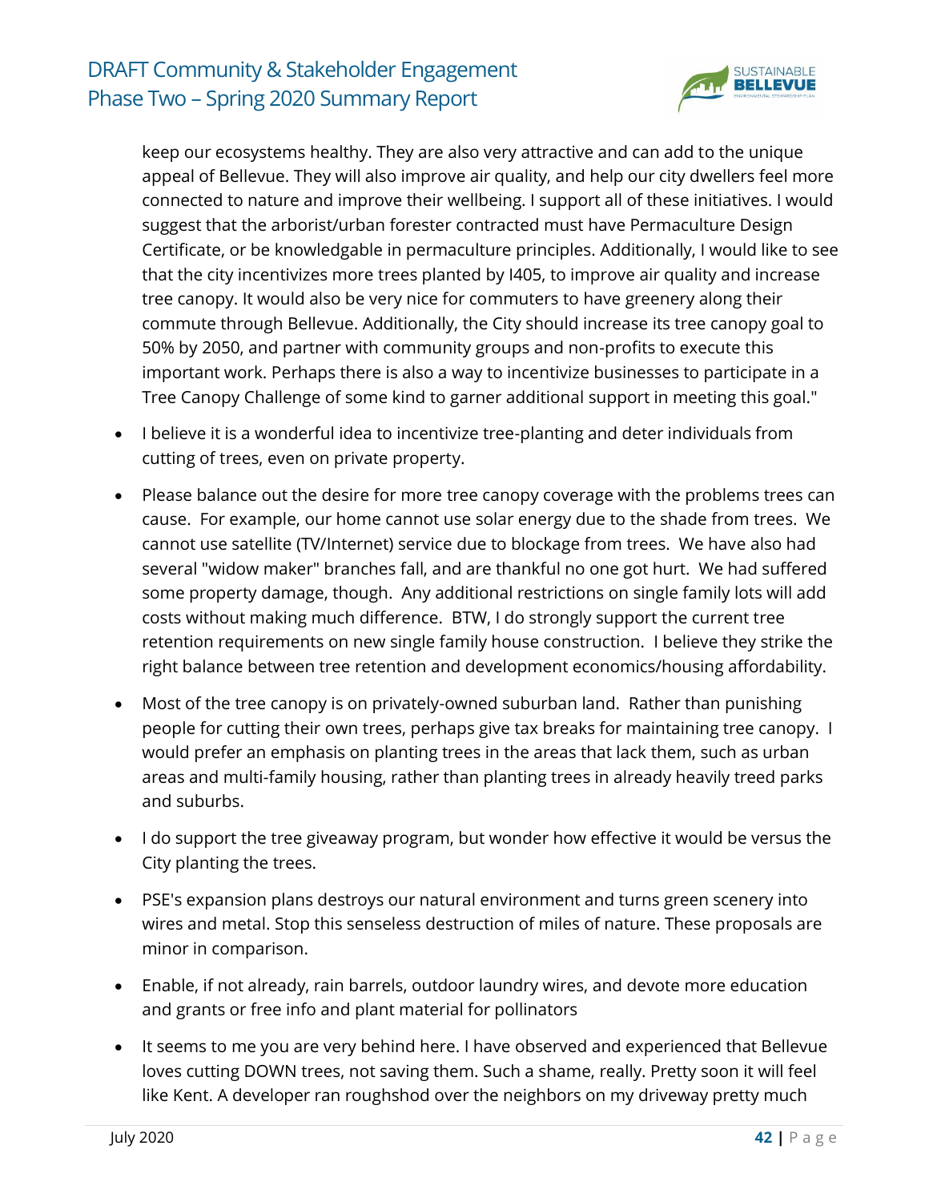keep our ecosystems healthy. They are also very attractive and can add to the unique appeal of Bellevue. They will also improve air quality, and help our city dwellers feel more connected to nature and improve their wellbeing. I support all of these initiatives. I would suggest that the arborist/urban forester contracted must have Permaculture Design Certificate, or be knowledgable in permaculture principles. Additionally, I would like to see that the city incentivizes more trees planted by I405, to improve air quality and increase tree canopy. It would also be very nice for commuters to have greenery along their commute through Bellevue. Additionally, the City should increase its tree canopy goal to 50% by 2050, and partner with community groups and non-profits to execute this important work. Perhaps there is also a way to incentivize businesses to participate in a Tree Canopy Challenge of some kind to garner additional support in meeting this goal."

- I believe it is a wonderful idea to incentivize tree-planting and deter individuals from cutting of trees, even on private property.
- Please balance out the desire for more tree canopy coverage with the problems trees can cause. For example, our home cannot use solar energy due to the shade from trees. We cannot use satellite (TV/Internet) service due to blockage from trees. We have also had several "widow maker" branches fall, and are thankful no one got hurt. We had suffered some property damage, though. Any additional restrictions on single family lots will add costs without making much difference. BTW, I do strongly support the current tree retention requirements on new single family house construction. I believe they strike the right balance between tree retention and development economics/housing affordability.
- Most of the tree canopy is on privately-owned suburban land. Rather than punishing people for cutting their own trees, perhaps give tax breaks for maintaining tree canopy. I would prefer an emphasis on planting trees in the areas that lack them, such as urban areas and multi-family housing, rather than planting trees in already heavily treed parks and suburbs.
- I do support the tree giveaway program, but wonder how effective it would be versus the City planting the trees.
- PSE's expansion plans destroys our natural environment and turns green scenery into wires and metal. Stop this senseless destruction of miles of nature. These proposals are minor in comparison.
- Enable, if not already, rain barrels, outdoor laundry wires, and devote more education and grants or free info and plant material for pollinators
- It seems to me you are very behind here. I have observed and experienced that Bellevue loves cutting DOWN trees, not saving them. Such a shame, really. Pretty soon it will feel like Kent. A developer ran roughshod over the neighbors on my driveway pretty much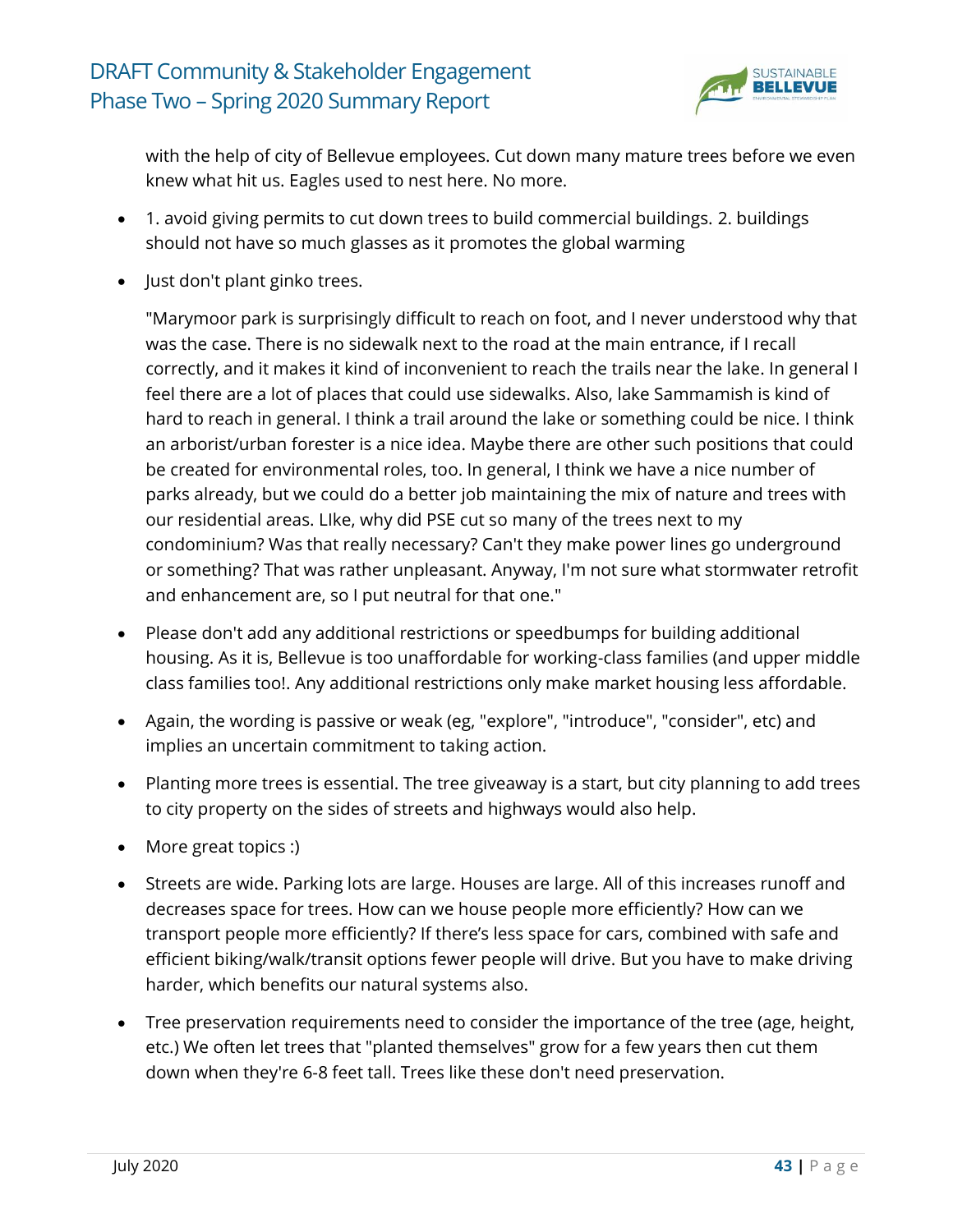with the help of city of Bellevue employees. Cut down many mature trees before we even knew what hit us. Eagles used to nest here. No more.

- 1. avoid giving permits to cut down trees to build commercial buildings. 2. buildings should not have so much glasses as it promotes the global warming
- Just don't plant ginko trees.

  "Marymoor park is surprisingly difficult to reach on foot, and I never understood why that was the case. There is no sidewalk next to the road at the main entrance, if I recall correctly, and it makes it kind of inconvenient to reach the trails near the lake. In general I feel there are a lot of places that could use sidewalks. Also, lake Sammamish is kind of hard to reach in general. I think a trail around the lake or something could be nice. I think an arborist/urban forester is a nice idea. Maybe there are other such positions that could be created for environmental roles, too. In general, I think we have a nice number of parks already, but we could do a better job maintaining the mix of nature and trees with our residential areas. LIke, why did PSE cut so many of the trees next to my condominium? Was that really necessary? Can't they make power lines go underground or something? That was rather unpleasant. Anyway, I'm not sure what stormwater retrofit and enhancement are, so I put neutral for that one."

- Please don't add any additional restrictions or speedbumps for building additional housing. As it is, Bellevue is too unaffordable for working-class families (and upper middle class families too!. Any additional restrictions only make market housing less affordable.
- Again, the wording is passive or weak (eg, "explore", "introduce", "consider", etc) and implies an uncertain commitment to taking action.
- Planting more trees is essential. The tree giveaway is a start, but city planning to add trees to city property on the sides of streets and highways would also help.
- More great topics :)
- Streets are wide. Parking lots are large. Houses are large. All of this increases runoff and decreases space for trees. How can we house people more efficiently? How can we transport people more efficiently? If there's less space for cars, combined with safe and efficient biking/walk/transit options fewer people will drive. But you have to make driving harder, which benefits our natural systems also.
- Tree preservation requirements need to consider the importance of the tree (age, height, etc.) We often let trees that "planted themselves" grow for a few years then cut them down when they're 6-8 feet tall. Trees like these don't need preservation.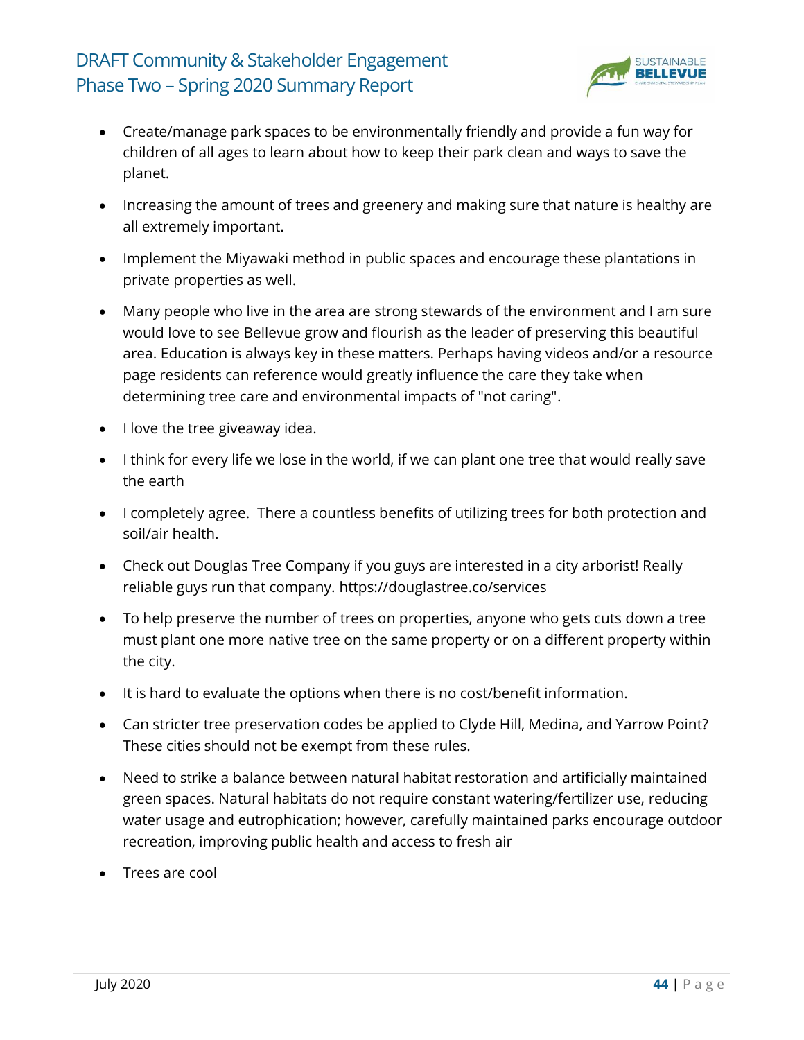- Create/manage park spaces to be environmentally friendly and provide a fun way for children of all ages to learn about how to keep their park clean and ways to save the planet.
- Increasing the amount of trees and greenery and making sure that nature is healthy are all extremely important.
- Implement the Miyawaki method in public spaces and encourage these plantations in private properties as well.
- Many people who live in the area are strong stewards of the environment and I am sure would love to see Bellevue grow and flourish as the leader of preserving this beautiful area. Education is always key in these matters. Perhaps having videos and/or a resource page residents can reference would greatly influence the care they take when determining tree care and environmental impacts of "not caring".
- I love the tree giveaway idea.
- I think for every life we lose in the world, if we can plant one tree that would really save the earth
- I completely agree. There a countless benefits of utilizing trees for both protection and soil/air health.
- Check out Douglas Tree Company if you guys are interested in a city arborist! Really reliable guys run that company. https://douglastree.co/services
- To help preserve the number of trees on properties, anyone who gets cuts down a tree must plant one more native tree on the same property or on a different property within the city.
- It is hard to evaluate the options when there is no cost/benefit information.
- Can stricter tree preservation codes be applied to Clyde Hill, Medina, and Yarrow Point? These cities should not be exempt from these rules.
- Need to strike a balance between natural habitat restoration and artificially maintained green spaces. Natural habitats do not require constant watering/fertilizer use, reducing water usage and eutrophication; however, carefully maintained parks encourage outdoor recreation, improving public health and access to fresh air
- Trees are cool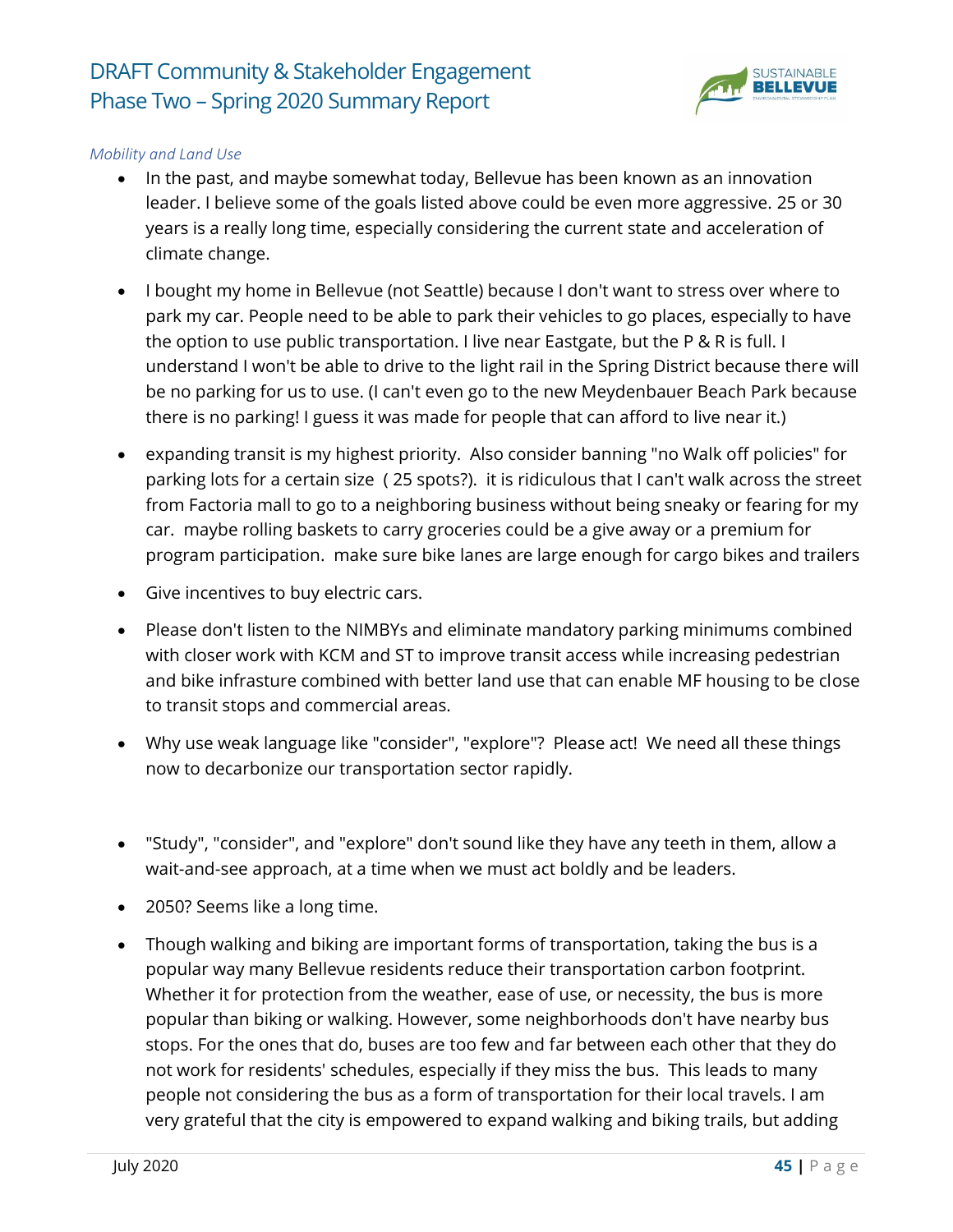*Mobility and Land Use*

- In the past, and maybe somewhat today, Bellevue has been known as an innovation leader. I believe some of the goals listed above could be even more aggressive. 25 or 30 years is a really long time, especially considering the current state and acceleration of climate change.
- I bought my home in Bellevue (not Seattle) because I don't want to stress over where to park my car. People need to be able to park their vehicles to go places, especially to have the option to use public transportation. I live near Eastgate, but the P & R is full. I understand I won't be able to drive to the light rail in the Spring District because there will be no parking for us to use. (I can't even go to the new Meydenbauer Beach Park because there is no parking! I guess it was made for people that can afford to live near it.)
- expanding transit is my highest priority. Also consider banning "no Walk off policies" for parking lots for a certain size ( 25 spots?). it is ridiculous that I can't walk across the street from Factoria mall to go to a neighboring business without being sneaky or fearing for my car. maybe rolling baskets to carry groceries could be a give away or a premium for program participation. make sure bike lanes are large enough for cargo bikes and trailers
- Give incentives to buy electric cars.
- Please don't listen to the NIMBYs and eliminate mandatory parking minimums combined with closer work with KCM and ST to improve transit access while increasing pedestrian and bike infrasture combined with better land use that can enable MF housing to be close to transit stops and commercial areas.
- Why use weak language like "consider", "explore"? Please act! We need all these things now to decarbonize our transportation sector rapidly.
- "Study", "consider", and "explore" don't sound like they have any teeth in them, allow a wait-and-see approach, at a time when we must act boldly and be leaders.
- 2050? Seems like a long time.
- Though walking and biking are important forms of transportation, taking the bus is a popular way many Bellevue residents reduce their transportation carbon footprint. Whether it for protection from the weather, ease of use, or necessity, the bus is more popular than biking or walking. However, some neighborhoods don't have nearby bus stops. For the ones that do, buses are too few and far between each other that they do not work for residents' schedules, especially if they miss the bus. This leads to many people not considering the bus as a form of transportation for their local travels. I am very grateful that the city is empowered to expand walking and biking trails, but adding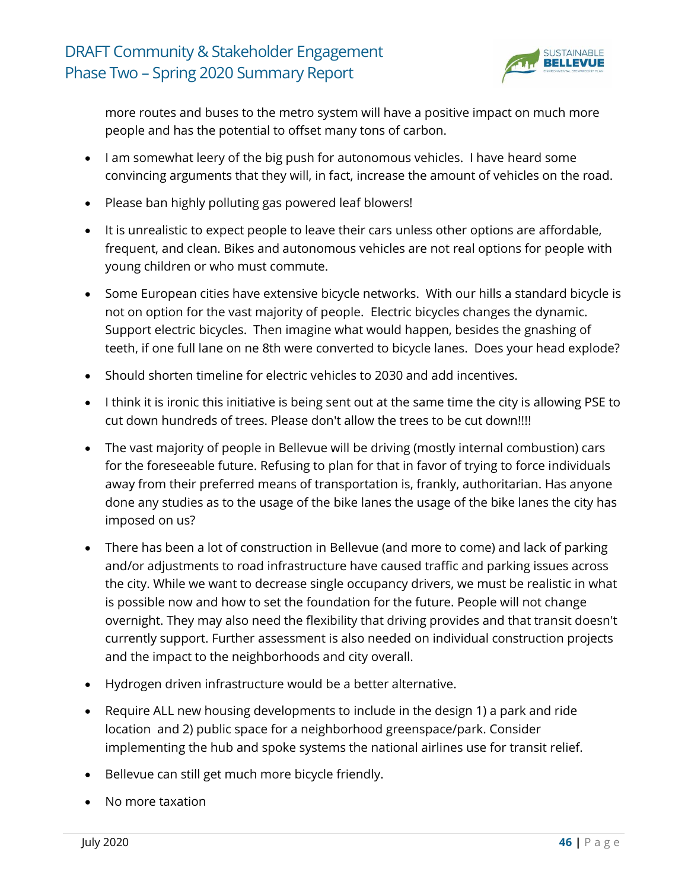more routes and buses to the metro system will have a positive impact on much more people and has the potential to offset many tons of carbon.

- I am somewhat leery of the big push for autonomous vehicles. I have heard some convincing arguments that they will, in fact, increase the amount of vehicles on the road.
- Please ban highly polluting gas powered leaf blowers!
- It is unrealistic to expect people to leave their cars unless other options are affordable, frequent, and clean. Bikes and autonomous vehicles are not real options for people with young children or who must commute.
- Some European cities have extensive bicycle networks. With our hills a standard bicycle is not on option for the vast majority of people. Electric bicycles changes the dynamic. Support electric bicycles. Then imagine what would happen, besides the gnashing of teeth, if one full lane on ne 8th were converted to bicycle lanes. Does your head explode?
- Should shorten timeline for electric vehicles to 2030 and add incentives.
- I think it is ironic this initiative is being sent out at the same time the city is allowing PSE to cut down hundreds of trees. Please don't allow the trees to be cut down!!!!
- The vast majority of people in Bellevue will be driving (mostly internal combustion) cars for the foreseeable future. Refusing to plan for that in favor of trying to force individuals away from their preferred means of transportation is, frankly, authoritarian. Has anyone done any studies as to the usage of the bike lanes the usage of the bike lanes the city has imposed on us?
- There has been a lot of construction in Bellevue (and more to come) and lack of parking and/or adjustments to road infrastructure have caused traffic and parking issues across the city. While we want to decrease single occupancy drivers, we must be realistic in what is possible now and how to set the foundation for the future. People will not change overnight. They may also need the flexibility that driving provides and that transit doesn't currently support. Further assessment is also needed on individual construction projects and the impact to the neighborhoods and city overall.
- Hydrogen driven infrastructure would be a better alternative.
- Require ALL new housing developments to include in the design 1) a park and ride location and 2) public space for a neighborhood greenspace/park. Consider implementing the hub and spoke systems the national airlines use for transit relief.
- Bellevue can still get much more bicycle friendly.
- No more taxation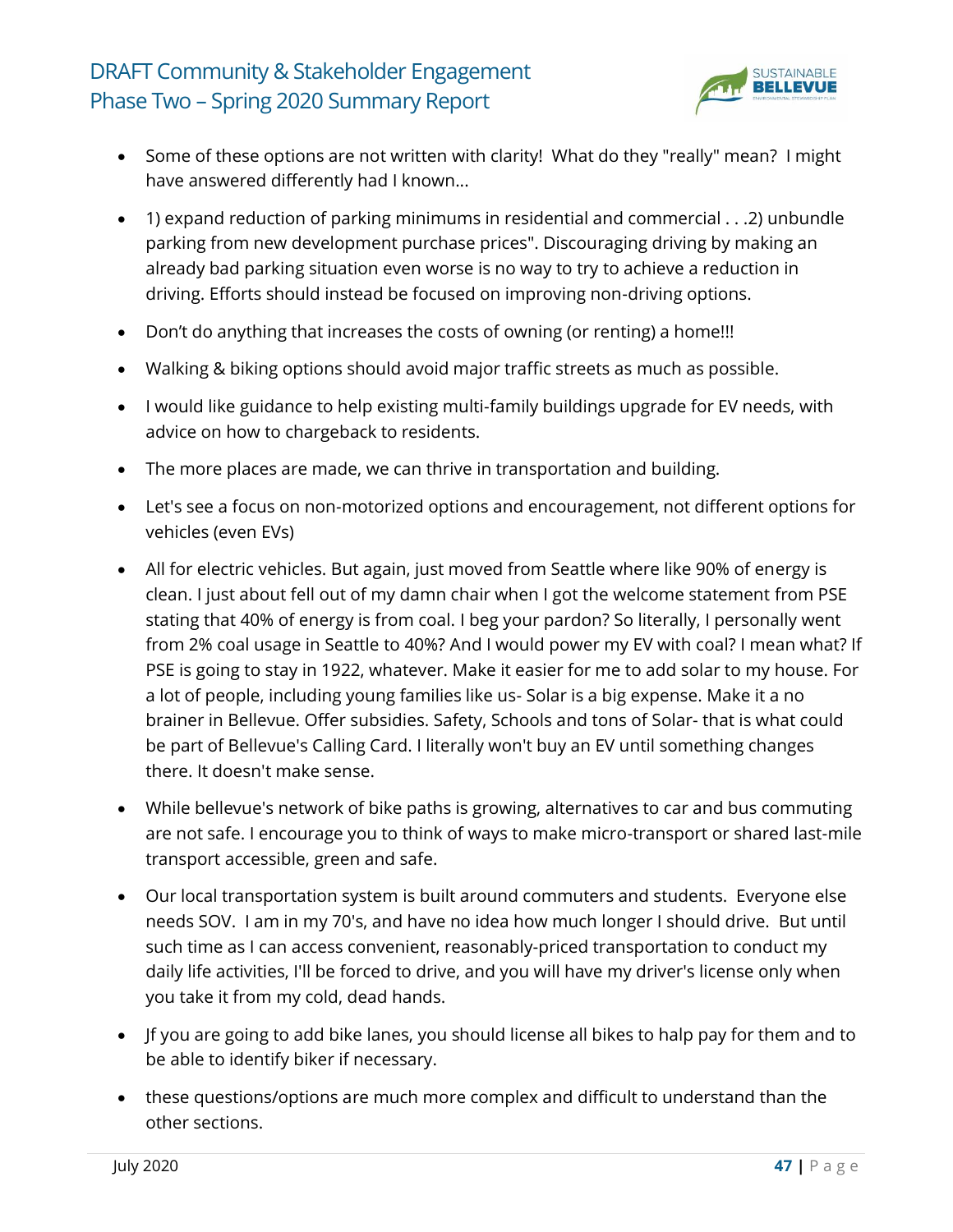- Some of these options are not written with clarity!  What do they "really" mean?  I might have answered differently had I known...
- 1) expand reduction of parking minimums in residential and commercial . . .2) unbundle parking from new development purchase prices". Discouraging driving by making an already bad parking situation even worse is no way to try to achieve a reduction in driving. Efforts should instead be focused on improving non-driving options.
- Don't do anything that increases the costs of owning (or renting) a home!!!
- Walking & biking options should avoid major traffic streets as much as possible.
- I would like guidance to help existing multi-family buildings upgrade for EV needs, with advice on how to chargeback to residents.
- The more places are made, we can thrive in transportation and building.
- Let's see a focus on non-motorized options and encouragement, not different options for vehicles (even EVs)
- All for electric vehicles. But again, just moved from Seattle where like 90% of energy is clean. I just about fell out of my damn chair when I got the welcome statement from PSE stating that 40% of energy is from coal. I beg your pardon? So literally, I personally went from 2% coal usage in Seattle to 40%? And I would power my EV with coal? I mean what? If PSE is going to stay in 1922, whatever. Make it easier for me to add solar to my house. For a lot of people, including young families like us- Solar is a big expense. Make it a no brainer in Bellevue. Offer subsidies. Safety, Schools and tons of Solar- that is what could be part of Bellevue's Calling Card. I literally won't buy an EV until something changes there. It doesn't make sense.
- While bellevue's network of bike paths is growing, alternatives to car and bus commuting are not safe. I encourage you to think of ways to make micro-transport or shared last-mile transport accessible, green and safe.
- Our local transportation system is built around commuters and students.  Everyone else needs SOV.  I am in my 70's, and have no idea how much longer I should drive.  But until such time as I can access convenient, reasonably-priced transportation to conduct my daily life activities, I'll be forced to drive, and you will have my driver's license only when you take it from my cold, dead hands.
- Jf you are going to add bike lanes, you should license all bikes to halp pay for them and to be able to identify biker if necessary.
- these questions/options are much more complex and difficult to understand than the other sections.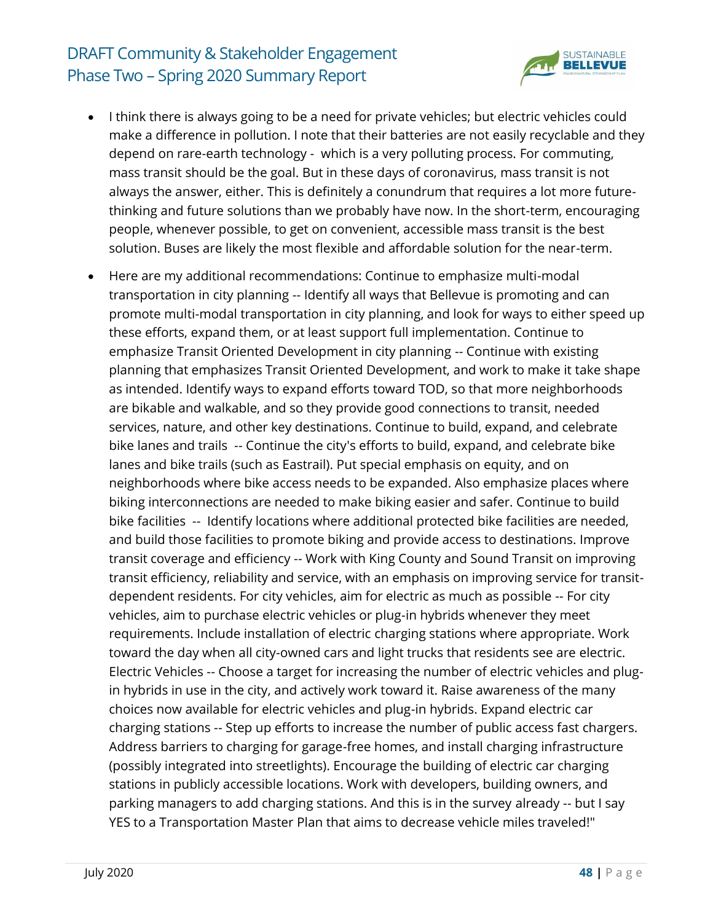- I think there is always going to be a need for private vehicles; but electric vehicles could make a difference in pollution. I note that their batteries are not easily recyclable and they depend on rare-earth technology - which is a very polluting process. For commuting, mass transit should be the goal. But in these days of coronavirus, mass transit is not always the answer, either. This is definitely a conundrum that requires a lot more future-thinking and future solutions than we probably have now. In the short-term, encouraging people, whenever possible, to get on convenient, accessible mass transit is the best solution. Buses are likely the most flexible and affordable solution for the near-term.
- Here are my additional recommendations: Continue to emphasize multi-modal transportation in city planning -- Identify all ways that Bellevue is promoting and can promote multi-modal transportation in city planning, and look for ways to either speed up these efforts, expand them, or at least support full implementation. Continue to emphasize Transit Oriented Development in city planning -- Continue with existing planning that emphasizes Transit Oriented Development, and work to make it take shape as intended. Identify ways to expand efforts toward TOD, so that more neighborhoods are bikable and walkable, and so they provide good connections to transit, needed services, nature, and other key destinations. Continue to build, expand, and celebrate bike lanes and trails -- Continue the city's efforts to build, expand, and celebrate bike lanes and bike trails (such as Eastrail). Put special emphasis on equity, and on neighborhoods where bike access needs to be expanded. Also emphasize places where biking interconnections are needed to make biking easier and safer. Continue to build bike facilities -- Identify locations where additional protected bike facilities are needed, and build those facilities to promote biking and provide access to destinations. Improve transit coverage and efficiency -- Work with King County and Sound Transit on improving transit efficiency, reliability and service, with an emphasis on improving service for transit-dependent residents. For city vehicles, aim for electric as much as possible -- For city vehicles, aim to purchase electric vehicles or plug-in hybrids whenever they meet requirements. Include installation of electric charging stations where appropriate. Work toward the day when all city-owned cars and light trucks that residents see are electric. Electric Vehicles -- Choose a target for increasing the number of electric vehicles and plug-in hybrids in use in the city, and actively work toward it. Raise awareness of the many choices now available for electric vehicles and plug-in hybrids. Expand electric car charging stations -- Step up efforts to increase the number of public access fast chargers. Address barriers to charging for garage-free homes, and install charging infrastructure (possibly integrated into streetlights). Encourage the building of electric car charging stations in publicly accessible locations. Work with developers, building owners, and parking managers to add charging stations. And this is in the survey already -- but I say YES to a Transportation Master Plan that aims to decrease vehicle miles traveled!"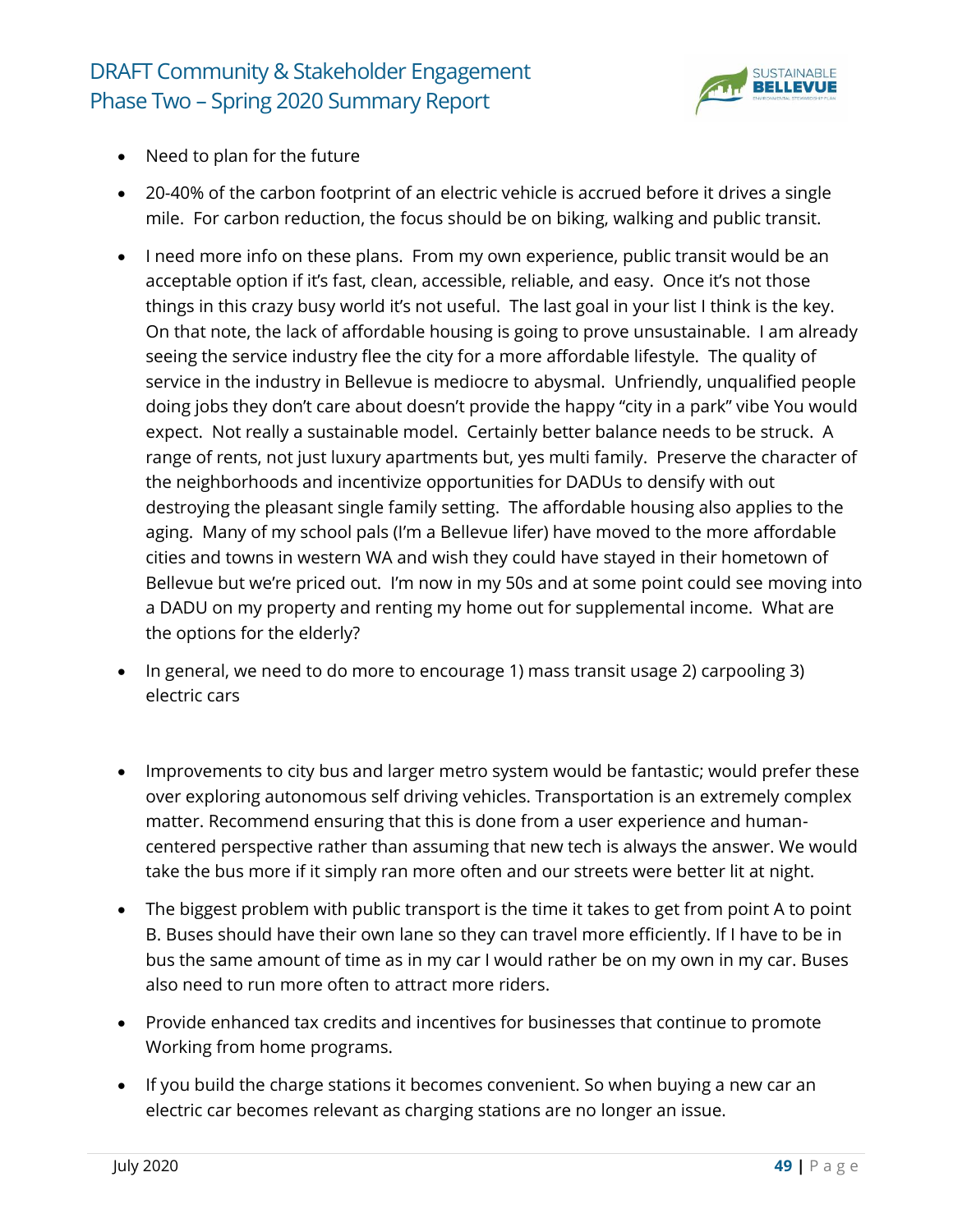- Need to plan for the future
- 20-40% of the carbon footprint of an electric vehicle is accrued before it drives a single mile. For carbon reduction, the focus should be on biking, walking and public transit.
- I need more info on these plans. From my own experience, public transit would be an acceptable option if it's fast, clean, accessible, reliable, and easy. Once it's not those things in this crazy busy world it's not useful. The last goal in your list I think is the key. On that note, the lack of affordable housing is going to prove unsustainable. I am already seeing the service industry flee the city for a more affordable lifestyle. The quality of service in the industry in Bellevue is mediocre to abysmal. Unfriendly, unqualified people doing jobs they don't care about doesn't provide the happy "city in a park" vibe You would expect. Not really a sustainable model. Certainly better balance needs to be struck. A range of rents, not just luxury apartments but, yes multi family. Preserve the character of the neighborhoods and incentivize opportunities for DADUs to densify with out destroying the pleasant single family setting. The affordable housing also applies to the aging. Many of my school pals (I'm a Bellevue lifer) have moved to the more affordable cities and towns in western WA and wish they could have stayed in their hometown of Bellevue but we're priced out. I'm now in my 50s and at some point could see moving into a DADU on my property and renting my home out for supplemental income. What are the options for the elderly?
- In general, we need to do more to encourage 1) mass transit usage 2) carpooling 3) electric cars
- Improvements to city bus and larger metro system would be fantastic; would prefer these over exploring autonomous self driving vehicles. Transportation is an extremely complex matter. Recommend ensuring that this is done from a user experience and human-centered perspective rather than assuming that new tech is always the answer. We would take the bus more if it simply ran more often and our streets were better lit at night.
- The biggest problem with public transport is the time it takes to get from point A to point B. Buses should have their own lane so they can travel more efficiently. If I have to be in bus the same amount of time as in my car I would rather be on my own in my car. Buses also need to run more often to attract more riders.
- Provide enhanced tax credits and incentives for businesses that continue to promote Working from home programs.
- If you build the charge stations it becomes convenient. So when buying a new car an electric car becomes relevant as charging stations are no longer an issue.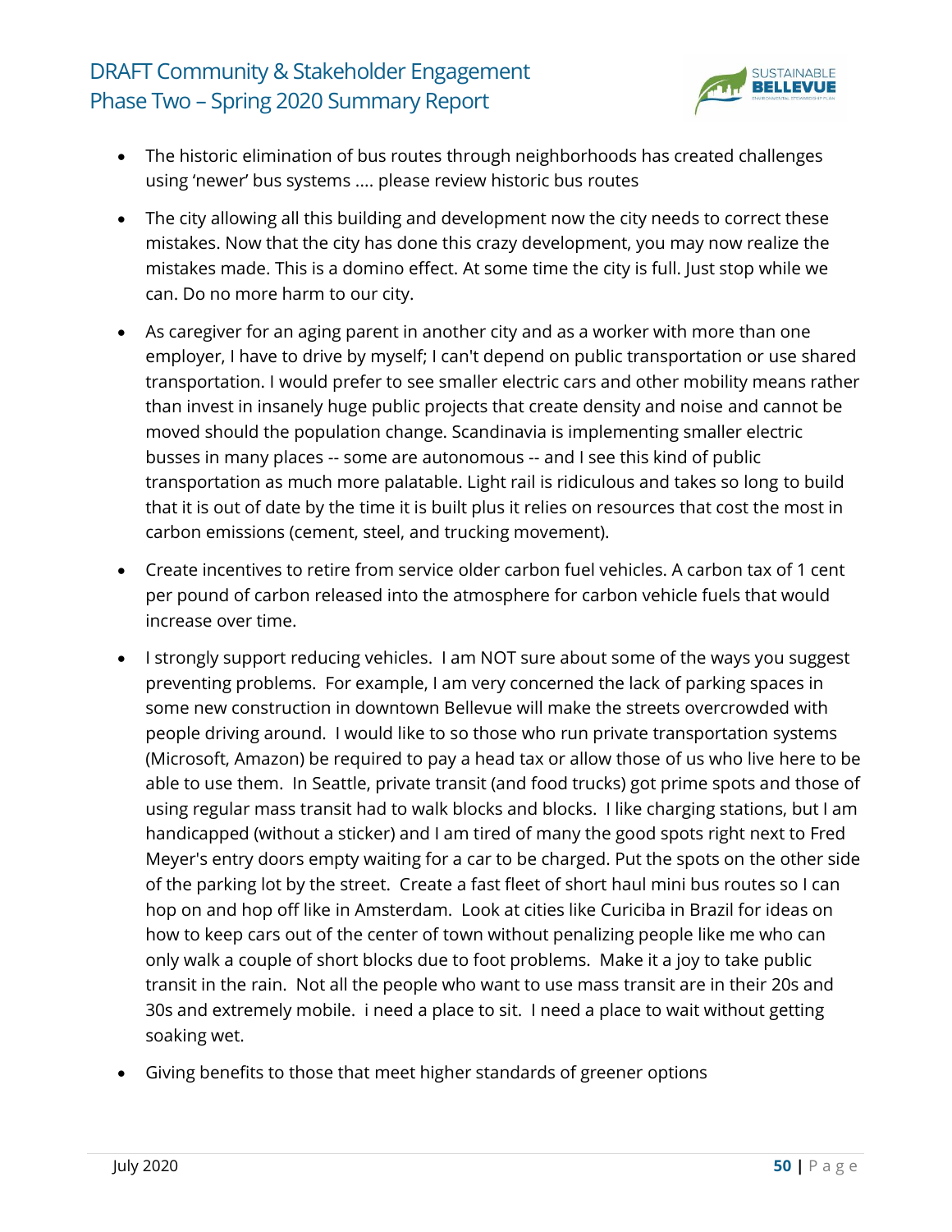- The historic elimination of bus routes through neighborhoods has created challenges using 'newer' bus systems .... please review historic bus routes
- The city allowing all this building and development now the city needs to correct these mistakes. Now that the city has done this crazy development, you may now realize the mistakes made. This is a domino effect. At some time the city is full. Just stop while we can. Do no more harm to our city.
- As caregiver for an aging parent in another city and as a worker with more than one employer, I have to drive by myself; I can't depend on public transportation or use shared transportation. I would prefer to see smaller electric cars and other mobility means rather than invest in insanely huge public projects that create density and noise and cannot be moved should the population change. Scandinavia is implementing smaller electric busses in many places -- some are autonomous -- and I see this kind of public transportation as much more palatable. Light rail is ridiculous and takes so long to build that it is out of date by the time it is built plus it relies on resources that cost the most in carbon emissions (cement, steel, and trucking movement).
- Create incentives to retire from service older carbon fuel vehicles. A carbon tax of 1 cent per pound of carbon released into the atmosphere for carbon vehicle fuels that would increase over time.
- I strongly support reducing vehicles. I am NOT sure about some of the ways you suggest preventing problems. For example, I am very concerned the lack of parking spaces in some new construction in downtown Bellevue will make the streets overcrowded with people driving around. I would like to so those who run private transportation systems (Microsoft, Amazon) be required to pay a head tax or allow those of us who live here to be able to use them. In Seattle, private transit (and food trucks) got prime spots and those of using regular mass transit had to walk blocks and blocks. I like charging stations, but I am handicapped (without a sticker) and I am tired of many the good spots right next to Fred Meyer's entry doors empty waiting for a car to be charged. Put the spots on the other side of the parking lot by the street. Create a fast fleet of short haul mini bus routes so I can hop on and hop off like in Amsterdam. Look at cities like Curiciba in Brazil for ideas on how to keep cars out of the center of town without penalizing people like me who can only walk a couple of short blocks due to foot problems. Make it a joy to take public transit in the rain. Not all the people who want to use mass transit are in their 20s and 30s and extremely mobile. i need a place to sit. I need a place to wait without getting soaking wet.
- Giving benefits to those that meet higher standards of greener options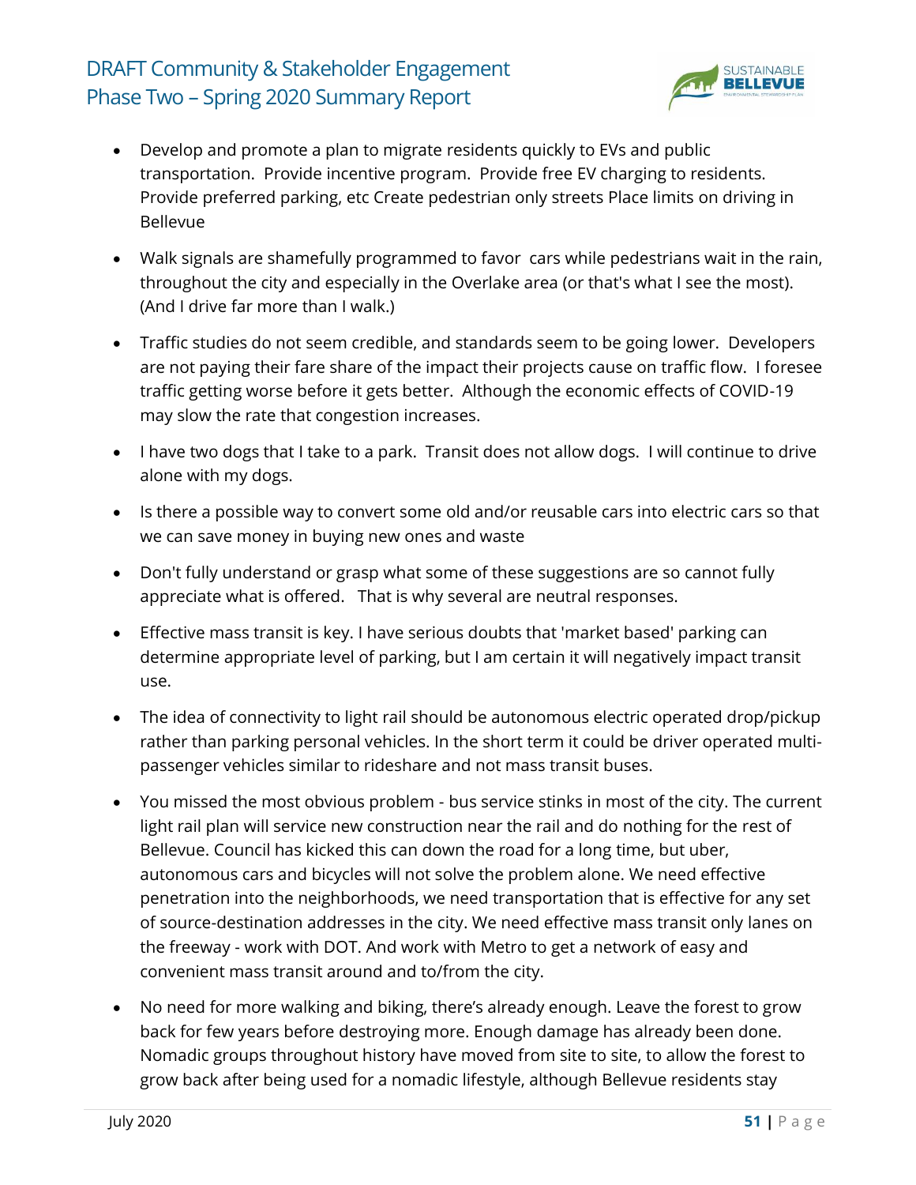- Develop and promote a plan to migrate residents quickly to EVs and public transportation. Provide incentive program. Provide free EV charging to residents. Provide preferred parking, etc Create pedestrian only streets Place limits on driving in Bellevue

- Walk signals are shamefully programmed to favor cars while pedestrians wait in the rain, throughout the city and especially in the Overlake area (or that's what I see the most). (And I drive far more than I walk.)

- Traffic studies do not seem credible, and standards seem to be going lower. Developers are not paying their fare share of the impact their projects cause on traffic flow. I foresee traffic getting worse before it gets better. Although the economic effects of COVID-19 may slow the rate that congestion increases.

- I have two dogs that I take to a park. Transit does not allow dogs. I will continue to drive alone with my dogs.

- Is there a possible way to convert some old and/or reusable cars into electric cars so that we can save money in buying new ones and waste

- Don't fully understand or grasp what some of these suggestions are so cannot fully appreciate what is offered. That is why several are neutral responses.

- Effective mass transit is key. I have serious doubts that 'market based' parking can determine appropriate level of parking, but I am certain it will negatively impact transit use.

- The idea of connectivity to light rail should be autonomous electric operated drop/pickup rather than parking personal vehicles. In the short term it could be driver operated multi-passenger vehicles similar to rideshare and not mass transit buses.

- You missed the most obvious problem - bus service stinks in most of the city. The current light rail plan will service new construction near the rail and do nothing for the rest of Bellevue. Council has kicked this can down the road for a long time, but uber, autonomous cars and bicycles will not solve the problem alone. We need effective penetration into the neighborhoods, we need transportation that is effective for any set of source-destination addresses in the city. We need effective mass transit only lanes on the freeway - work with DOT. And work with Metro to get a network of easy and convenient mass transit around and to/from the city.

- No need for more walking and biking, there's already enough. Leave the forest to grow back for few years before destroying more. Enough damage has already been done. Nomadic groups throughout history have moved from site to site, to allow the forest to grow back after being used for a nomadic lifestyle, although Bellevue residents stay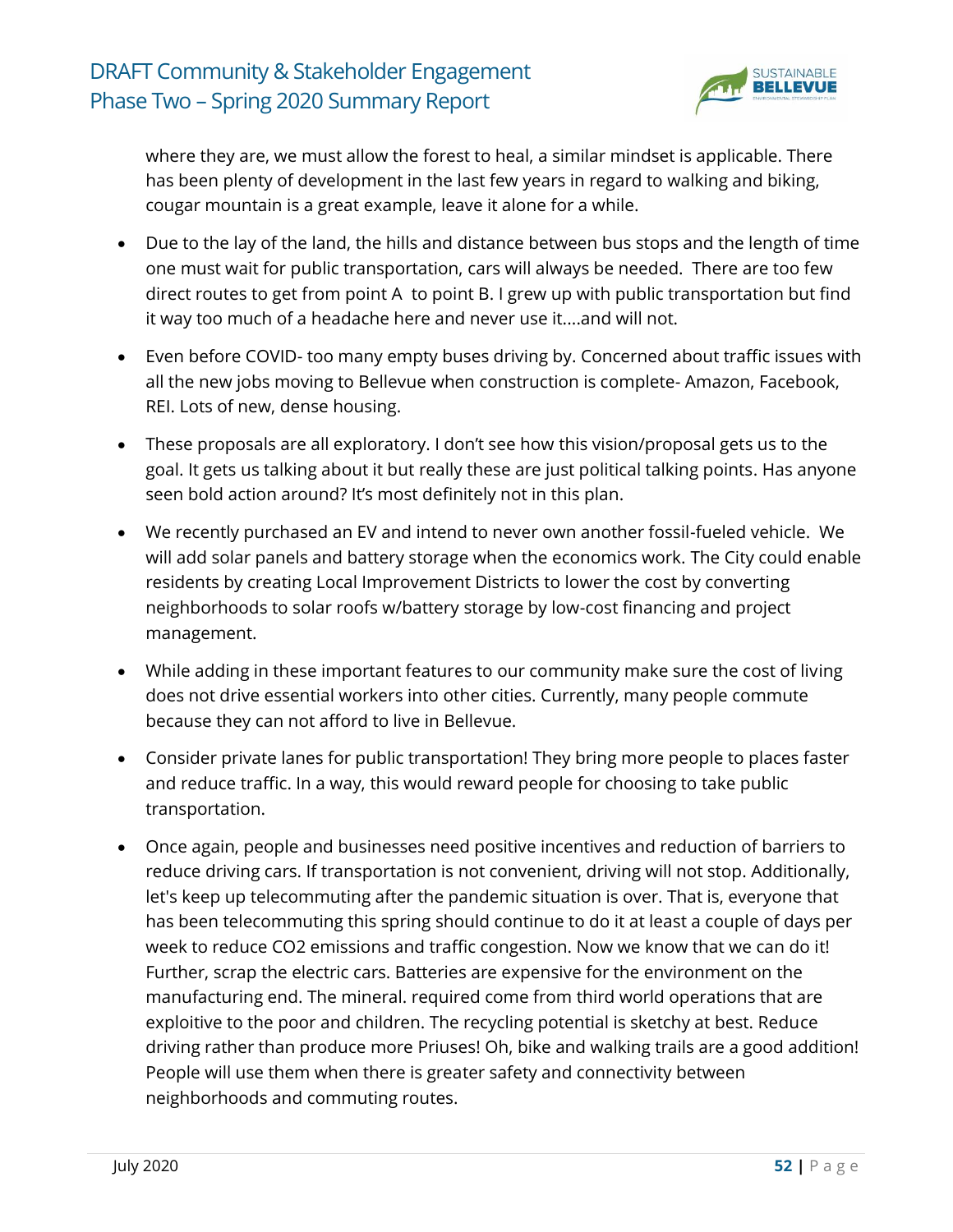where they are, we must allow the forest to heal, a similar mindset is applicable. There has been plenty of development in the last few years in regard to walking and biking, cougar mountain is a great example, leave it alone for a while.

- Due to the lay of the land, the hills and distance between bus stops and the length of time one must wait for public transportation, cars will always be needed. There are too few direct routes to get from point A to point B. I grew up with public transportation but find it way too much of a headache here and never use it....and will not.
- Even before COVID- too many empty buses driving by. Concerned about traffic issues with all the new jobs moving to Bellevue when construction is complete- Amazon, Facebook, REI. Lots of new, dense housing.
- These proposals are all exploratory. I don't see how this vision/proposal gets us to the goal. It gets us talking about it but really these are just political talking points. Has anyone seen bold action around? It's most definitely not in this plan.
- We recently purchased an EV and intend to never own another fossil-fueled vehicle. We will add solar panels and battery storage when the economics work. The City could enable residents by creating Local Improvement Districts to lower the cost by converting neighborhoods to solar roofs w/battery storage by low-cost financing and project management.
- While adding in these important features to our community make sure the cost of living does not drive essential workers into other cities. Currently, many people commute because they can not afford to live in Bellevue.
- Consider private lanes for public transportation! They bring more people to places faster and reduce traffic. In a way, this would reward people for choosing to take public transportation.
- Once again, people and businesses need positive incentives and reduction of barriers to reduce driving cars. If transportation is not convenient, driving will not stop. Additionally, let's keep up telecommuting after the pandemic situation is over. That is, everyone that has been telecommuting this spring should continue to do it at least a couple of days per week to reduce $CO_2$ emissions and traffic congestion. Now we know that we can do it! Further, scrap the electric cars. Batteries are expensive for the environment on the manufacturing end. The mineral. required come from third world operations that are exploitive to the poor and children. The recycling potential is sketchy at best. Reduce driving rather than produce more Priuses! Oh, bike and walking trails are a good addition! People will use them when there is greater safety and connectivity between neighborhoods and commuting routes.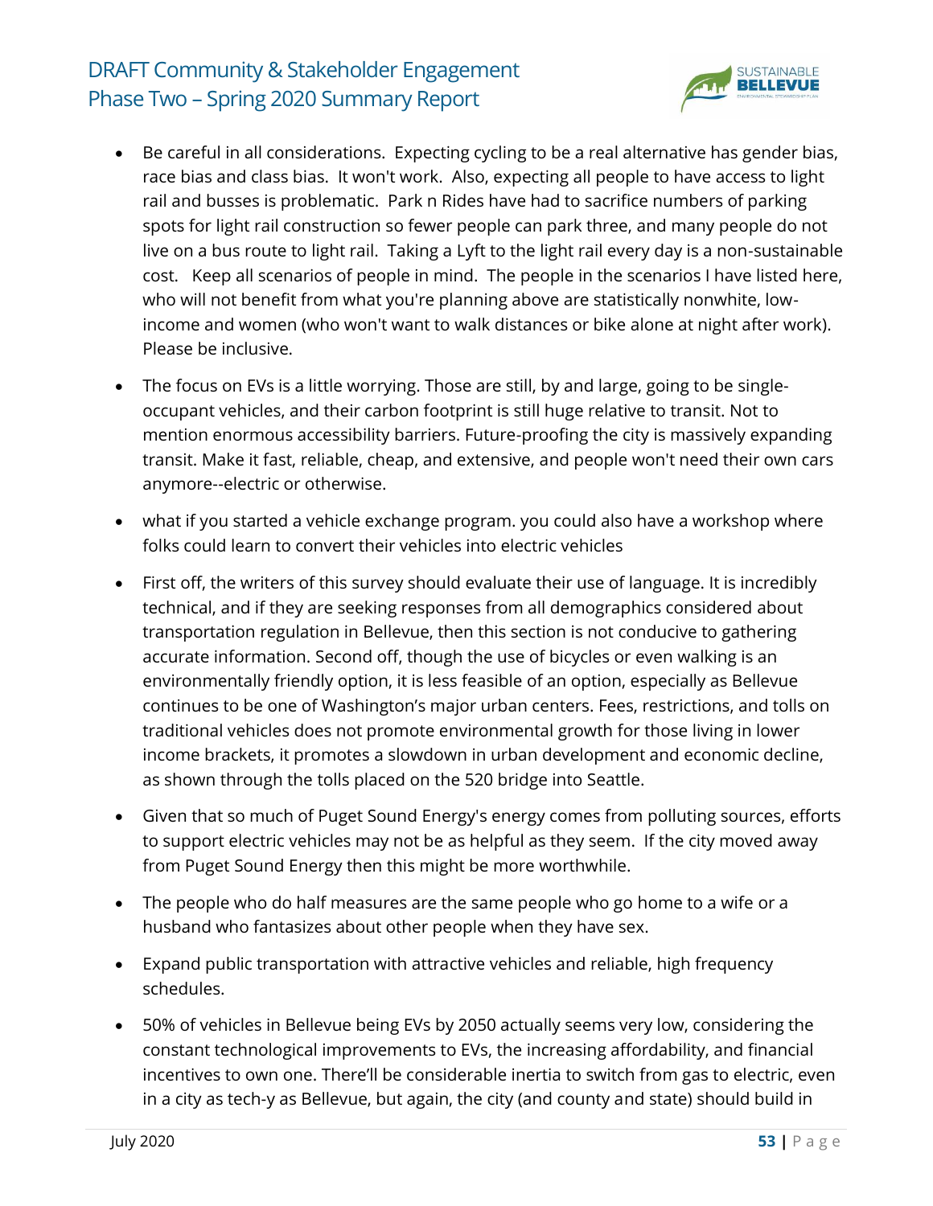- Be careful in all considerations. Expecting cycling to be a real alternative has gender bias, race bias and class bias. It won't work. Also, expecting all people to have access to light rail and busses is problematic. Park n Rides have had to sacrifice numbers of parking spots for light rail construction so fewer people can park three, and many people do not live on a bus route to light rail. Taking a Lyft to the light rail every day is a non-sustainable cost. Keep all scenarios of people in mind. The people in the scenarios I have listed here, who will not benefit from what you're planning above are statistically nonwhite, low-income and women (who won't want to walk distances or bike alone at night after work). Please be inclusive.
- The focus on EVs is a little worrying. Those are still, by and large, going to be single-occupant vehicles, and their carbon footprint is still huge relative to transit. Not to mention enormous accessibility barriers. Future-proofing the city is massively expanding transit. Make it fast, reliable, cheap, and extensive, and people won't need their own cars anymore--electric or otherwise.
- what if you started a vehicle exchange program. you could also have a workshop where folks could learn to convert their vehicles into electric vehicles
- First off, the writers of this survey should evaluate their use of language. It is incredibly technical, and if they are seeking responses from all demographics considered about transportation regulation in Bellevue, then this section is not conducive to gathering accurate information. Second off, though the use of bicycles or even walking is an environmentally friendly option, it is less feasible of an option, especially as Bellevue continues to be one of Washington's major urban centers. Fees, restrictions, and tolls on traditional vehicles does not promote environmental growth for those living in lower income brackets, it promotes a slowdown in urban development and economic decline, as shown through the tolls placed on the 520 bridge into Seattle.
- Given that so much of Puget Sound Energy's energy comes from polluting sources, efforts to support electric vehicles may not be as helpful as they seem. If the city moved away from Puget Sound Energy then this might be more worthwhile.
- The people who do half measures are the same people who go home to a wife or a husband who fantasizes about other people when they have sex.
- Expand public transportation with attractive vehicles and reliable, high frequency schedules.
- 50% of vehicles in Bellevue being EVs by 2050 actually seems very low, considering the constant technological improvements to EVs, the increasing affordability, and financial incentives to own one. There'll be considerable inertia to switch from gas to electric, even in a city as tech-y as Bellevue, but again, the city (and county and state) should build in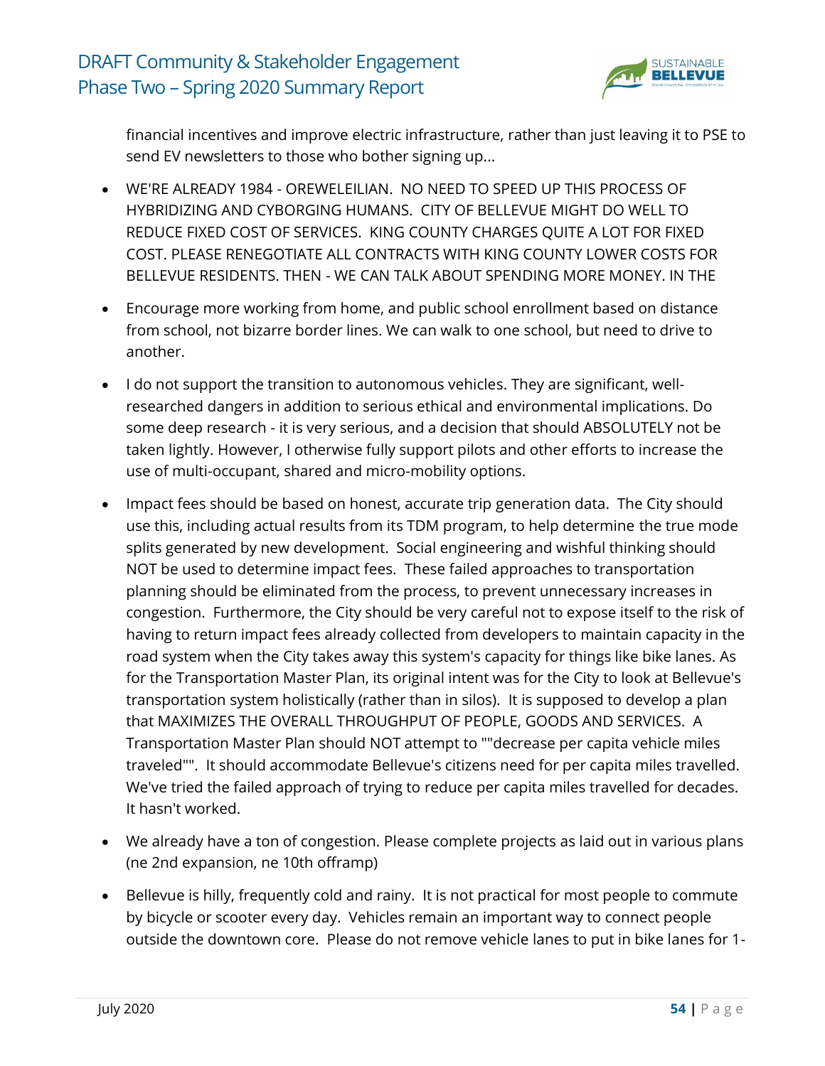financial incentives and improve electric infrastructure, rather than just leaving it to PSE to send EV newsletters to those who bother signing up...

- WE'RE ALREADY 1984 - OREWELEILIAN. NO NEED TO SPEED UP THIS PROCESS OF HYBRIDIZING AND CYBORGING HUMANS. CITY OF BELLEVUE MIGHT DO WELL TO REDUCE FIXED COST OF SERVICES. KING COUNTY CHARGES QUITE A LOT FOR FIXED COST. PLEASE RENEGOTIATE ALL CONTRACTS WITH KING COUNTY LOWER COSTS FOR BELLEVUE RESIDENTS. THEN - WE CAN TALK ABOUT SPENDING MORE MONEY. IN THE
- Encourage more working from home, and public school enrollment based on distance from school, not bizarre border lines. We can walk to one school, but need to drive to another.
- I do not support the transition to autonomous vehicles. They are significant, well-researched dangers in addition to serious ethical and environmental implications. Do some deep research - it is very serious, and a decision that should ABSOLUTELY not be taken lightly. However, I otherwise fully support pilots and other efforts to increase the use of multi-occupant, shared and micro-mobility options.
- Impact fees should be based on honest, accurate trip generation data. The City should use this, including actual results from its TDM program, to help determine the true mode splits generated by new development. Social engineering and wishful thinking should NOT be used to determine impact fees. These failed approaches to transportation planning should be eliminated from the process, to prevent unnecessary increases in congestion. Furthermore, the City should be very careful not to expose itself to the risk of having to return impact fees already collected from developers to maintain capacity in the road system when the City takes away this system's capacity for things like bike lanes. As for the Transportation Master Plan, its original intent was for the City to look at Bellevue's transportation system holistically (rather than in silos). It is supposed to develop a plan that MAXIMIZES THE OVERALL THROUGHPUT OF PEOPLE, GOODS AND SERVICES. A Transportation Master Plan should NOT attempt to ""decrease per capita vehicle miles traveled"". It should accommodate Bellevue's citizens need for per capita miles travelled. We've tried the failed approach of trying to reduce per capita miles travelled for decades. It hasn't worked.
- We already have a ton of congestion. Please complete projects as laid out in various plans (ne 2nd expansion, ne 10th offramp)
- Bellevue is hilly, frequently cold and rainy. It is not practical for most people to commute by bicycle or scooter every day. Vehicles remain an important way to connect people outside the downtown core. Please do not remove vehicle lanes to put in bike lanes for 1-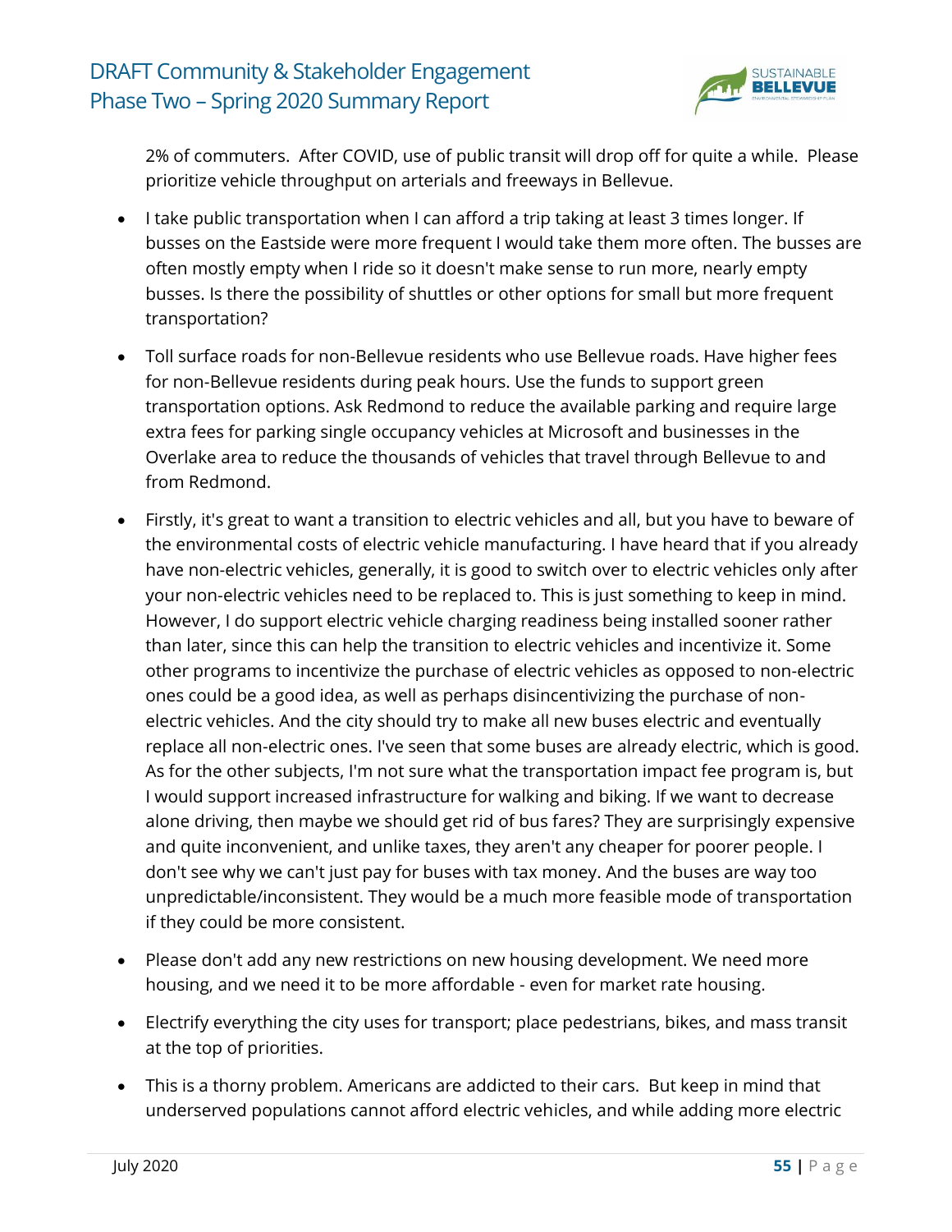2% of commuters. After COVID, use of public transit will drop off for quite a while. Please prioritize vehicle throughput on arterials and freeways in Bellevue.

- I take public transportation when I can afford a trip taking at least 3 times longer. If busses on the Eastside were more frequent I would take them more often. The busses are often mostly empty when I ride so it doesn't make sense to run more, nearly empty busses. Is there the possibility of shuttles or other options for small but more frequent transportation?
- Toll surface roads for non-Bellevue residents who use Bellevue roads. Have higher fees for non-Bellevue residents during peak hours. Use the funds to support green transportation options. Ask Redmond to reduce the available parking and require large extra fees for parking single occupancy vehicles at Microsoft and businesses in the Overlake area to reduce the thousands of vehicles that travel through Bellevue to and from Redmond.
- Firstly, it's great to want a transition to electric vehicles and all, but you have to beware of the environmental costs of electric vehicle manufacturing. I have heard that if you already have non-electric vehicles, generally, it is good to switch over to electric vehicles only after your non-electric vehicles need to be replaced to. This is just something to keep in mind. However, I do support electric vehicle charging readiness being installed sooner rather than later, since this can help the transition to electric vehicles and incentivize it. Some other programs to incentivize the purchase of electric vehicles as opposed to non-electric ones could be a good idea, as well as perhaps disincentivizing the purchase of non-electric vehicles. And the city should try to make all new buses electric and eventually replace all non-electric ones. I've seen that some buses are already electric, which is good. As for the other subjects, I'm not sure what the transportation impact fee program is, but I would support increased infrastructure for walking and biking. If we want to decrease alone driving, then maybe we should get rid of bus fares? They are surprisingly expensive and quite inconvenient, and unlike taxes, they aren't any cheaper for poorer people. I don't see why we can't just pay for buses with tax money. And the buses are way too unpredictable/inconsistent. They would be a much more feasible mode of transportation if they could be more consistent.
- Please don't add any new restrictions on new housing development. We need more housing, and we need it to be more affordable - even for market rate housing.
- Electrify everything the city uses for transport; place pedestrians, bikes, and mass transit at the top of priorities.
- This is a thorny problem. Americans are addicted to their cars. But keep in mind that underserved populations cannot afford electric vehicles, and while adding more electric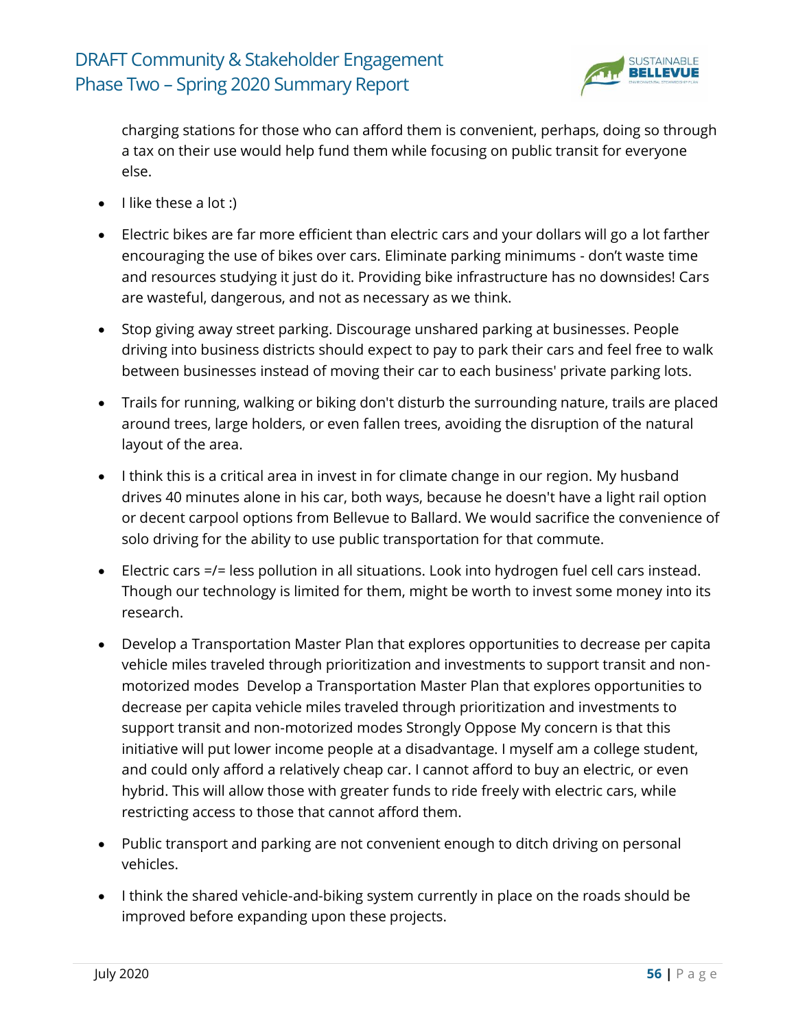charging stations for those who can afford them is convenient, perhaps, doing so through a tax on their use would help fund them while focusing on public transit for everyone else.

- I like these a lot :)
- Electric bikes are far more efficient than electric cars and your dollars will go a lot farther encouraging the use of bikes over cars. Eliminate parking minimums - don't waste time and resources studying it just do it. Providing bike infrastructure has no downsides! Cars are wasteful, dangerous, and not as necessary as we think.
- Stop giving away street parking. Discourage unshared parking at businesses. People driving into business districts should expect to pay to park their cars and feel free to walk between businesses instead of moving their car to each business' private parking lots.
- Trails for running, walking or biking don't disturb the surrounding nature, trails are placed around trees, large holders, or even fallen trees, avoiding the disruption of the natural layout of the area.
- I think this is a critical area in invest in for climate change in our region. My husband drives 40 minutes alone in his car, both ways, because he doesn't have a light rail option or decent carpool options from Bellevue to Ballard. We would sacrifice the convenience of solo driving for the ability to use public transportation for that commute.
- Electric cars =/= less pollution in all situations. Look into hydrogen fuel cell cars instead. Though our technology is limited for them, might be worth to invest some money into its research.
- Develop a Transportation Master Plan that explores opportunities to decrease per capita vehicle miles traveled through prioritization and investments to support transit and non-motorized modes  Develop a Transportation Master Plan that explores opportunities to decrease per capita vehicle miles traveled through prioritization and investments to support transit and non-motorized modes Strongly Oppose My concern is that this initiative will put lower income people at a disadvantage. I myself am a college student, and could only afford a relatively cheap car. I cannot afford to buy an electric, or even hybrid. This will allow those with greater funds to ride freely with electric cars, while restricting access to those that cannot afford them.
- Public transport and parking are not convenient enough to ditch driving on personal vehicles.
- I think the shared vehicle-and-biking system currently in place on the roads should be improved before expanding upon these projects.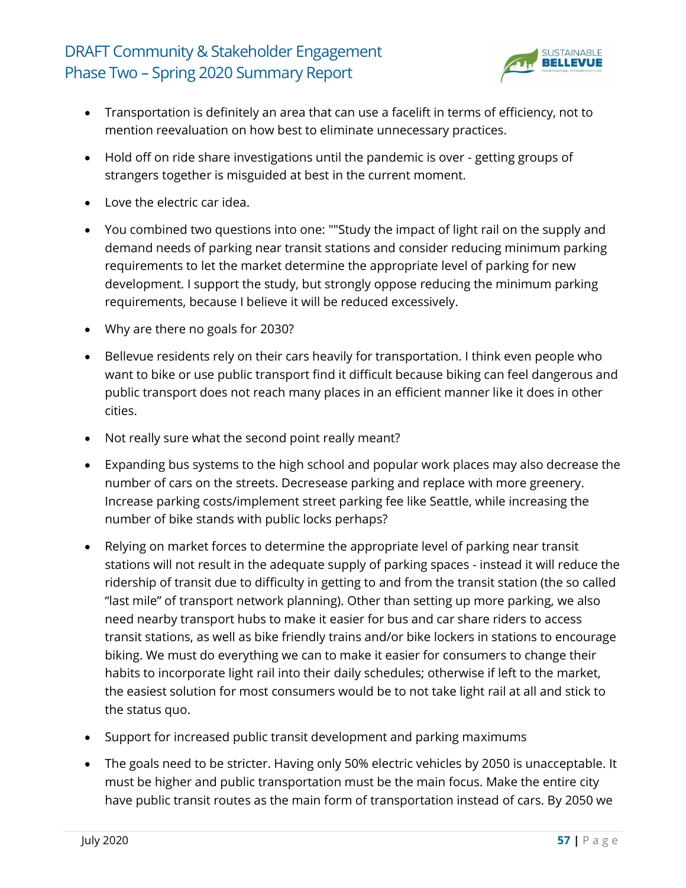- Transportation is definitely an area that can use a facelift in terms of efficiency, not to mention reevaluation on how best to eliminate unnecessary practices.
- Hold off on ride share investigations until the pandemic is over - getting groups of strangers together is misguided at best in the current moment.
- Love the electric car idea.
- You combined two questions into one: ""Study the impact of light rail on the supply and demand needs of parking near transit stations and consider reducing minimum parking requirements to let the market determine the appropriate level of parking for new development. I support the study, but strongly oppose reducing the minimum parking requirements, because I believe it will be reduced excessively.
- Why are there no goals for 2030?
- Bellevue residents rely on their cars heavily for transportation. I think even people who want to bike or use public transport find it difficult because biking can feel dangerous and public transport does not reach many places in an efficient manner like it does in other cities.
- Not really sure what the second point really meant?
- Expanding bus systems to the high school and popular work places may also decrease the number of cars on the streets. Decresease parking and replace with more greenery. Increase parking costs/implement street parking fee like Seattle, while increasing the number of bike stands with public locks perhaps?
- Relying on market forces to determine the appropriate level of parking near transit stations will not result in the adequate supply of parking spaces - instead it will reduce the ridership of transit due to difficulty in getting to and from the transit station (the so called "last mile" of transport network planning). Other than setting up more parking, we also need nearby transport hubs to make it easier for bus and car share riders to access transit stations, as well as bike friendly trains and/or bike lockers in stations to encourage biking. We must do everything we can to make it easier for consumers to change their habits to incorporate light rail into their daily schedules; otherwise if left to the market, the easiest solution for most consumers would be to not take light rail at all and stick to the status quo.
- Support for increased public transit development and parking maximums
- The goals need to be stricter. Having only 50% electric vehicles by 2050 is unacceptable. It must be higher and public transportation must be the main focus. Make the entire city have public transit routes as the main form of transportation instead of cars. By 2050 we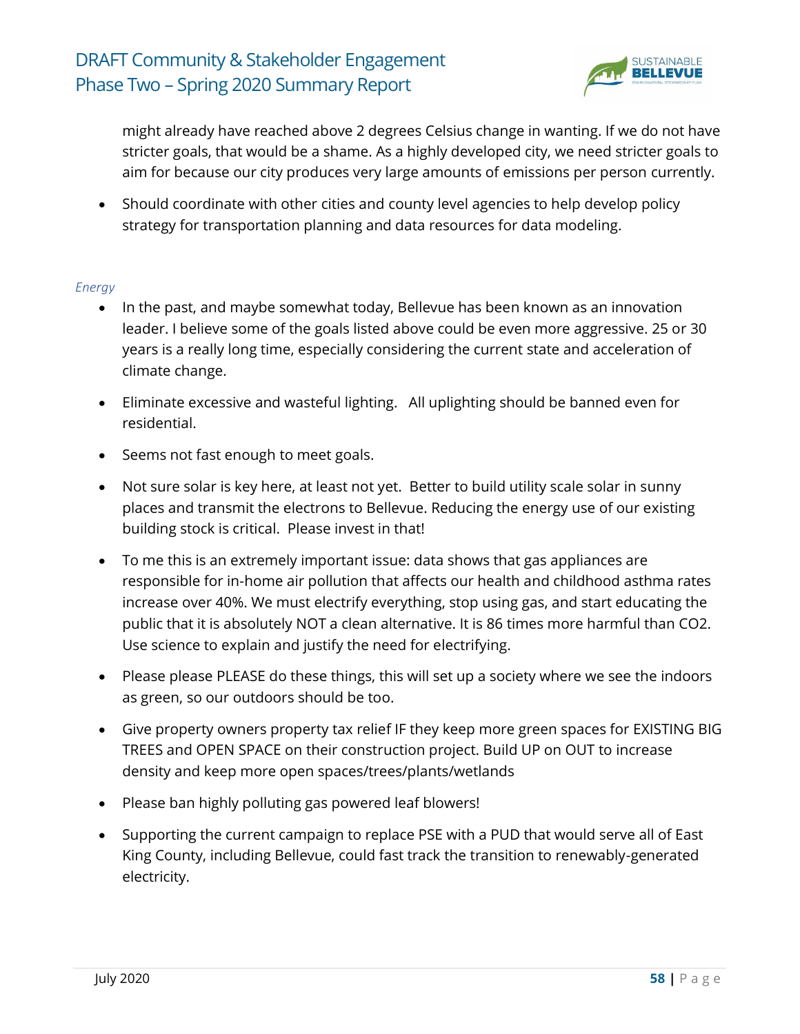might already have reached above 2 degrees Celsius change in wanting. If we do not have stricter goals, that would be a shame. As a highly developed city, we need stricter goals to aim for because our city produces very large amounts of emissions per person currently.

- Should coordinate with other cities and county level agencies to help develop policy strategy for transportation planning and data resources for data modeling.

*Energy*

- In the past, and maybe somewhat today, Bellevue has been known as an innovation leader. I believe some of the goals listed above could be even more aggressive. 25 or 30 years is a really long time, especially considering the current state and acceleration of climate change.
- Eliminate excessive and wasteful lighting. All uplighting should be banned even for residential.
- Seems not fast enough to meet goals.
- Not sure solar is key here, at least not yet. Better to build utility scale solar in sunny places and transmit the electrons to Bellevue. Reducing the energy use of our existing building stock is critical. Please invest in that!
- To me this is an extremely important issue: data shows that gas appliances are responsible for in-home air pollution that affects our health and childhood asthma rates increase over 40%. We must electrify everything, stop using gas, and start educating the public that it is absolutely NOT a clean alternative. It is 86 times more harmful than $CO_2$. Use science to explain and justify the need for electrifying.
- Please please PLEASE do these things, this will set up a society where we see the indoors as green, so our outdoors should be too.
- Give property owners property tax relief IF they keep more green spaces for EXISTING BIG TREES and OPEN SPACE on their construction project. Build UP on OUT to increase density and keep more open spaces/trees/plants/wetlands
- Please ban highly polluting gas powered leaf blowers!
- Supporting the current campaign to replace PSE with a PUD that would serve all of East King County, including Bellevue, could fast track the transition to renewably-generated electricity.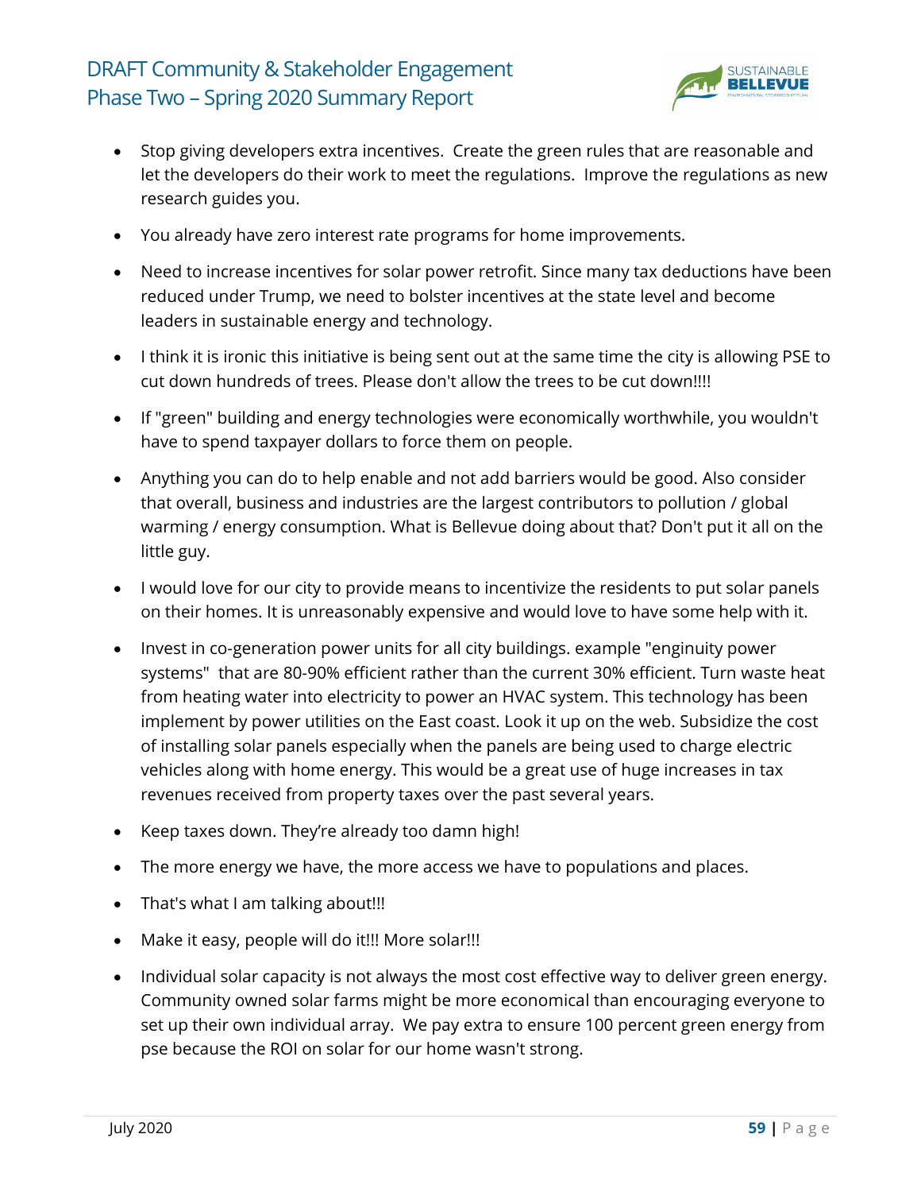- Stop giving developers extra incentives. Create the green rules that are reasonable and let the developers do their work to meet the regulations. Improve the regulations as new research guides you.
- You already have zero interest rate programs for home improvements.
- Need to increase incentives for solar power retrofit. Since many tax deductions have been reduced under Trump, we need to bolster incentives at the state level and become leaders in sustainable energy and technology.
- I think it is ironic this initiative is being sent out at the same time the city is allowing PSE to cut down hundreds of trees. Please don't allow the trees to be cut down!!!!
- If "green" building and energy technologies were economically worthwhile, you wouldn't have to spend taxpayer dollars to force them on people.
- Anything you can do to help enable and not add barriers would be good. Also consider that overall, business and industries are the largest contributors to pollution / global warming / energy consumption. What is Bellevue doing about that? Don't put it all on the little guy.
- I would love for our city to provide means to incentivize the residents to put solar panels on their homes. It is unreasonably expensive and would love to have some help with it.
- Invest in co-generation power units for all city buildings. example "enginuity power systems" that are 80-90% efficient rather than the current 30% efficient. Turn waste heat from heating water into electricity to power an HVAC system. This technology has been implement by power utilities on the East coast. Look it up on the web. Subsidize the cost of installing solar panels especially when the panels are being used to charge electric vehicles along with home energy. This would be a great use of huge increases in tax revenues received from property taxes over the past several years.
- Keep taxes down. They're already too damn high!
- The more energy we have, the more access we have to populations and places.
- That's what I am talking about!!!
- Make it easy, people will do it!!! More solar!!!
- Individual solar capacity is not always the most cost effective way to deliver green energy. Community owned solar farms might be more economical than encouraging everyone to set up their own individual array. We pay extra to ensure 100 percent green energy from pse because the ROI on solar for our home wasn't strong.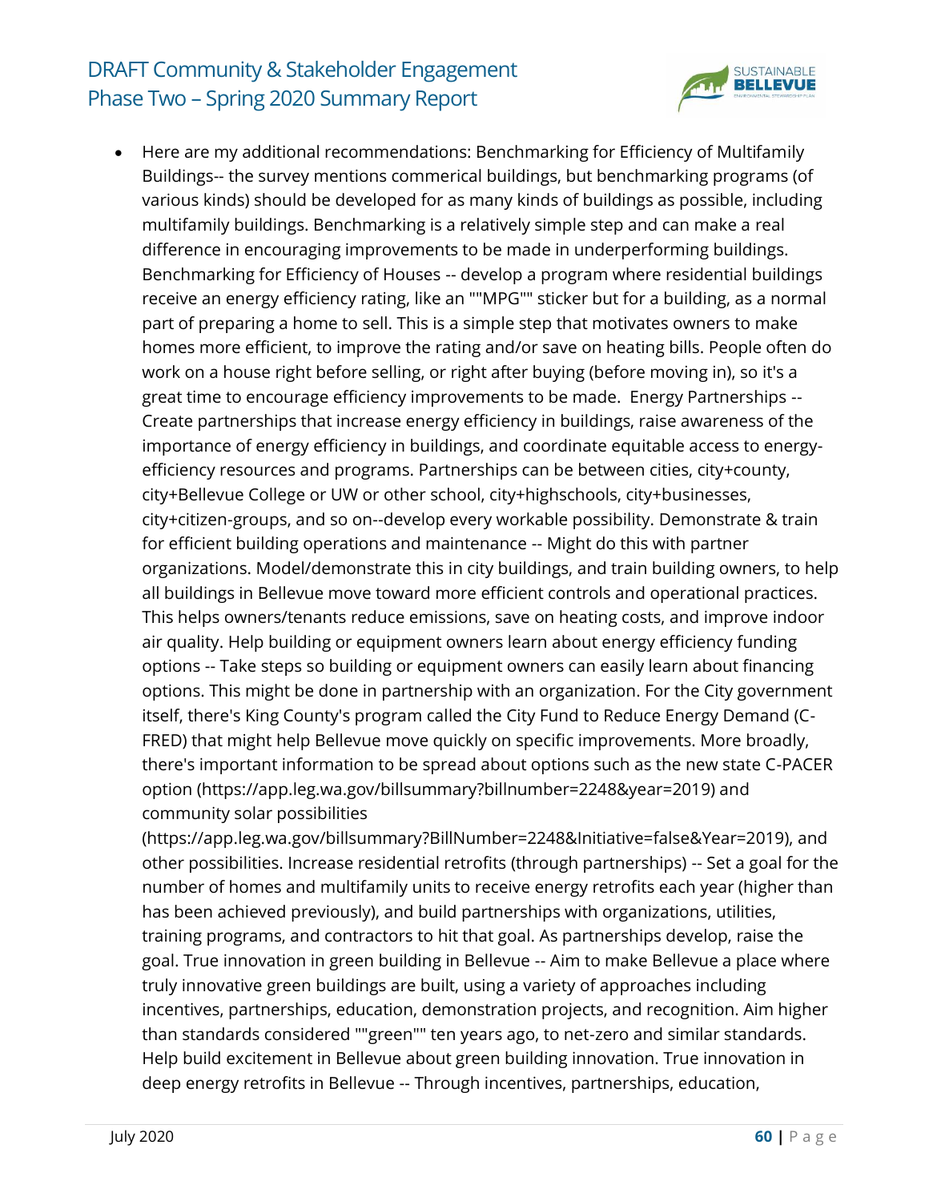- Here are my additional recommendations: Benchmarking for Efficiency of Multifamily Buildings-- the survey mentions commerical buildings, but benchmarking programs (of various kinds) should be developed for as many kinds of buildings as possible, including multifamily buildings. Benchmarking is a relatively simple step and can make a real difference in encouraging improvements to be made in underperforming buildings. Benchmarking for Efficiency of Houses -- develop a program where residential buildings receive an energy efficiency rating, like an ""MPG"" sticker but for a building, as a normal part of preparing a home to sell. This is a simple step that motivates owners to make homes more efficient, to improve the rating and/or save on heating bills. People often do work on a house right before selling, or right after buying (before moving in), so it's a great time to encourage efficiency improvements to be made. Energy Partnerships -- Create partnerships that increase energy efficiency in buildings, raise awareness of the importance of energy efficiency in buildings, and coordinate equitable access to energy-efficiency resources and programs. Partnerships can be between cities, city+county, city+Bellevue College or UW or other school, city+highschools, city+businesses, city+citizen-groups, and so on--develop every workable possibility. Demonstrate & train for efficient building operations and maintenance -- Might do this with partner organizations. Model/demonstrate this in city buildings, and train building owners, to help all buildings in Bellevue move toward more efficient controls and operational practices. This helps owners/tenants reduce emissions, save on heating costs, and improve indoor air quality. Help building or equipment owners learn about energy efficiency funding options -- Take steps so building or equipment owners can easily learn about financing options. This might be done in partnership with an organization. For the City government itself, there's King County's program called the City Fund to Reduce Energy Demand (C-FRED) that might help Bellevue move quickly on specific improvements. More broadly, there's important information to be spread about options such as the new state C-PACER option (https://app.leg.wa.gov/billsummary?billnumber=2248&year=2019) and community solar possibilities (https://app.leg.wa.gov/billsummary?BillNumber=2248&Initiative=false&Year=2019), and other possibilities. Increase residential retrofits (through partnerships) -- Set a goal for the number of homes and multifamily units to receive energy retrofits each year (higher than has been achieved previously), and build partnerships with organizations, utilities, training programs, and contractors to hit that goal. As partnerships develop, raise the goal. True innovation in green building in Bellevue -- Aim to make Bellevue a place where truly innovative green buildings are built, using a variety of approaches including incentives, partnerships, education, demonstration projects, and recognition. Aim higher than standards considered ""green"" ten years ago, to net-zero and similar standards. Help build excitement in Bellevue about green building innovation. True innovation in deep energy retrofits in Bellevue -- Through incentives, partnerships, education,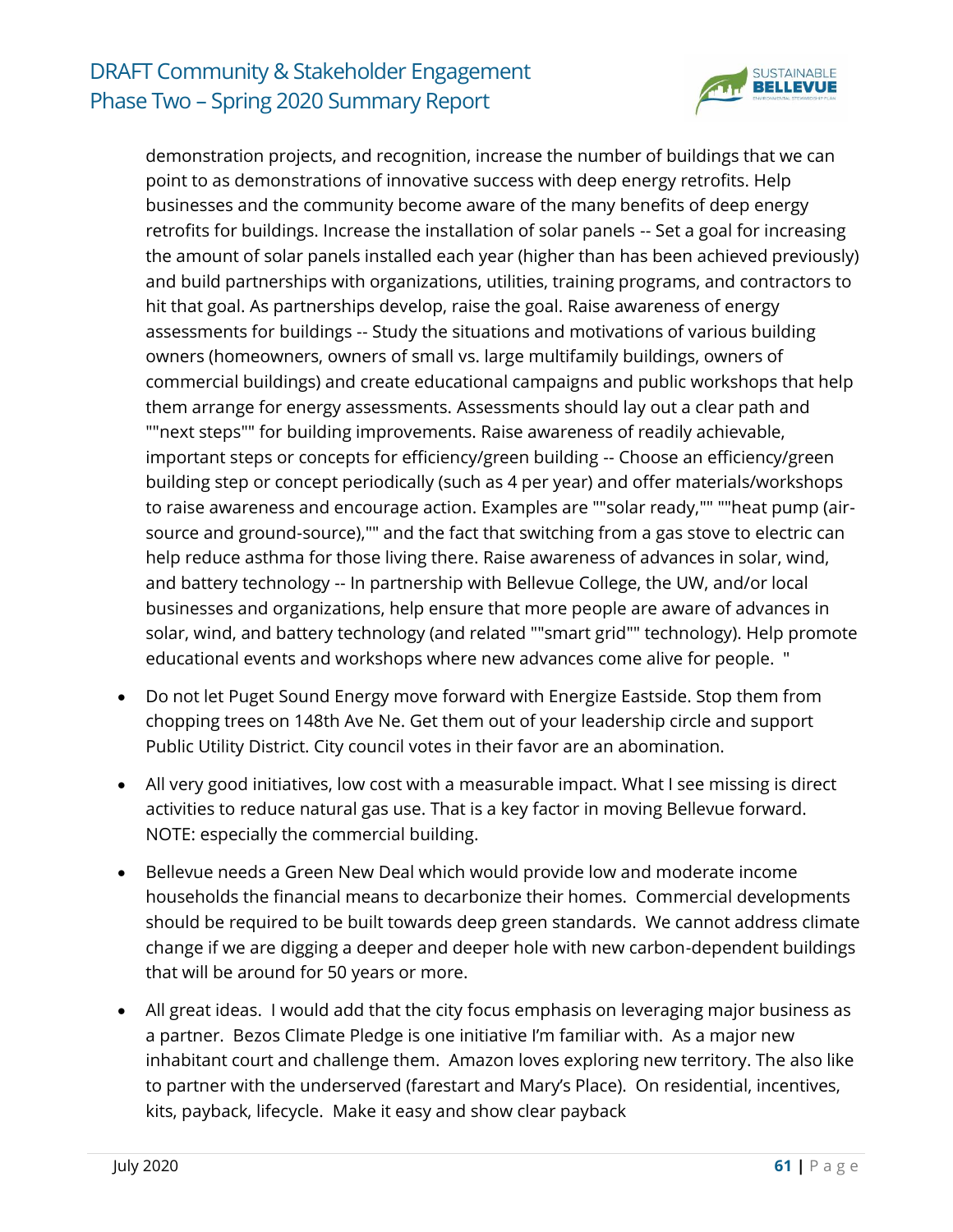demonstration projects, and recognition, increase the number of buildings that we can point to as demonstrations of innovative success with deep energy retrofits. Help businesses and the community become aware of the many benefits of deep energy retrofits for buildings. Increase the installation of solar panels -- Set a goal for increasing the amount of solar panels installed each year (higher than has been achieved previously) and build partnerships with organizations, utilities, training programs, and contractors to hit that goal. As partnerships develop, raise the goal. Raise awareness of energy assessments for buildings -- Study the situations and motivations of various building owners (homeowners, owners of small vs. large multifamily buildings, owners of commercial buildings) and create educational campaigns and public workshops that help them arrange for energy assessments. Assessments should lay out a clear path and ""next steps"" for building improvements. Raise awareness of readily achievable, important steps or concepts for efficiency/green building -- Choose an efficiency/green building step or concept periodically (such as 4 per year) and offer materials/workshops to raise awareness and encourage action. Examples are ""solar ready,"" ""heat pump (air-source and ground-source),"" and the fact that switching from a gas stove to electric can help reduce asthma for those living there. Raise awareness of advances in solar, wind, and battery technology -- In partnership with Bellevue College, the UW, and/or local businesses and organizations, help ensure that more people are aware of advances in solar, wind, and battery technology (and related ""smart grid"" technology). Help promote educational events and workshops where new advances come alive for people. "

- Do not let Puget Sound Energy move forward with Energize Eastside. Stop them from chopping trees on 148th Ave Ne. Get them out of your leadership circle and support Public Utility District. City council votes in their favor are an abomination.
- All very good initiatives, low cost with a measurable impact. What I see missing is direct activities to reduce natural gas use. That is a key factor in moving Bellevue forward. NOTE: especially the commercial building.
- Bellevue needs a Green New Deal which would provide low and moderate income households the financial means to decarbonize their homes. Commercial developments should be required to be built towards deep green standards. We cannot address climate change if we are digging a deeper and deeper hole with new carbon-dependent buildings that will be around for 50 years or more.
- All great ideas. I would add that the city focus emphasis on leveraging major business as a partner. Bezos Climate Pledge is one initiative I'm familiar with. As a major new inhabitant court and challenge them. Amazon loves exploring new territory. The also like to partner with the underserved (farestart and Mary's Place). On residential, incentives, kits, payback, lifecycle. Make it easy and show clear payback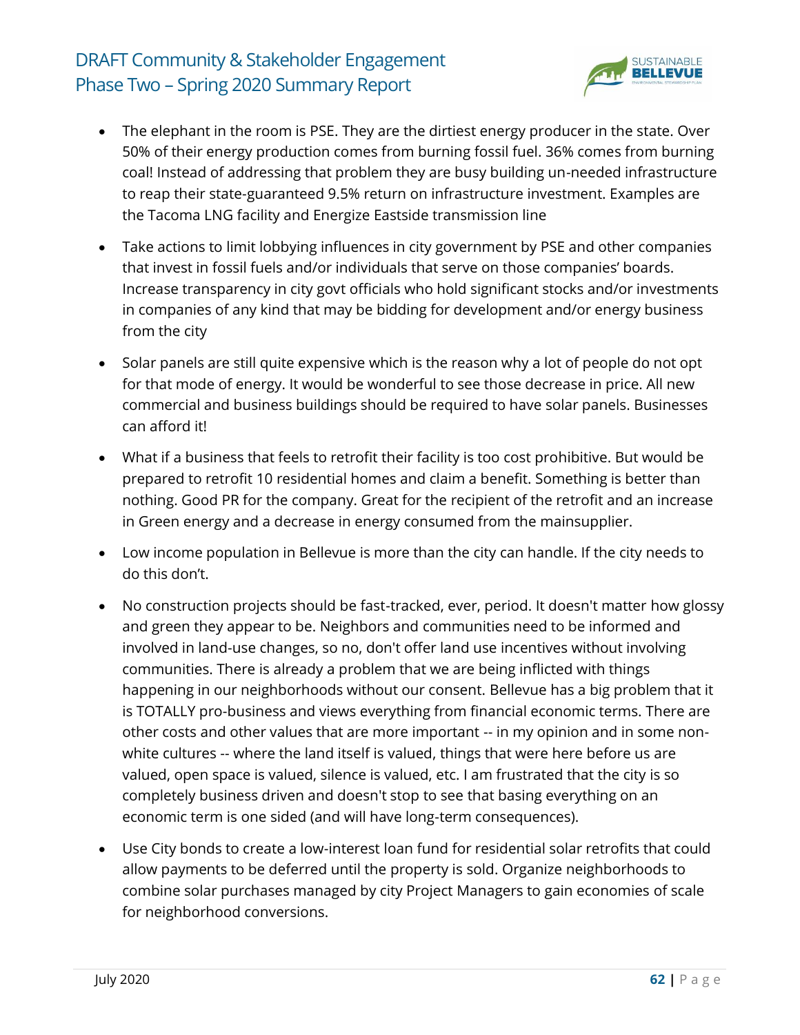- The elephant in the room is PSE. They are the dirtiest energy producer in the state. Over 50% of their energy production comes from burning fossil fuel. 36% comes from burning coal! Instead of addressing that problem they are busy building un-needed infrastructure to reap their state-guaranteed 9.5% return on infrastructure investment. Examples are the Tacoma LNG facility and Energize Eastside transmission line

- Take actions to limit lobbying influences in city government by PSE and other companies that invest in fossil fuels and/or individuals that serve on those companies' boards. Increase transparency in city govt officials who hold significant stocks and/or investments in companies of any kind that may be bidding for development and/or energy business from the city

- Solar panels are still quite expensive which is the reason why a lot of people do not opt for that mode of energy. It would be wonderful to see those decrease in price. All new commercial and business buildings should be required to have solar panels. Businesses can afford it!

- What if a business that feels to retrofit their facility is too cost prohibitive. But would be prepared to retrofit 10 residential homes and claim a benefit. Something is better than nothing. Good PR for the company. Great for the recipient of the retrofit and an increase in Green energy and a decrease in energy consumed from the mainsupplier.

- Low income population in Bellevue is more than the city can handle. If the city needs to do this don't.

- No construction projects should be fast-tracked, ever, period. It doesn't matter how glossy and green they appear to be. Neighbors and communities need to be informed and involved in land-use changes, so no, don't offer land use incentives without involving communities. There is already a problem that we are being inflicted with things happening in our neighborhoods without our consent. Bellevue has a big problem that it is TOTALLY pro-business and views everything from financial economic terms. There are other costs and other values that are more important -- in my opinion and in some non-white cultures -- where the land itself is valued, things that were here before us are valued, open space is valued, silence is valued, etc. I am frustrated that the city is so completely business driven and doesn't stop to see that basing everything on an economic term is one sided (and will have long-term consequences).

- Use City bonds to create a low-interest loan fund for residential solar retrofits that could allow payments to be deferred until the property is sold. Organize neighborhoods to combine solar purchases managed by city Project Managers to gain economies of scale for neighborhood conversions.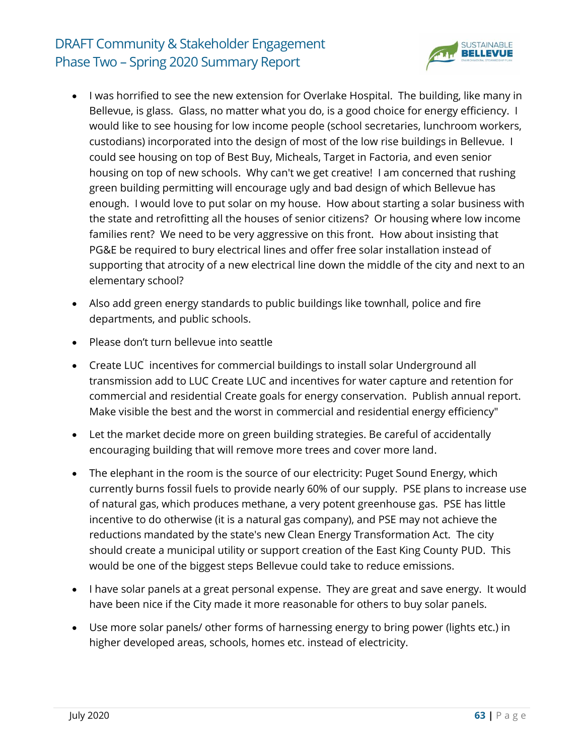- I was horrified to see the new extension for Overlake Hospital. The building, like many in Bellevue, is glass. Glass, no matter what you do, is a good choice for energy efficiency. I would like to see housing for low income people (school secretaries, lunchroom workers, custodians) incorporated into the design of most of the low rise buildings in Bellevue. I could see housing on top of Best Buy, Micheals, Target in Factoria, and even senior housing on top of new schools. Why can't we get creative! I am concerned that rushing green building permitting will encourage ugly and bad design of which Bellevue has enough. I would love to put solar on my house. How about starting a solar business with the state and retrofitting all the houses of senior citizens? Or housing where low income families rent? We need to be very aggressive on this front. How about insisting that PG&E be required to bury electrical lines and offer free solar installation instead of supporting that atrocity of a new electrical line down the middle of the city and next to an elementary school?
- Also add green energy standards to public buildings like townhall, police and fire departments, and public schools.
- Please don't turn bellevue into seattle
- Create LUC incentives for commercial buildings to install solar Underground all transmission add to LUC Create LUC and incentives for water capture and retention for commercial and residential Create goals for energy conservation. Publish annual report. Make visible the best and the worst in commercial and residential energy efficiency"
- Let the market decide more on green building strategies. Be careful of accidentally encouraging building that will remove more trees and cover more land.
- The elephant in the room is the source of our electricity: Puget Sound Energy, which currently burns fossil fuels to provide nearly 60% of our supply. PSE plans to increase use of natural gas, which produces methane, a very potent greenhouse gas. PSE has little incentive to do otherwise (it is a natural gas company), and PSE may not achieve the reductions mandated by the state's new Clean Energy Transformation Act. The city should create a municipal utility or support creation of the East King County PUD. This would be one of the biggest steps Bellevue could take to reduce emissions.
- I have solar panels at a great personal expense. They are great and save energy. It would have been nice if the City made it more reasonable for others to buy solar panels.
- Use more solar panels/ other forms of harnessing energy to bring power (lights etc.) in higher developed areas, schools, homes etc. instead of electricity.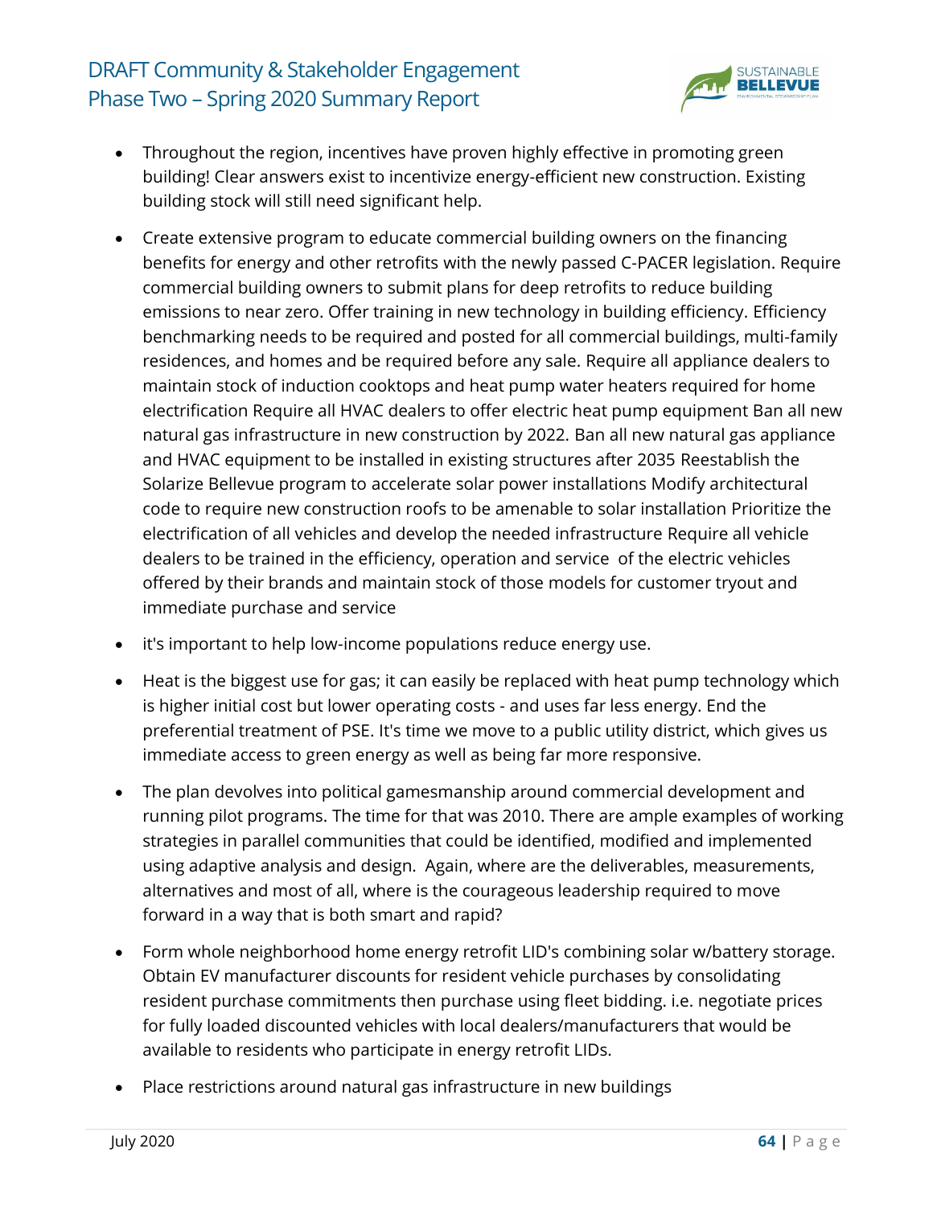- Throughout the region, incentives have proven highly effective in promoting green building! Clear answers exist to incentivize energy-efficient new construction. Existing building stock will still need significant help.
- Create extensive program to educate commercial building owners on the financing benefits for energy and other retrofits with the newly passed C-PACER legislation. Require commercial building owners to submit plans for deep retrofits to reduce building emissions to near zero. Offer training in new technology in building efficiency. Efficiency benchmarking needs to be required and posted for all commercial buildings, multi-family residences, and homes and be required before any sale. Require all appliance dealers to maintain stock of induction cooktops and heat pump water heaters required for home electrification Require all HVAC dealers to offer electric heat pump equipment Ban all new natural gas infrastructure in new construction by 2022. Ban all new natural gas appliance and HVAC equipment to be installed in existing structures after 2035 Reestablish the Solarize Bellevue program to accelerate solar power installations Modify architectural code to require new construction roofs to be amenable to solar installation Prioritize the electrification of all vehicles and develop the needed infrastructure Require all vehicle dealers to be trained in the efficiency, operation and service of the electric vehicles offered by their brands and maintain stock of those models for customer tryout and immediate purchase and service
- it's important to help low-income populations reduce energy use.
- Heat is the biggest use for gas; it can easily be replaced with heat pump technology which is higher initial cost but lower operating costs - and uses far less energy. End the preferential treatment of PSE. It's time we move to a public utility district, which gives us immediate access to green energy as well as being far more responsive.
- The plan devolves into political gamesmanship around commercial development and running pilot programs. The time for that was 2010. There are ample examples of working strategies in parallel communities that could be identified, modified and implemented using adaptive analysis and design. Again, where are the deliverables, measurements, alternatives and most of all, where is the courageous leadership required to move forward in a way that is both smart and rapid?
- Form whole neighborhood home energy retrofit LID's combining solar w/battery storage. Obtain EV manufacturer discounts for resident vehicle purchases by consolidating resident purchase commitments then purchase using fleet bidding. i.e. negotiate prices for fully loaded discounted vehicles with local dealers/manufacturers that would be available to residents who participate in energy retrofit LIDs.
- Place restrictions around natural gas infrastructure in new buildings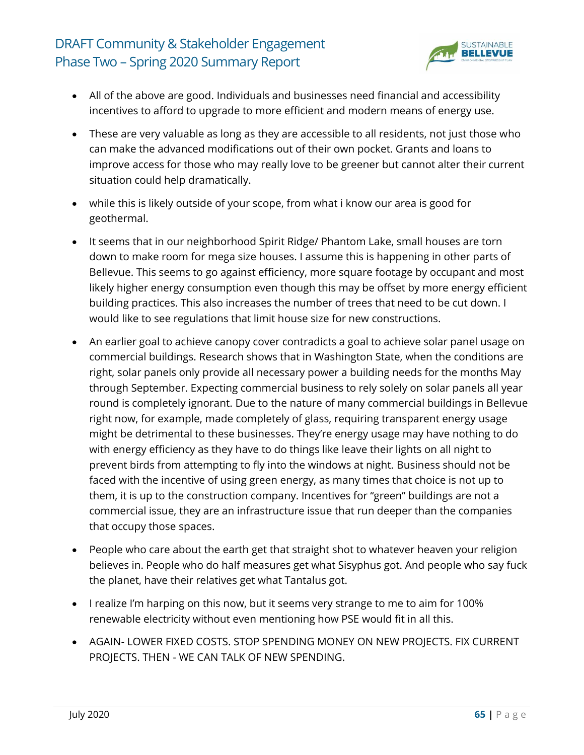- All of the above are good. Individuals and businesses need financial and accessibility incentives to afford to upgrade to more efficient and modern means of energy use.
- These are very valuable as long as they are accessible to all residents, not just those who can make the advanced modifications out of their own pocket. Grants and loans to improve access for those who may really love to be greener but cannot alter their current situation could help dramatically.
- while this is likely outside of your scope, from what i know our area is good for geothermal.
- It seems that in our neighborhood Spirit Ridge/ Phantom Lake, small houses are torn down to make room for mega size houses. I assume this is happening in other parts of Bellevue. This seems to go against efficiency, more square footage by occupant and most likely higher energy consumption even though this may be offset by more energy efficient building practices. This also increases the number of trees that need to be cut down. I would like to see regulations that limit house size for new constructions.
- An earlier goal to achieve canopy cover contradicts a goal to achieve solar panel usage on commercial buildings. Research shows that in Washington State, when the conditions are right, solar panels only provide all necessary power a building needs for the months May through September. Expecting commercial business to rely solely on solar panels all year round is completely ignorant. Due to the nature of many commercial buildings in Bellevue right now, for example, made completely of glass, requiring transparent energy usage might be detrimental to these businesses. They're energy usage may have nothing to do with energy efficiency as they have to do things like leave their lights on all night to prevent birds from attempting to fly into the windows at night. Business should not be faced with the incentive of using green energy, as many times that choice is not up to them, it is up to the construction company. Incentives for "green" buildings are not a commercial issue, they are an infrastructure issue that run deeper than the companies that occupy those spaces.
- People who care about the earth get that straight shot to whatever heaven your religion believes in. People who do half measures get what Sisyphus got. And people who say fuck the planet, have their relatives get what Tantalus got.
- I realize I'm harping on this now, but it seems very strange to me to aim for 100% renewable electricity without even mentioning how PSE would fit in all this.
- AGAIN- LOWER FIXED COSTS. STOP SPENDING MONEY ON NEW PROJECTS. FIX CURRENT PROJECTS. THEN - WE CAN TALK OF NEW SPENDING.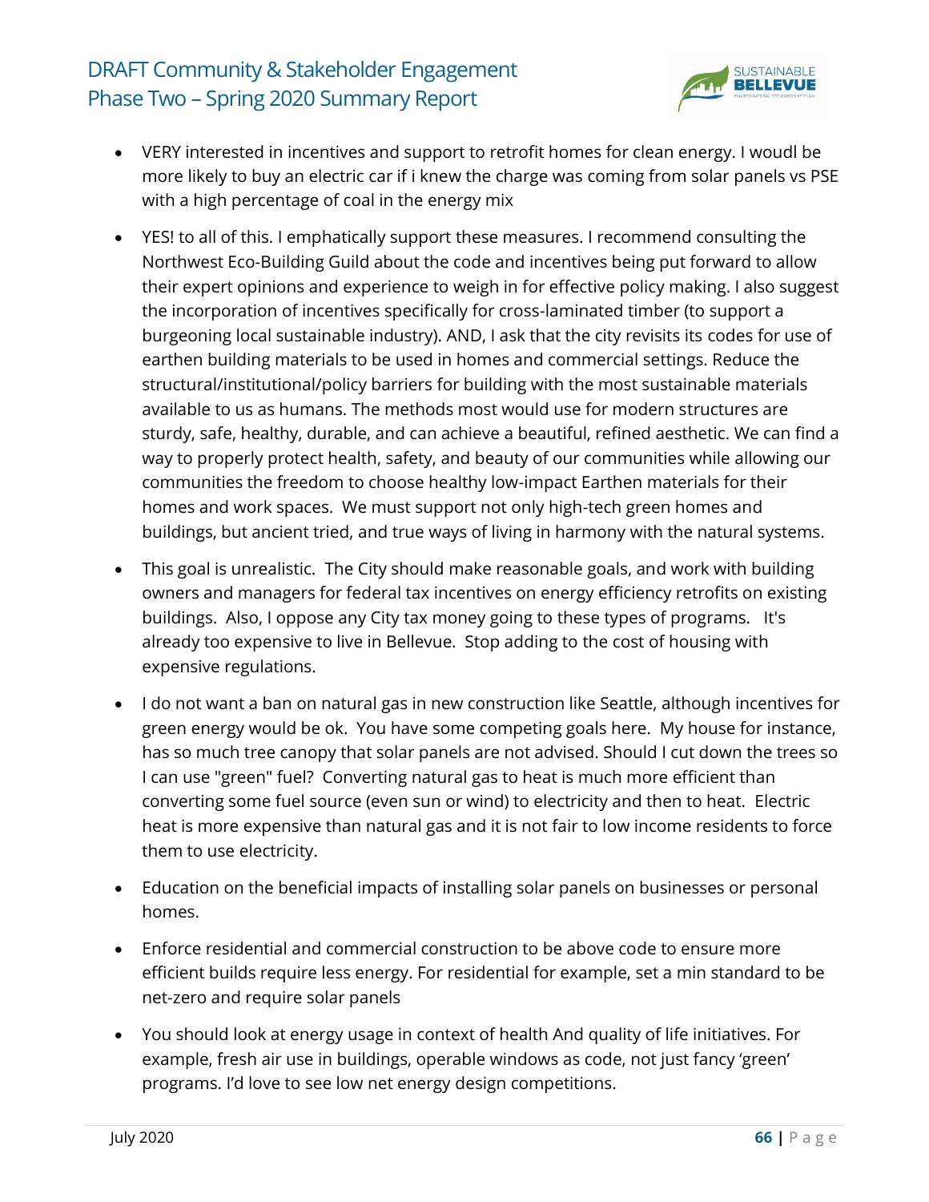- VERY interested in incentives and support to retrofit homes for clean energy. I woudl be more likely to buy an electric car if i knew the charge was coming from solar panels vs PSE with a high percentage of coal in the energy mix
- YES! to all of this. I emphatically support these measures. I recommend consulting the Northwest Eco-Building Guild about the code and incentives being put forward to allow their expert opinions and experience to weigh in for effective policy making. I also suggest the incorporation of incentives specifically for cross-laminated timber (to support a burgeoning local sustainable industry). AND, I ask that the city revisits its codes for use of earthen building materials to be used in homes and commercial settings. Reduce the structural/institutional/policy barriers for building with the most sustainable materials available to us as humans. The methods most would use for modern structures are sturdy, safe, healthy, durable, and can achieve a beautiful, refined aesthetic. We can find a way to properly protect health, safety, and beauty of our communities while allowing our communities the freedom to choose healthy low-impact Earthen materials for their homes and work spaces. We must support not only high-tech green homes and buildings, but ancient tried, and true ways of living in harmony with the natural systems.
- This goal is unrealistic. The City should make reasonable goals, and work with building owners and managers for federal tax incentives on energy efficiency retrofits on existing buildings. Also, I oppose any City tax money going to these types of programs. It's already too expensive to live in Bellevue. Stop adding to the cost of housing with expensive regulations.
- I do not want a ban on natural gas in new construction like Seattle, although incentives for green energy would be ok. You have some competing goals here. My house for instance, has so much tree canopy that solar panels are not advised. Should I cut down the trees so I can use "green" fuel? Converting natural gas to heat is much more efficient than converting some fuel source (even sun or wind) to electricity and then to heat. Electric heat is more expensive than natural gas and it is not fair to low income residents to force them to use electricity.
- Education on the beneficial impacts of installing solar panels on businesses or personal homes.
- Enforce residential and commercial construction to be above code to ensure more efficient builds require less energy. For residential for example, set a min standard to be net-zero and require solar panels
- You should look at energy usage in context of health And quality of life initiatives. For example, fresh air use in buildings, operable windows as code, not just fancy 'green' programs. I'd love to see low net energy design competitions.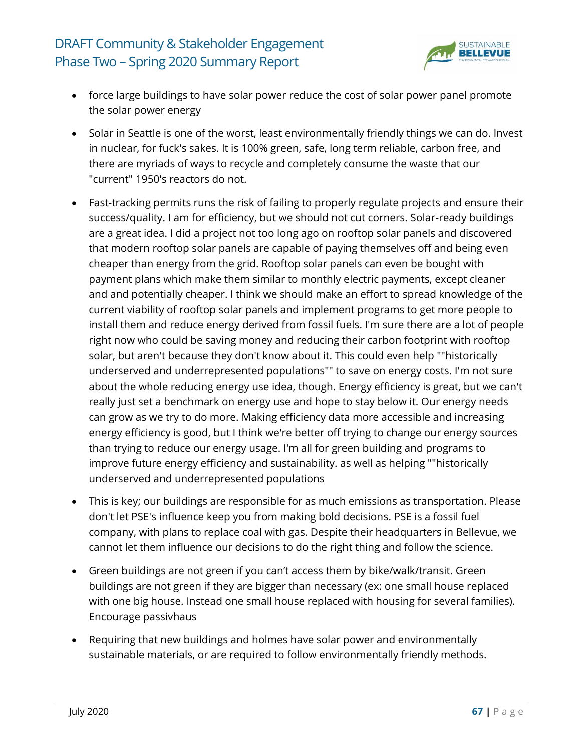- force large buildings to have solar power reduce the cost of solar power panel promote the solar power energy
- Solar in Seattle is one of the worst, least environmentally friendly things we can do. Invest in nuclear, for fuck's sakes. It is 100% green, safe, long term reliable, carbon free, and there are myriads of ways to recycle and completely consume the waste that our "current" 1950's reactors do not.
- Fast-tracking permits runs the risk of failing to properly regulate projects and ensure their success/quality. I am for efficiency, but we should not cut corners. Solar-ready buildings are a great idea. I did a project not too long ago on rooftop solar panels and discovered that modern rooftop solar panels are capable of paying themselves off and being even cheaper than energy from the grid. Rooftop solar panels can even be bought with payment plans which make them similar to monthly electric payments, except cleaner and and potentially cheaper. I think we should make an effort to spread knowledge of the current viability of rooftop solar panels and implement programs to get more people to install them and reduce energy derived from fossil fuels. I'm sure there are a lot of people right now who could be saving money and reducing their carbon footprint with rooftop solar, but aren't because they don't know about it. This could even help ""historically underserved and underrepresented populations"" to save on energy costs. I'm not sure about the whole reducing energy use idea, though. Energy efficiency is great, but we can't really just set a benchmark on energy use and hope to stay below it. Our energy needs can grow as we try to do more. Making efficiency data more accessible and increasing energy efficiency is good, but I think we're better off trying to change our energy sources than trying to reduce our energy usage. I'm all for green building and programs to improve future energy efficiency and sustainability. as well as helping ""historically underserved and underrepresented populations
- This is key; our buildings are responsible for as much emissions as transportation. Please don't let PSE's influence keep you from making bold decisions. PSE is a fossil fuel company, with plans to replace coal with gas. Despite their headquarters in Bellevue, we cannot let them influence our decisions to do the right thing and follow the science.
- Green buildings are not green if you can't access them by bike/walk/transit. Green buildings are not green if they are bigger than necessary (ex: one small house replaced with one big house. Instead one small house replaced with housing for several families). Encourage passivhaus
- Requiring that new buildings and holmes have solar power and environmentally sustainable materials, or are required to follow environmentally friendly methods.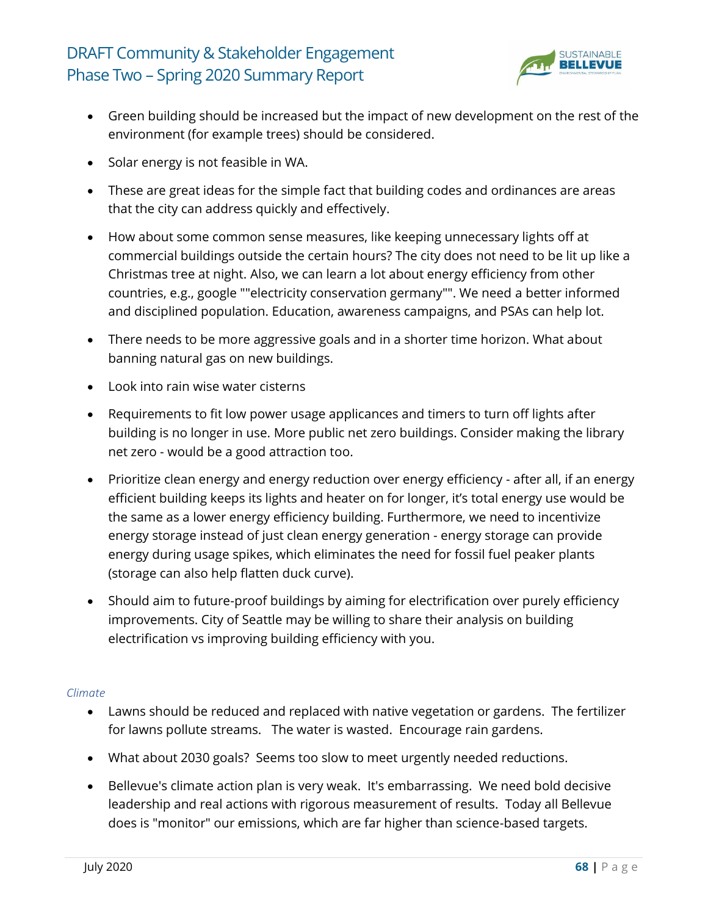- Green building should be increased but the impact of new development on the rest of the environment (for example trees) should be considered.
- Solar energy is not feasible in WA.
- These are great ideas for the simple fact that building codes and ordinances are areas that the city can address quickly and effectively.
- How about some common sense measures, like keeping unnecessary lights off at commercial buildings outside the certain hours? The city does not need to be lit up like a Christmas tree at night. Also, we can learn a lot about energy efficiency from other countries, e.g., google ""electricity conservation germany"". We need a better informed and disciplined population. Education, awareness campaigns, and PSAs can help lot.
- There needs to be more aggressive goals and in a shorter time horizon. What about banning natural gas on new buildings.
- Look into rain wise water cisterns
- Requirements to fit low power usage applicances and timers to turn off lights after building is no longer in use. More public net zero buildings. Consider making the library net zero - would be a good attraction too.
- Prioritize clean energy and energy reduction over energy efficiency - after all, if an energy efficient building keeps its lights and heater on for longer, it's total energy use would be the same as a lower energy efficiency building. Furthermore, we need to incentivize energy storage instead of just clean energy generation - energy storage can provide energy during usage spikes, which eliminates the need for fossil fuel peaker plants (storage can also help flatten duck curve).
- Should aim to future-proof buildings by aiming for electrification over purely efficiency improvements. City of Seattle may be willing to share their analysis on building electrification vs improving building efficiency with you.

*Climate*

- Lawns should be reduced and replaced with native vegetation or gardens. The fertilizer for lawns pollute streams. The water is wasted. Encourage rain gardens.
- What about 2030 goals? Seems too slow to meet urgently needed reductions.
- Bellevue's climate action plan is very weak. It's embarrassing. We need bold decisive leadership and real actions with rigorous measurement of results. Today all Bellevue does is "monitor" our emissions, which are far higher than science-based targets.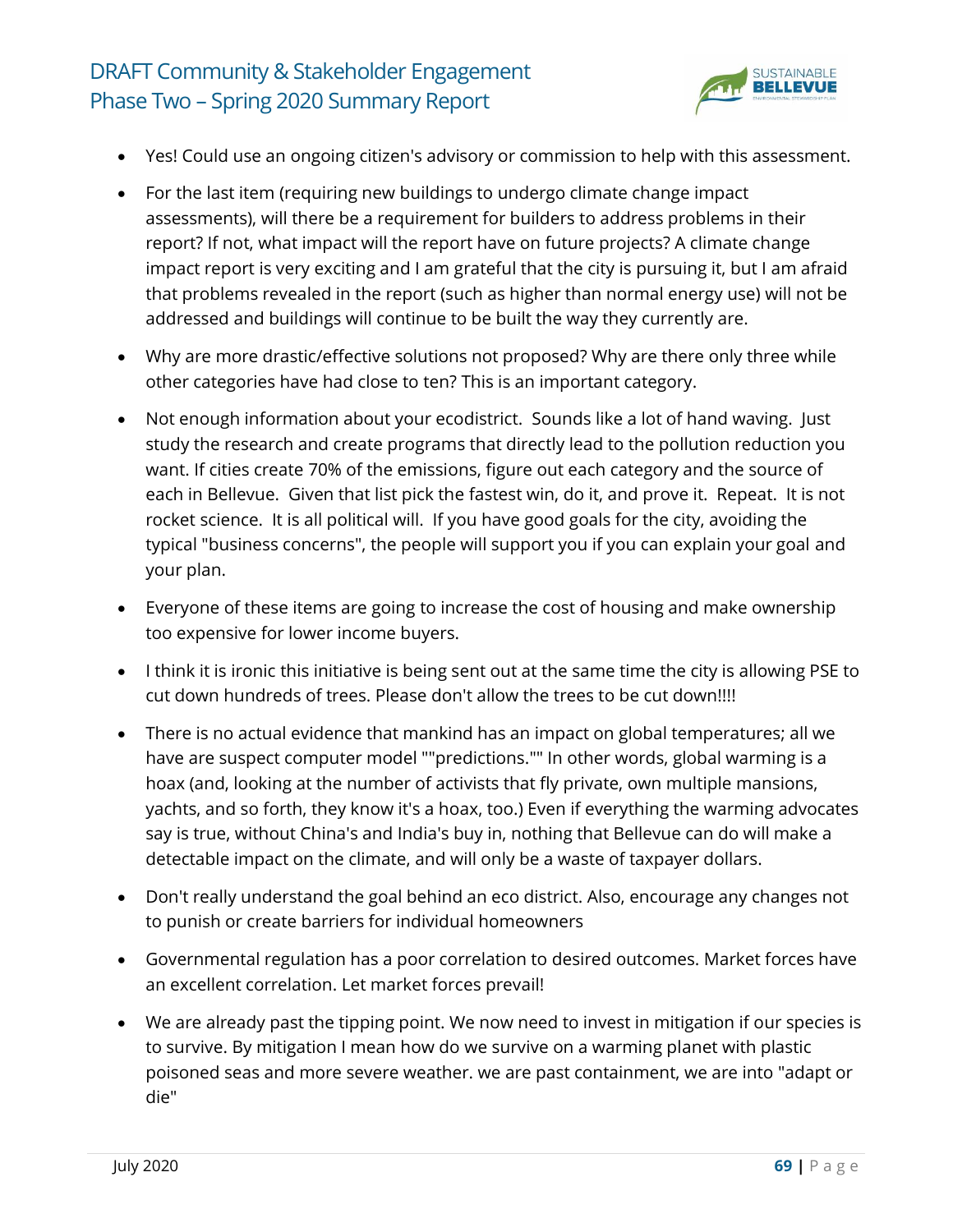- Yes! Could use an ongoing citizen's advisory or commission to help with this assessment.
- For the last item (requiring new buildings to undergo climate change impact assessments), will there be a requirement for builders to address problems in their report? If not, what impact will the report have on future projects? A climate change impact report is very exciting and I am grateful that the city is pursuing it, but I am afraid that problems revealed in the report (such as higher than normal energy use) will not be addressed and buildings will continue to be built the way they currently are.
- Why are more drastic/effective solutions not proposed? Why are there only three while other categories have had close to ten? This is an important category.
- Not enough information about your ecodistrict. Sounds like a lot of hand waving. Just study the research and create programs that directly lead to the pollution reduction you want. If cities create 70% of the emissions, figure out each category and the source of each in Bellevue. Given that list pick the fastest win, do it, and prove it. Repeat. It is not rocket science. It is all political will. If you have good goals for the city, avoiding the typical "business concerns", the people will support you if you can explain your goal and your plan.
- Everyone of these items are going to increase the cost of housing and make ownership too expensive for lower income buyers.
- I think it is ironic this initiative is being sent out at the same time the city is allowing PSE to cut down hundreds of trees. Please don't allow the trees to be cut down!!!!
- There is no actual evidence that mankind has an impact on global temperatures; all we have are suspect computer model ""predictions."" In other words, global warming is a hoax (and, looking at the number of activists that fly private, own multiple mansions, yachts, and so forth, they know it's a hoax, too.) Even if everything the warming advocates say is true, without China's and India's buy in, nothing that Bellevue can do will make a detectable impact on the climate, and will only be a waste of taxpayer dollars.
- Don't really understand the goal behind an eco district. Also, encourage any changes not to punish or create barriers for individual homeowners
- Governmental regulation has a poor correlation to desired outcomes. Market forces have an excellent correlation. Let market forces prevail!
- We are already past the tipping point. We now need to invest in mitigation if our species is to survive. By mitigation I mean how do we survive on a warming planet with plastic poisoned seas and more severe weather. we are past containment, we are into "adapt or die"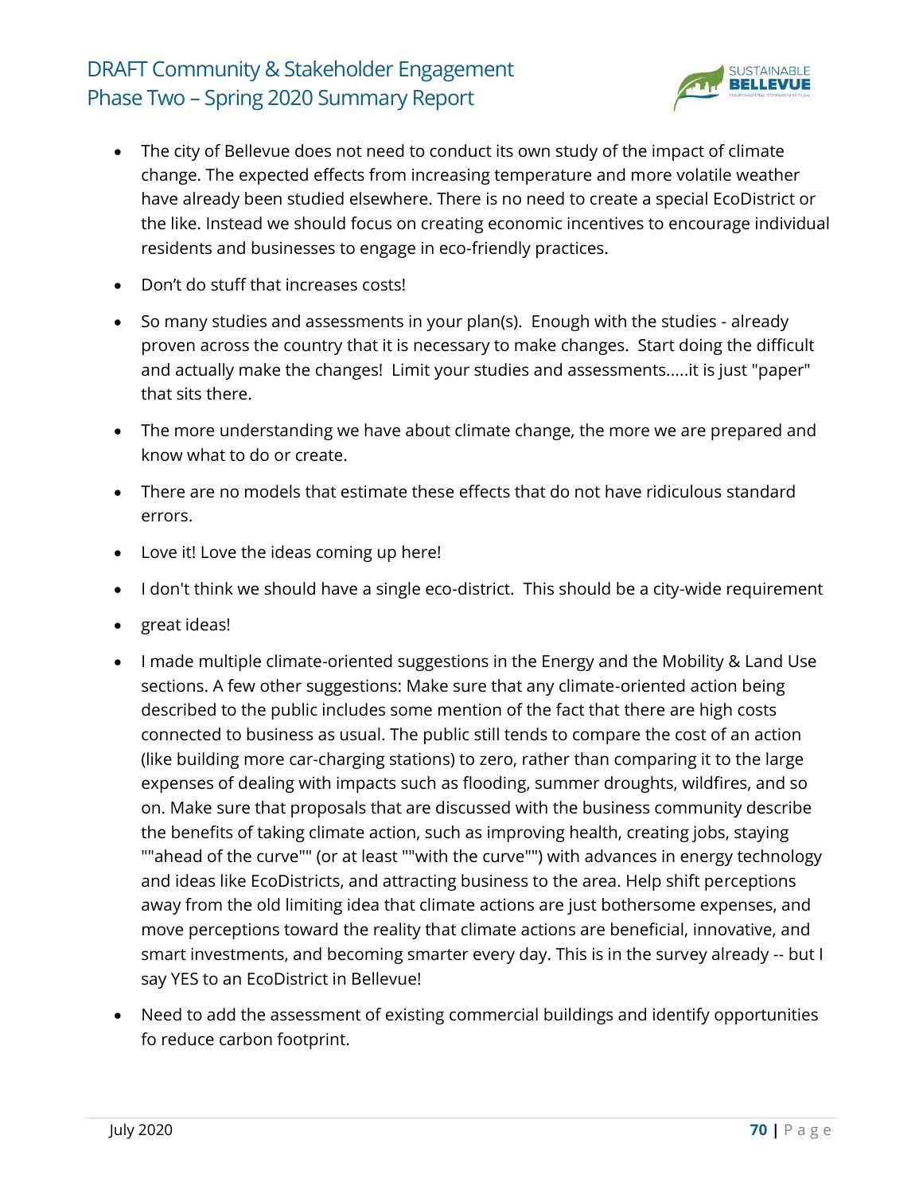- The city of Bellevue does not need to conduct its own study of the impact of climate change. The expected effects from increasing temperature and more volatile weather have already been studied elsewhere. There is no need to create a special EcoDistrict or the like. Instead we should focus on creating economic incentives to encourage individual residents and businesses to engage in eco-friendly practices.
- Don't do stuff that increases costs!
- So many studies and assessments in your plan(s). Enough with the studies - already proven across the country that it is necessary to make changes. Start doing the difficult and actually make the changes! Limit your studies and assessments.....it is just "paper" that sits there.
- The more understanding we have about climate change, the more we are prepared and know what to do or create.
- There are no models that estimate these effects that do not have ridiculous standard errors.
- Love it! Love the ideas coming up here!
- I don't think we should have a single eco-district. This should be a city-wide requirement
- great ideas!
- I made multiple climate-oriented suggestions in the Energy and the Mobility & Land Use sections. A few other suggestions: Make sure that any climate-oriented action being described to the public includes some mention of the fact that there are high costs connected to business as usual. The public still tends to compare the cost of an action (like building more car-charging stations) to zero, rather than comparing it to the large expenses of dealing with impacts such as flooding, summer droughts, wildfires, and so on. Make sure that proposals that are discussed with the business community describe the benefits of taking climate action, such as improving health, creating jobs, staying ""ahead of the curve"" (or at least ""with the curve"") with advances in energy technology and ideas like EcoDistricts, and attracting business to the area. Help shift perceptions away from the old limiting idea that climate actions are just bothersome expenses, and move perceptions toward the reality that climate actions are beneficial, innovative, and smart investments, and becoming smarter every day. This is in the survey already -- but I say YES to an EcoDistrict in Bellevue!
- Need to add the assessment of existing commercial buildings and identify opportunities fo reduce carbon footprint.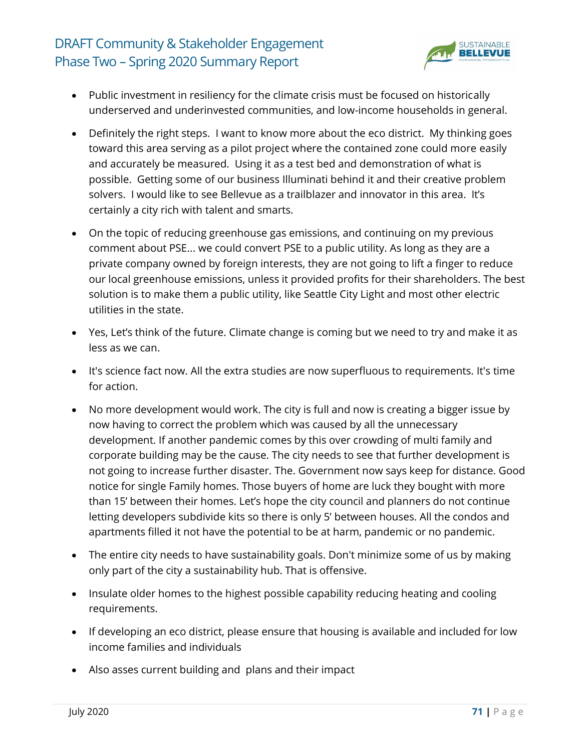- Public investment in resiliency for the climate crisis must be focused on historically underserved and underinvested communities, and low-income households in general.

- Definitely the right steps. I want to know more about the eco district. My thinking goes toward this area serving as a pilot project where the contained zone could more easily and accurately be measured. Using it as a test bed and demonstration of what is possible. Getting some of our business Illuminati behind it and their creative problem solvers. I would like to see Bellevue as a trailblazer and innovator in this area. It's certainly a city rich with talent and smarts.

- On the topic of reducing greenhouse gas emissions, and continuing on my previous comment about PSE... we could convert PSE to a public utility. As long as they are a private company owned by foreign interests, they are not going to lift a finger to reduce our local greenhouse emissions, unless it provided profits for their shareholders. The best solution is to make them a public utility, like Seattle City Light and most other electric utilities in the state.

- Yes, Let's think of the future. Climate change is coming but we need to try and make it as less as we can.

- It's science fact now. All the extra studies are now superfluous to requirements. It's time for action.

- No more development would work. The city is full and now is creating a bigger issue by now having to correct the problem which was caused by all the unnecessary development. If another pandemic comes by this over crowding of multi family and corporate building may be the cause. The city needs to see that further development is not going to increase further disaster. The. Government now says keep for distance. Good notice for single Family homes. Those buyers of home are luck they bought with more than 15' between their homes. Let's hope the city council and planners do not continue letting developers subdivide kits so there is only 5' between houses. All the condos and apartments filled it not have the potential to be at harm, pandemic or no pandemic.

- The entire city needs to have sustainability goals. Don't minimize some of us by making only part of the city a sustainability hub. That is offensive.

- Insulate older homes to the highest possible capability reducing heating and cooling requirements.

- If developing an eco district, please ensure that housing is available and included for low income families and individuals

- Also asses current building and plans and their impact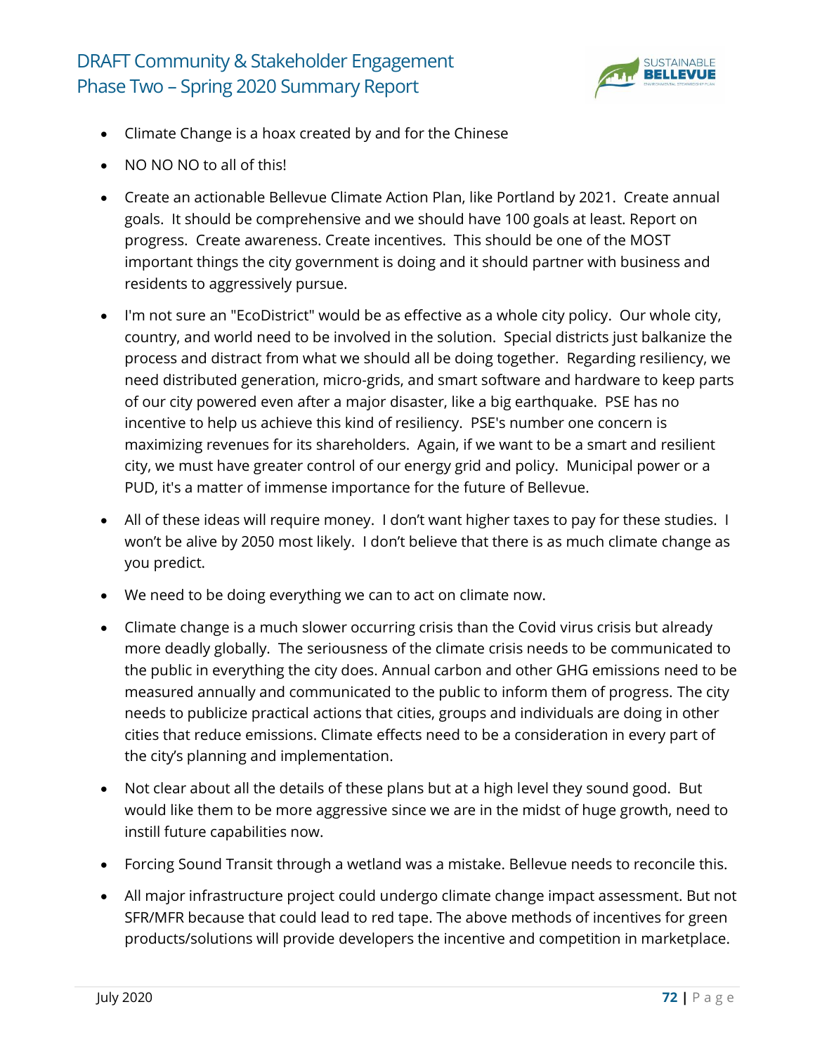- Climate Change is a hoax created by and for the Chinese
- NO NO NO to all of this!
- Create an actionable Bellevue Climate Action Plan, like Portland by 2021. Create annual goals. It should be comprehensive and we should have 100 goals at least. Report on progress. Create awareness. Create incentives. This should be one of the MOST important things the city government is doing and it should partner with business and residents to aggressively pursue.
- I'm not sure an "EcoDistrict" would be as effective as a whole city policy. Our whole city, country, and world need to be involved in the solution. Special districts just balkanize the process and distract from what we should all be doing together. Regarding resiliency, we need distributed generation, micro-grids, and smart software and hardware to keep parts of our city powered even after a major disaster, like a big earthquake. PSE has no incentive to help us achieve this kind of resiliency. PSE's number one concern is maximizing revenues for its shareholders. Again, if we want to be a smart and resilient city, we must have greater control of our energy grid and policy. Municipal power or a PUD, it's a matter of immense importance for the future of Bellevue.
- All of these ideas will require money. I don't want higher taxes to pay for these studies. I won't be alive by 2050 most likely. I don't believe that there is as much climate change as you predict.
- We need to be doing everything we can to act on climate now.
- Climate change is a much slower occurring crisis than the Covid virus crisis but already more deadly globally. The seriousness of the climate crisis needs to be communicated to the public in everything the city does. Annual carbon and other GHG emissions need to be measured annually and communicated to the public to inform them of progress. The city needs to publicize practical actions that cities, groups and individuals are doing in other cities that reduce emissions. Climate effects need to be a consideration in every part of the city's planning and implementation.
- Not clear about all the details of these plans but at a high level they sound good. But would like them to be more aggressive since we are in the midst of huge growth, need to instill future capabilities now.
- Forcing Sound Transit through a wetland was a mistake. Bellevue needs to reconcile this.
- All major infrastructure project could undergo climate change impact assessment. But not SFR/MFR because that could lead to red tape. The above methods of incentives for green products/solutions will provide developers the incentive and competition in marketplace.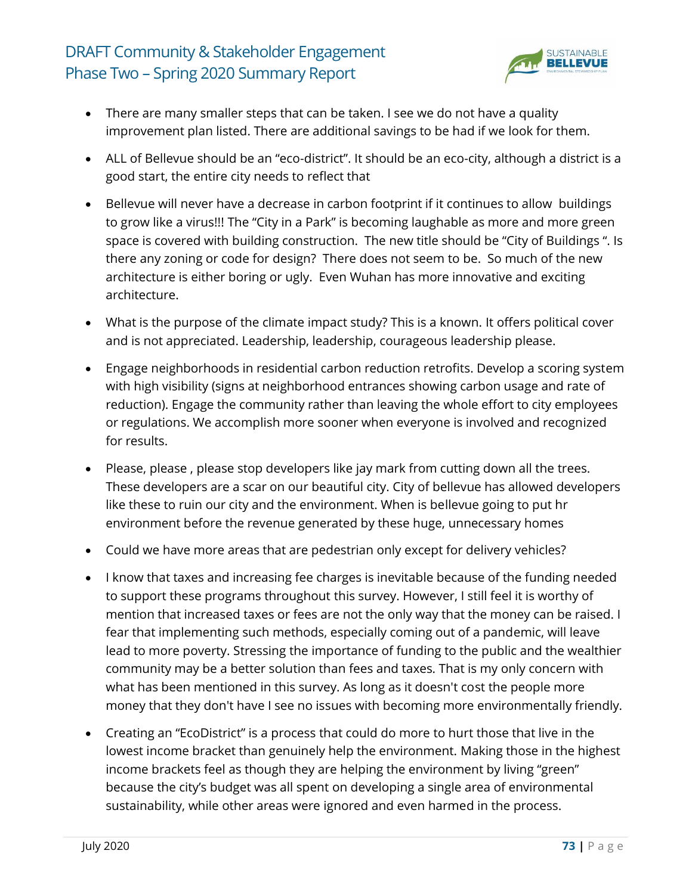- There are many smaller steps that can be taken. I see we do not have a quality improvement plan listed. There are additional savings to be had if we look for them.
- ALL of Bellevue should be an "eco-district". It should be an eco-city, although a district is a good start, the entire city needs to reflect that
- Bellevue will never have a decrease in carbon footprint if it continues to allow buildings to grow like a virus!!! The "City in a Park" is becoming laughable as more and more green space is covered with building construction. The new title should be "City of Buildings ". Is there any zoning or code for design? There does not seem to be. So much of the new architecture is either boring or ugly. Even Wuhan has more innovative and exciting architecture.
- What is the purpose of the climate impact study? This is a known. It offers political cover and is not appreciated. Leadership, leadership, courageous leadership please.
- Engage neighborhoods in residential carbon reduction retrofits. Develop a scoring system with high visibility (signs at neighborhood entrances showing carbon usage and rate of reduction). Engage the community rather than leaving the whole effort to city employees or regulations. We accomplish more sooner when everyone is involved and recognized for results.
- Please, please , please stop developers like jay mark from cutting down all the trees. These developers are a scar on our beautiful city. City of bellevue has allowed developers like these to ruin our city and the environment. When is bellevue going to put hr environment before the revenue generated by these huge, unnecessary homes
- Could we have more areas that are pedestrian only except for delivery vehicles?
- I know that taxes and increasing fee charges is inevitable because of the funding needed to support these programs throughout this survey. However, I still feel it is worthy of mention that increased taxes or fees are not the only way that the money can be raised. I fear that implementing such methods, especially coming out of a pandemic, will leave lead to more poverty. Stressing the importance of funding to the public and the wealthier community may be a better solution than fees and taxes. That is my only concern with what has been mentioned in this survey. As long as it doesn't cost the people more money that they don't have I see no issues with becoming more environmentally friendly.
- Creating an "EcoDistrict" is a process that could do more to hurt those that live in the lowest income bracket than genuinely help the environment. Making those in the highest income brackets feel as though they are helping the environment by living "green" because the city's budget was all spent on developing a single area of environmental sustainability, while other areas were ignored and even harmed in the process.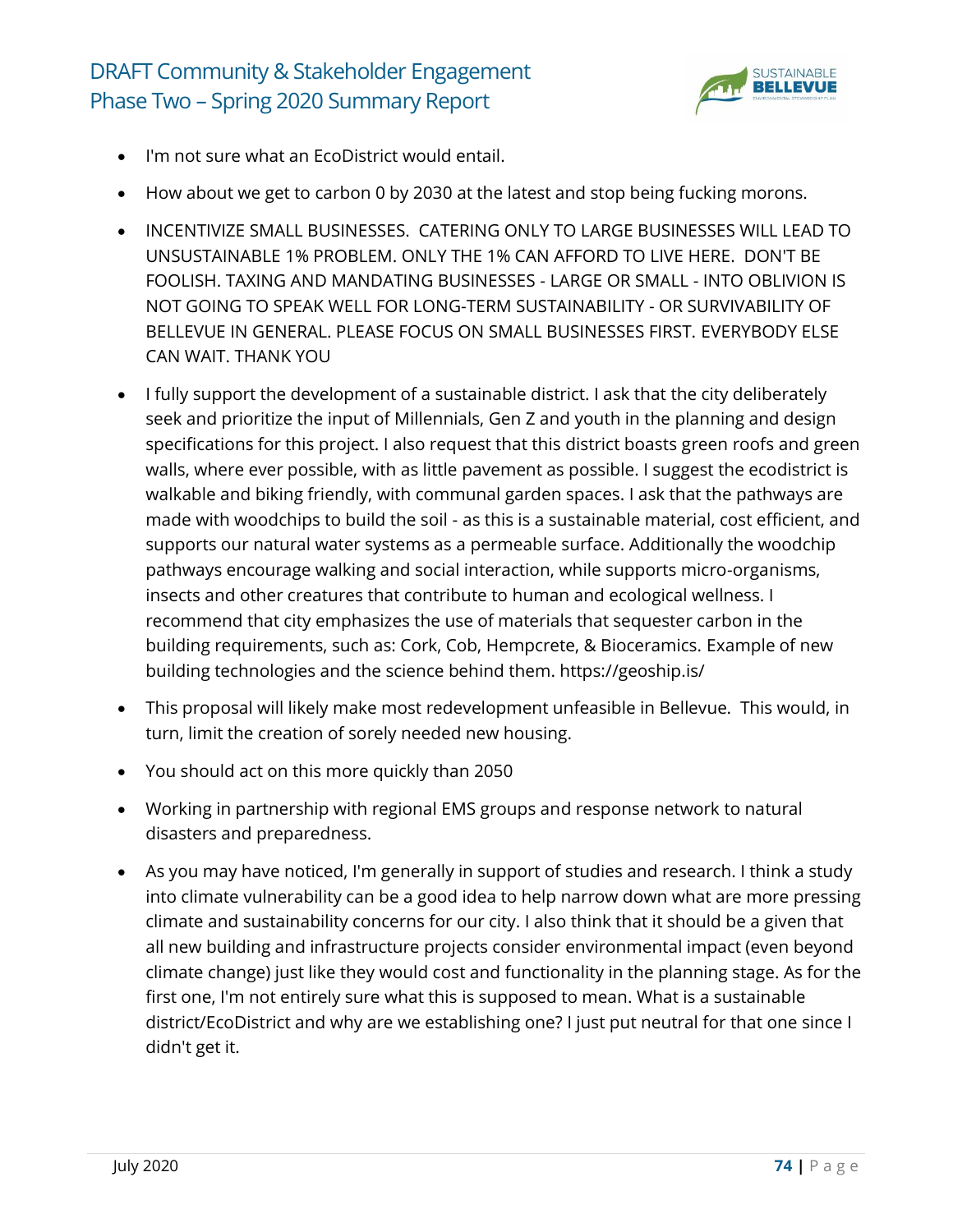- I'm not sure what an EcoDistrict would entail.
- How about we get to carbon 0 by 2030 at the latest and stop being fucking morons.
- INCENTIVIZE SMALL BUSINESSES. CATERING ONLY TO LARGE BUSINESSES WILL LEAD TO UNSUSTAINABLE 1% PROBLEM. ONLY THE 1% CAN AFFORD TO LIVE HERE. DON'T BE FOOLISH. TAXING AND MANDATING BUSINESSES - LARGE OR SMALL - INTO OBLIVION IS NOT GOING TO SPEAK WELL FOR LONG-TERM SUSTAINABILITY - OR SURVIVABILITY OF BELLEVUE IN GENERAL. PLEASE FOCUS ON SMALL BUSINESSES FIRST. EVERYBODY ELSE CAN WAIT. THANK YOU
- I fully support the development of a sustainable district. I ask that the city deliberately seek and prioritize the input of Millennials, Gen Z and youth in the planning and design specifications for this project. I also request that this district boasts green roofs and green walls, where ever possible, with as little pavement as possible. I suggest the ecodistrict is walkable and biking friendly, with communal garden spaces. I ask that the pathways are made with woodchips to build the soil - as this is a sustainable material, cost efficient, and supports our natural water systems as a permeable surface. Additionally the woodchip pathways encourage walking and social interaction, while supports micro-organisms, insects and other creatures that contribute to human and ecological wellness. I recommend that city emphasizes the use of materials that sequester carbon in the building requirements, such as: Cork, Cob, Hempcrete, & Bioceramics. Example of new building technologies and the science behind them. https://geoship.is/
- This proposal will likely make most redevelopment unfeasible in Bellevue. This would, in turn, limit the creation of sorely needed new housing.
- You should act on this more quickly than 2050
- Working in partnership with regional EMS groups and response network to natural disasters and preparedness.
- As you may have noticed, I'm generally in support of studies and research. I think a study into climate vulnerability can be a good idea to help narrow down what are more pressing climate and sustainability concerns for our city. I also think that it should be a given that all new building and infrastructure projects consider environmental impact (even beyond climate change) just like they would cost and functionality in the planning stage. As for the first one, I'm not entirely sure what this is supposed to mean. What is a sustainable district/EcoDistrict and why are we establishing one? I just put neutral for that one since I didn't get it.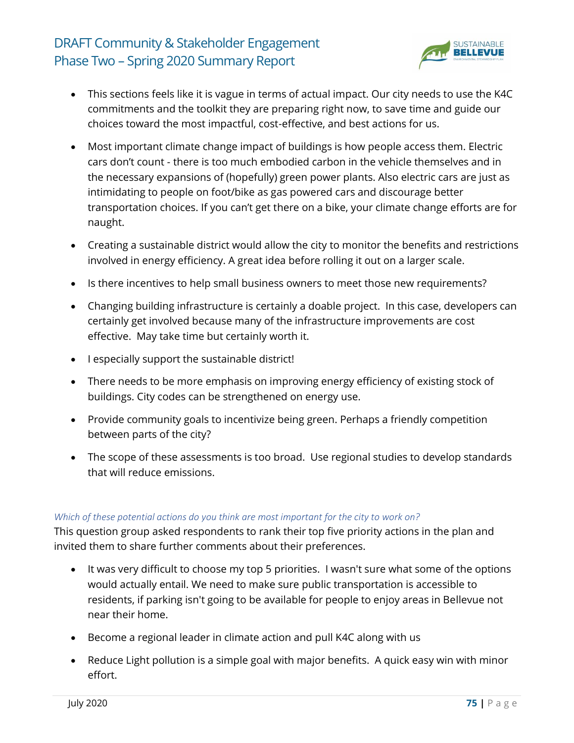- This sections feels like it is vague in terms of actual impact. Our city needs to use the K4C commitments and the toolkit they are preparing right now, to save time and guide our choices toward the most impactful, cost-effective, and best actions for us.
- Most important climate change impact of buildings is how people access them. Electric cars don't count - there is too much embodied carbon in the vehicle themselves and in the necessary expansions of (hopefully) green power plants. Also electric cars are just as intimidating to people on foot/bike as gas powered cars and discourage better transportation choices. If you can't get there on a bike, your climate change efforts are for naught.
- Creating a sustainable district would allow the city to monitor the benefits and restrictions involved in energy efficiency. A great idea before rolling it out on a larger scale.
- Is there incentives to help small business owners to meet those new requirements?
- Changing building infrastructure is certainly a doable project. In this case, developers can certainly get involved because many of the infrastructure improvements are cost effective. May take time but certainly worth it.
- I especially support the sustainable district!
- There needs to be more emphasis on improving energy efficiency of existing stock of buildings. City codes can be strengthened on energy use.
- Provide community goals to incentivize being green. Perhaps a friendly competition between parts of the city?
- The scope of these assessments is too broad. Use regional studies to develop standards that will reduce emissions.

*Which of these potential actions do you think are most important for the city to work on?*

This question group asked respondents to rank their top five priority actions in the plan and invited them to share further comments about their preferences.

- It was very difficult to choose my top 5 priorities. I wasn't sure what some of the options would actually entail. We need to make sure public transportation is accessible to residents, if parking isn't going to be available for people to enjoy areas in Bellevue not near their home.
- Become a regional leader in climate action and pull K4C along with us
- Reduce Light pollution is a simple goal with major benefits. A quick easy win with minor effort.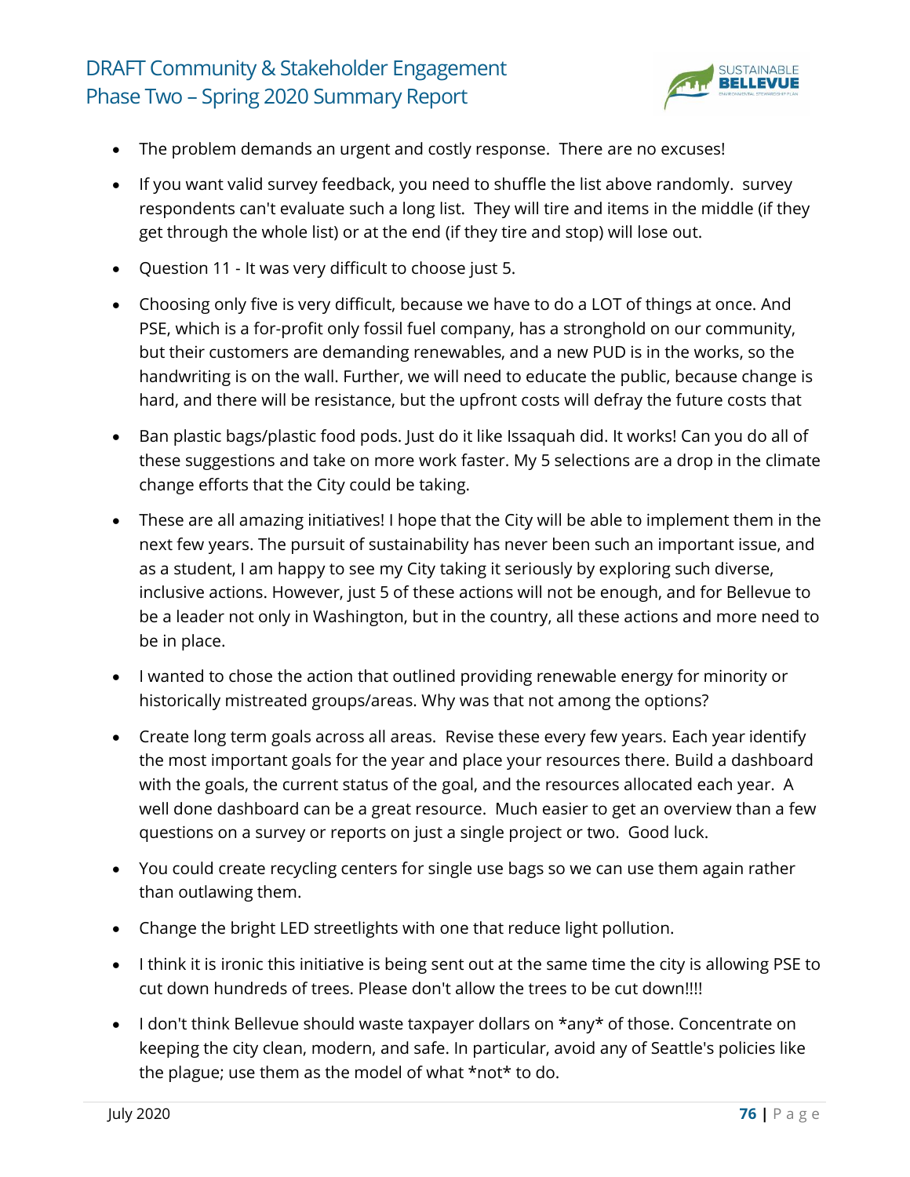- The problem demands an urgent and costly response. There are no excuses!
- If you want valid survey feedback, you need to shuffle the list above randomly. survey respondents can't evaluate such a long list. They will tire and items in the middle (if they get through the whole list) or at the end (if they tire and stop) will lose out.
- Question 11 - It was very difficult to choose just 5.
- Choosing only five is very difficult, because we have to do a LOT of things at once. And PSE, which is a for-profit only fossil fuel company, has a stronghold on our community, but their customers are demanding renewables, and a new PUD is in the works, so the handwriting is on the wall. Further, we will need to educate the public, because change is hard, and there will be resistance, but the upfront costs will defray the future costs that
- Ban plastic bags/plastic food pods. Just do it like Issaquah did. It works! Can you do all of these suggestions and take on more work faster. My 5 selections are a drop in the climate change efforts that the City could be taking.
- These are all amazing initiatives! I hope that the City will be able to implement them in the next few years. The pursuit of sustainability has never been such an important issue, and as a student, I am happy to see my City taking it seriously by exploring such diverse, inclusive actions. However, just 5 of these actions will not be enough, and for Bellevue to be a leader not only in Washington, but in the country, all these actions and more need to be in place.
- I wanted to chose the action that outlined providing renewable energy for minority or historically mistreated groups/areas. Why was that not among the options?
- Create long term goals across all areas. Revise these every few years. Each year identify the most important goals for the year and place your resources there. Build a dashboard with the goals, the current status of the goal, and the resources allocated each year. A well done dashboard can be a great resource. Much easier to get an overview than a few questions on a survey or reports on just a single project or two. Good luck.
- You could create recycling centers for single use bags so we can use them again rather than outlawing them.
- Change the bright LED streetlights with one that reduce light pollution.
- I think it is ironic this initiative is being sent out at the same time the city is allowing PSE to cut down hundreds of trees. Please don't allow the trees to be cut down!!!!
- I don't think Bellevue should waste taxpayer dollars on *any* of those. Concentrate on keeping the city clean, modern, and safe. In particular, avoid any of Seattle's policies like the plague; use them as the model of what *not* to do.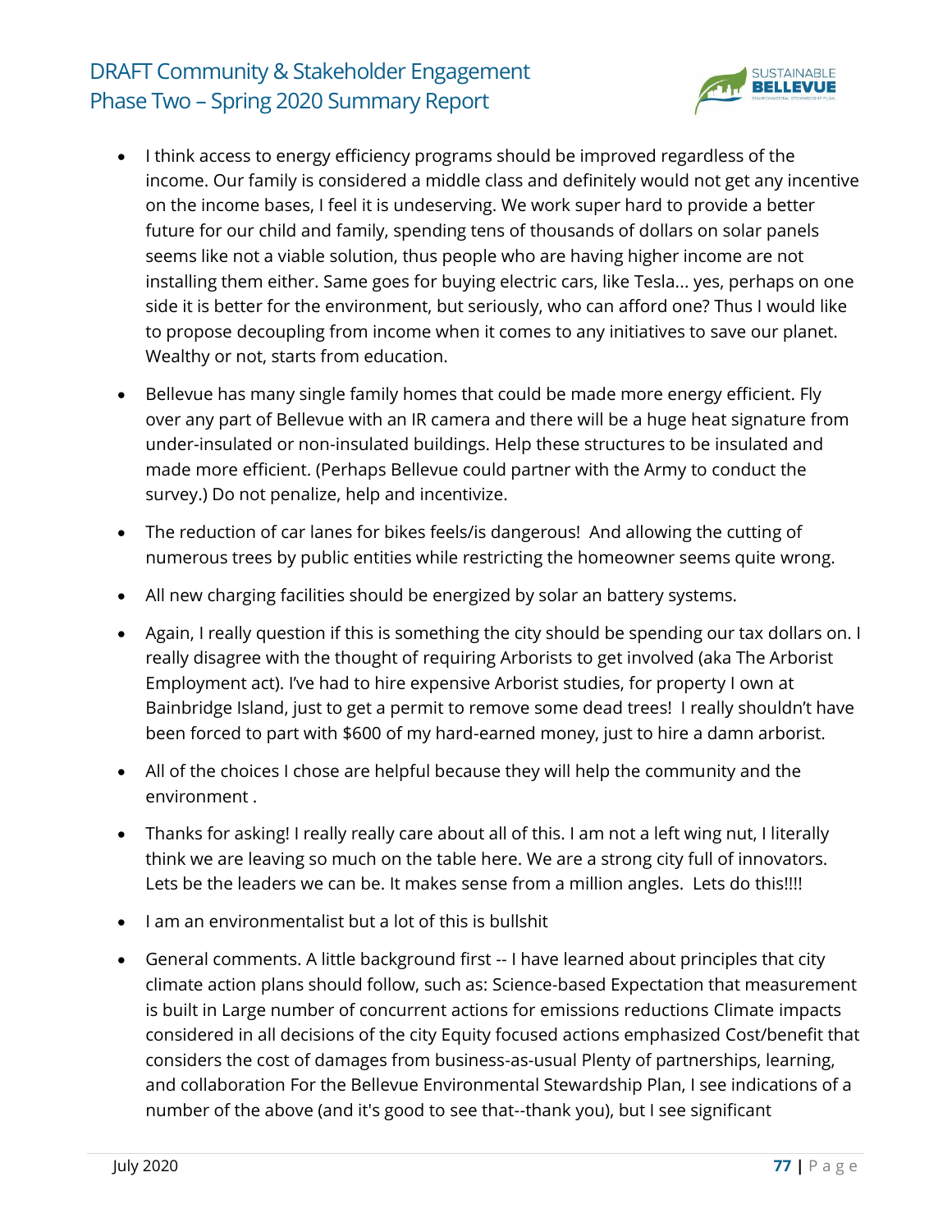- I think access to energy efficiency programs should be improved regardless of the income. Our family is considered a middle class and definitely would not get any incentive on the income bases, I feel it is undeserving. We work super hard to provide a better future for our child and family, spending tens of thousands of dollars on solar panels seems like not a viable solution, thus people who are having higher income are not installing them either. Same goes for buying electric cars, like Tesla... yes, perhaps on one side it is better for the environment, but seriously, who can afford one? Thus I would like to propose decoupling from income when it comes to any initiatives to save our planet. Wealthy or not, starts from education.

- Bellevue has many single family homes that could be made more energy efficient. Fly over any part of Bellevue with an IR camera and there will be a huge heat signature from under-insulated or non-insulated buildings. Help these structures to be insulated and made more efficient. (Perhaps Bellevue could partner with the Army to conduct the survey.) Do not penalize, help and incentivize.

- The reduction of car lanes for bikes feels/is dangerous! And allowing the cutting of numerous trees by public entities while restricting the homeowner seems quite wrong.

- All new charging facilities should be energized by solar an battery systems.

- Again, I really question if this is something the city should be spending our tax dollars on. I really disagree with the thought of requiring Arborists to get involved (aka The Arborist Employment act). I've had to hire expensive Arborist studies, for property I own at Bainbridge Island, just to get a permit to remove some dead trees! I really shouldn't have been forced to part with $600 of my hard-earned money, just to hire a damn arborist.

- All of the choices I chose are helpful because they will help the community and the environment .

- Thanks for asking! I really really care about all of this. I am not a left wing nut, I literally think we are leaving so much on the table here. We are a strong city full of innovators. Lets be the leaders we can be. It makes sense from a million angles. Lets do this!!!!

- I am an environmentalist but a lot of this is bullshit

- General comments. A little background first -- I have learned about principles that city climate action plans should follow, such as: Science-based Expectation that measurement is built in Large number of concurrent actions for emissions reductions Climate impacts considered in all decisions of the city Equity focused actions emphasized Cost/benefit that considers the cost of damages from business-as-usual Plenty of partnerships, learning, and collaboration For the Bellevue Environmental Stewardship Plan, I see indications of a number of the above (and it's good to see that--thank you), but I see significant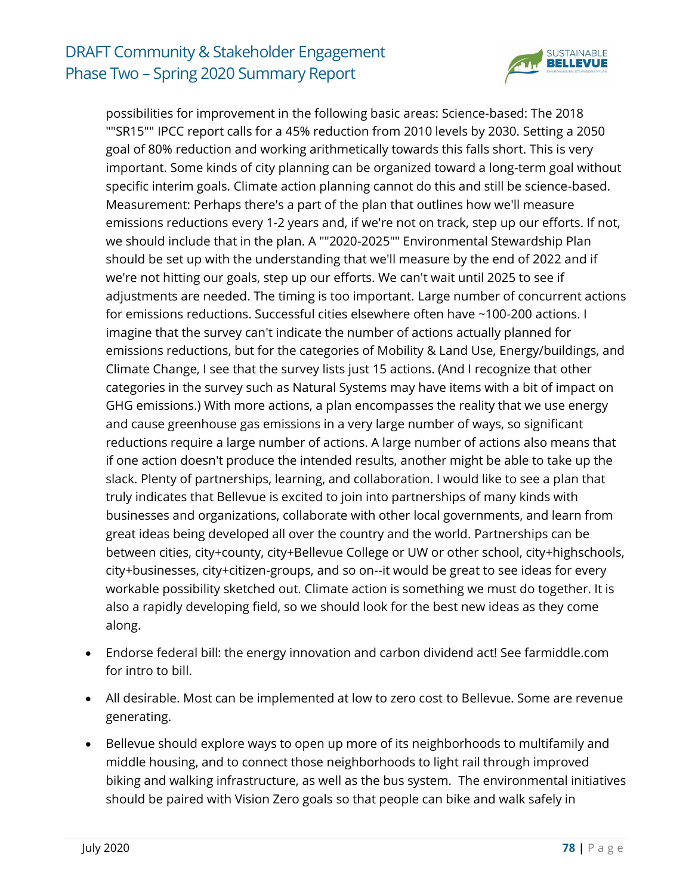possibilities for improvement in the following basic areas: Science-based: The 2018 ""SR15"" IPCC report calls for a 45% reduction from 2010 levels by 2030. Setting a 2050 goal of 80% reduction and working arithmetically towards this falls short. This is very important. Some kinds of city planning can be organized toward a long-term goal without specific interim goals. Climate action planning cannot do this and still be science-based. Measurement: Perhaps there's a part of the plan that outlines how we'll measure emissions reductions every 1-2 years and, if we're not on track, step up our efforts. If not, we should include that in the plan. A ""2020-2025"" Environmental Stewardship Plan should be set up with the understanding that we'll measure by the end of 2022 and if we're not hitting our goals, step up our efforts. We can't wait until 2025 to see if adjustments are needed. The timing is too important. Large number of concurrent actions for emissions reductions. Successful cities elsewhere often have ~100-200 actions. I imagine that the survey can't indicate the number of actions actually planned for emissions reductions, but for the categories of Mobility & Land Use, Energy/buildings, and Climate Change, I see that the survey lists just 15 actions. (And I recognize that other categories in the survey such as Natural Systems may have items with a bit of impact on GHG emissions.) With more actions, a plan encompasses the reality that we use energy and cause greenhouse gas emissions in a very large number of ways, so significant reductions require a large number of actions. A large number of actions also means that if one action doesn't produce the intended results, another might be able to take up the slack. Plenty of partnerships, learning, and collaboration. I would like to see a plan that truly indicates that Bellevue is excited to join into partnerships of many kinds with businesses and organizations, collaborate with other local governments, and learn from great ideas being developed all over the country and the world. Partnerships can be between cities, city+county, city+Bellevue College or UW or other school, city+highschools, city+businesses, city+citizen-groups, and so on--it would be great to see ideas for every workable possibility sketched out. Climate action is something we must do together. It is also a rapidly developing field, so we should look for the best new ideas as they come along.

- Endorse federal bill: the energy innovation and carbon dividend act! See farmiddle.com for intro to bill.
- All desirable. Most can be implemented at low to zero cost to Bellevue. Some are revenue generating.
- Bellevue should explore ways to open up more of its neighborhoods to multifamily and middle housing, and to connect those neighborhoods to light rail through improved biking and walking infrastructure, as well as the bus system. The environmental initiatives should be paired with Vision Zero goals so that people can bike and walk safely in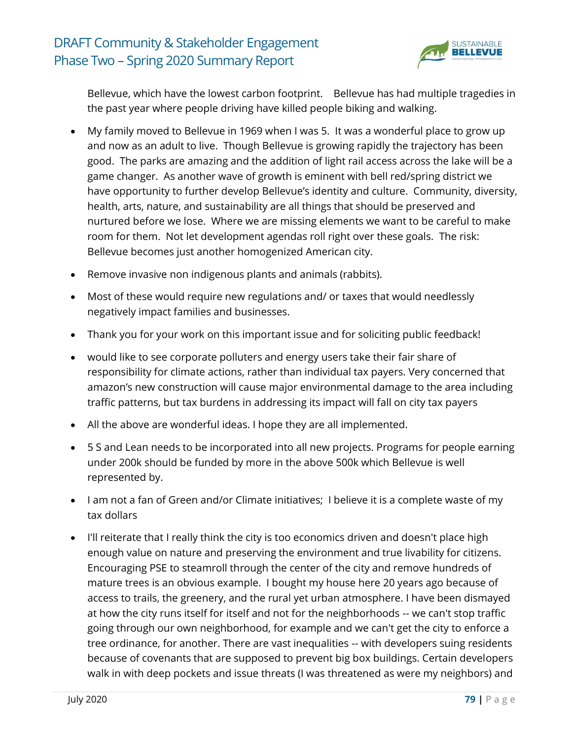Bellevue, which have the lowest carbon footprint.  Bellevue has had multiple tragedies in the past year where people driving have killed people biking and walking.

- My family moved to Bellevue in 1969 when I was 5.  It was a wonderful place to grow up and now as an adult to live.  Though Bellevue is growing rapidly the trajectory has been good.  The parks are amazing and the addition of light rail access across the lake will be a game changer.  As another wave of growth is eminent with bell red/spring district we have opportunity to further develop Bellevue's identity and culture.  Community, diversity, health, arts, nature, and sustainability are all things that should be preserved and nurtured before we lose.  Where we are missing elements we want to be careful to make room for them.  Not let development agendas roll right over these goals.  The risk: Bellevue becomes just another homogenized American city.
- Remove invasive non indigenous plants and animals (rabbits).
- Most of these would require new regulations and/ or taxes that would needlessly negatively impact families and businesses.
- Thank you for your work on this important issue and for soliciting public feedback!
- would like to see corporate polluters and energy users take their fair share of responsibility for climate actions, rather than individual tax payers. Very concerned that amazon's new construction will cause major environmental damage to the area including traffic patterns, but tax burdens in addressing its impact will fall on city tax payers
- All the above are wonderful ideas. I hope they are all implemented.
- 5 S and Lean needs to be incorporated into all new projects. Programs for people earning under 200k should be funded by more in the above 500k which Bellevue is well represented by.
- I am not a fan of Green and/or Climate initiatives;  I believe it is a complete waste of my tax dollars
- I'll reiterate that I really think the city is too economics driven and doesn't place high enough value on nature and preserving the environment and true livability for citizens. Encouraging PSE to steamroll through the center of the city and remove hundreds of mature trees is an obvious example.  I bought my house here 20 years ago because of access to trails, the greenery, and the rural yet urban atmosphere. I have been dismayed at how the city runs itself for itself and not for the neighborhoods -- we can't stop traffic going through our own neighborhood, for example and we can't get the city to enforce a tree ordinance, for another. There are vast inequalities -- with developers suing residents because of covenants that are supposed to prevent big box buildings. Certain developers walk in with deep pockets and issue threats (I was threatened as were my neighbors) and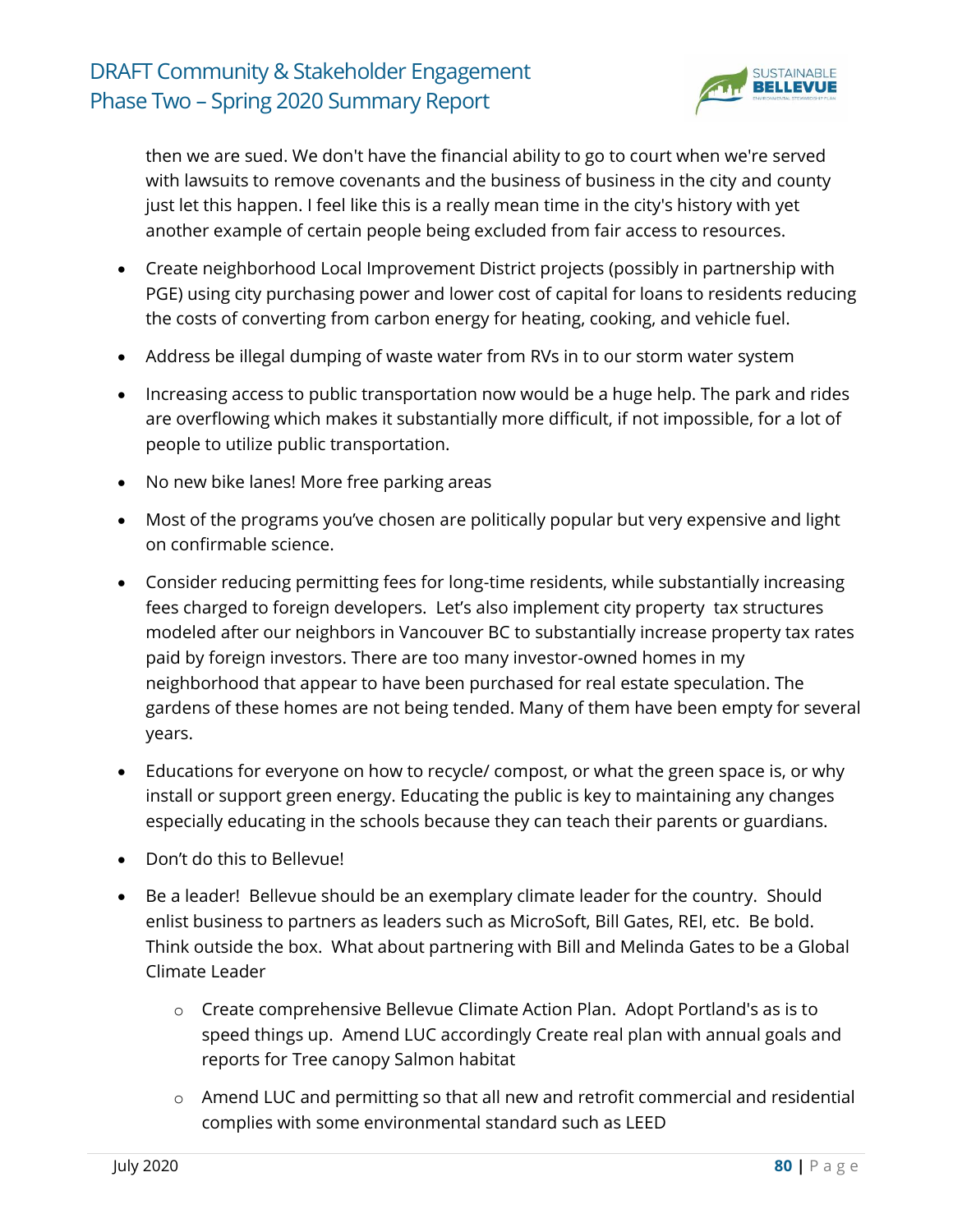then we are sued. We don't have the financial ability to go to court when we're served with lawsuits to remove covenants and the business of business in the city and county just let this happen. I feel like this is a really mean time in the city's history with yet another example of certain people being excluded from fair access to resources.

- Create neighborhood Local Improvement District projects (possibly in partnership with PGE) using city purchasing power and lower cost of capital for loans to residents reducing the costs of converting from carbon energy for heating, cooking, and vehicle fuel.
- Address be illegal dumping of waste water from RVs in to our storm water system
- Increasing access to public transportation now would be a huge help. The park and rides are overflowing which makes it substantially more difficult, if not impossible, for a lot of people to utilize public transportation.
- No new bike lanes! More free parking areas
- Most of the programs you've chosen are politically popular but very expensive and light on confirmable science.
- Consider reducing permitting fees for long-time residents, while substantially increasing fees charged to foreign developers. Let's also implement city property tax structures modeled after our neighbors in Vancouver BC to substantially increase property tax rates paid by foreign investors. There are too many investor-owned homes in my neighborhood that appear to have been purchased for real estate speculation. The gardens of these homes are not being tended. Many of them have been empty for several years.
- Educations for everyone on how to recycle/ compost, or what the green space is, or why install or support green energy. Educating the public is key to maintaining any changes especially educating in the schools because they can teach their parents or guardians.
- Don't do this to Bellevue!
- Be a leader! Bellevue should be an exemplary climate leader for the country. Should enlist business to partners as leaders such as MicroSoft, Bill Gates, REI, etc. Be bold. Think outside the box. What about partnering with Bill and Melinda Gates to be a Global Climate Leader
  - Create comprehensive Bellevue Climate Action Plan. Adopt Portland's as is to speed things up. Amend LUC accordingly Create real plan with annual goals and reports for Tree canopy Salmon habitat
  - Amend LUC and permitting so that all new and retrofit commercial and residential complies with some environmental standard such as LEED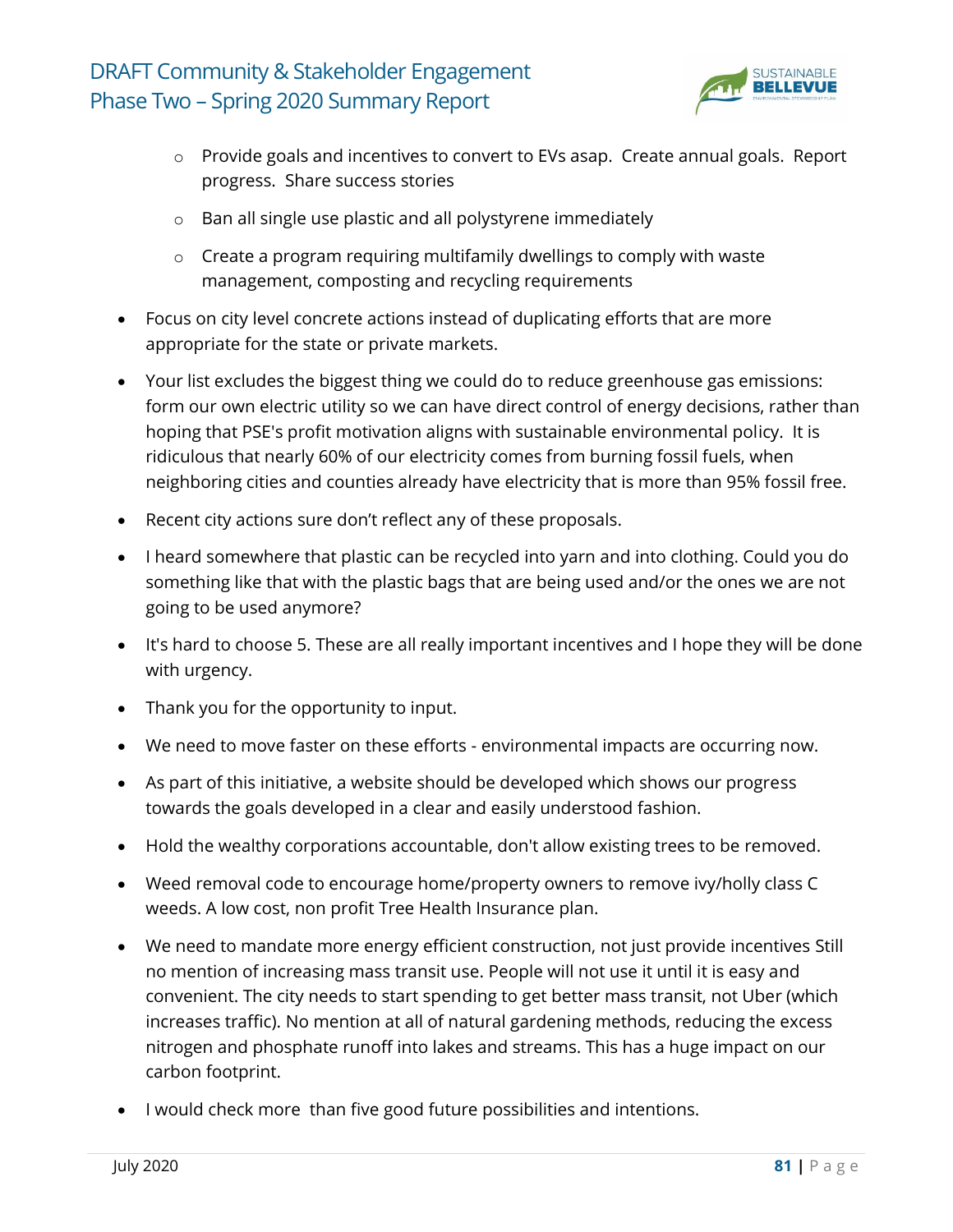- Provide goals and incentives to convert to EVs asap. Create annual goals. Report progress. Share success stories
  - Ban all single use plastic and all polystyrene immediately
  - Create a program requiring multifamily dwellings to comply with waste management, composting and recycling requirements
- Focus on city level concrete actions instead of duplicating efforts that are more appropriate for the state or private markets.
- Your list excludes the biggest thing we could do to reduce greenhouse gas emissions: form our own electric utility so we can have direct control of energy decisions, rather than hoping that PSE's profit motivation aligns with sustainable environmental policy. It is ridiculous that nearly 60% of our electricity comes from burning fossil fuels, when neighboring cities and counties already have electricity that is more than 95% fossil free.
- Recent city actions sure don't reflect any of these proposals.
- I heard somewhere that plastic can be recycled into yarn and into clothing. Could you do something like that with the plastic bags that are being used and/or the ones we are not going to be used anymore?
- It's hard to choose 5. These are all really important incentives and I hope they will be done with urgency.
- Thank you for the opportunity to input.
- We need to move faster on these efforts - environmental impacts are occurring now.
- As part of this initiative, a website should be developed which shows our progress towards the goals developed in a clear and easily understood fashion.
- Hold the wealthy corporations accountable, don't allow existing trees to be removed.
- Weed removal code to encourage home/property owners to remove ivy/holly class C weeds. A low cost, non profit Tree Health Insurance plan.
- We need to mandate more energy efficient construction, not just provide incentives Still no mention of increasing mass transit use. People will not use it until it is easy and convenient. The city needs to start spending to get better mass transit, not Uber (which increases traffic). No mention at all of natural gardening methods, reducing the excess nitrogen and phosphate runoff into lakes and streams. This has a huge impact on our carbon footprint.
- I would check more than five good future possibilities and intentions.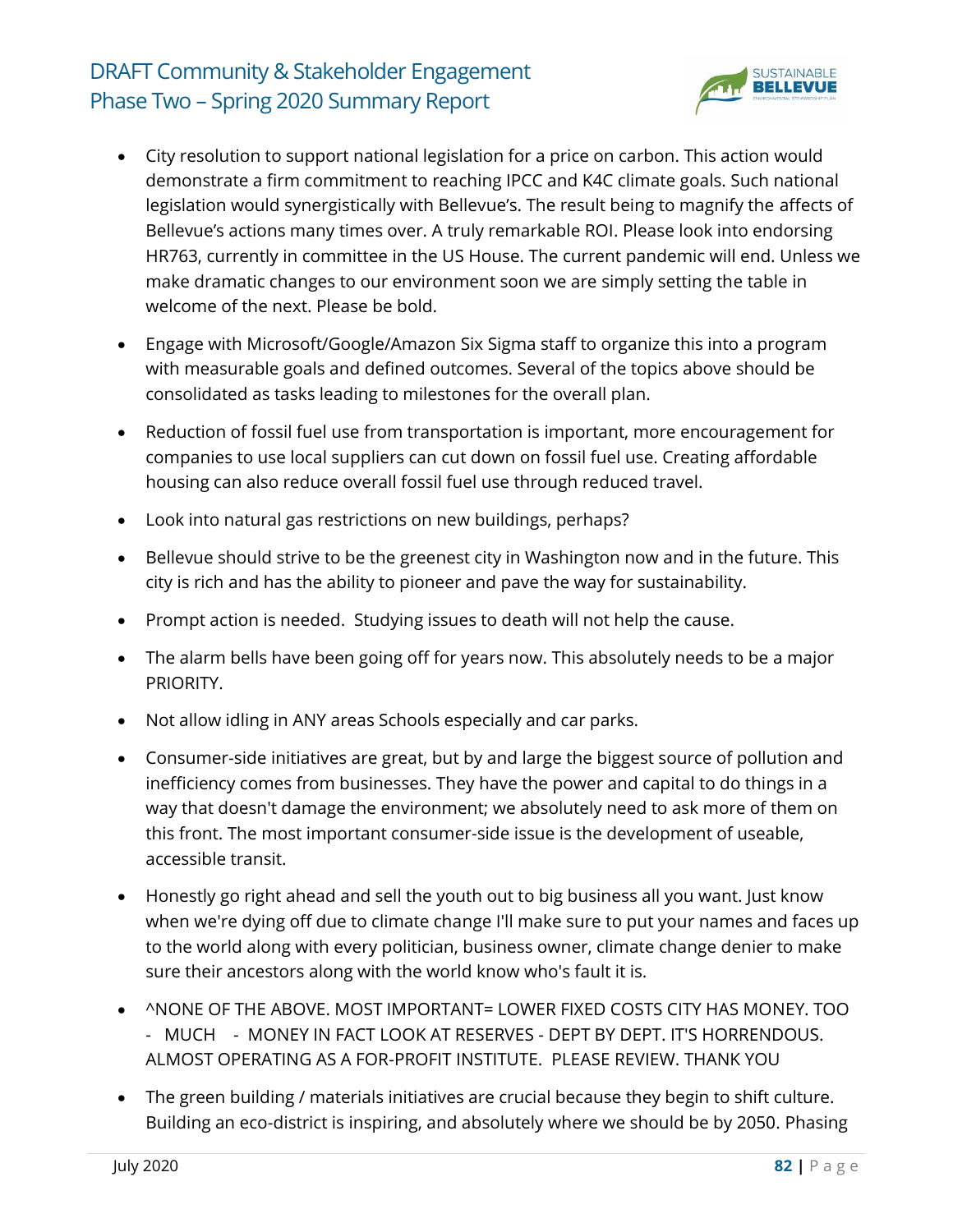- City resolution to support national legislation for a price on carbon. This action would demonstrate a firm commitment to reaching IPCC and K4C climate goals. Such national legislation would synergistically with Bellevue's. The result being to magnify the affects of Bellevue's actions many times over. A truly remarkable ROI. Please look into endorsing HR763, currently in committee in the US House. The current pandemic will end. Unless we make dramatic changes to our environment soon we are simply setting the table in welcome of the next. Please be bold.

- Engage with Microsoft/Google/Amazon Six Sigma staff to organize this into a program with measurable goals and defined outcomes. Several of the topics above should be consolidated as tasks leading to milestones for the overall plan.

- Reduction of fossil fuel use from transportation is important, more encouragement for companies to use local suppliers can cut down on fossil fuel use. Creating affordable housing can also reduce overall fossil fuel use through reduced travel.

- Look into natural gas restrictions on new buildings, perhaps?

- Bellevue should strive to be the greenest city in Washington now and in the future. This city is rich and has the ability to pioneer and pave the way for sustainability.

- Prompt action is needed. Studying issues to death will not help the cause.

- The alarm bells have been going off for years now. This absolutely needs to be a major PRIORITY.

- Not allow idling in ANY areas Schools especially and car parks.

- Consumer-side initiatives are great, but by and large the biggest source of pollution and inefficiency comes from businesses. They have the power and capital to do things in a way that doesn't damage the environment; we absolutely need to ask more of them on this front. The most important consumer-side issue is the development of useable, accessible transit.

- Honestly go right ahead and sell the youth out to big business all you want. Just know when we're dying off due to climate change I'll make sure to put your names and faces up to the world along with every politician, business owner, climate change denier to make sure their ancestors along with the world know who's fault it is.

- ^NONE OF THE ABOVE. MOST IMPORTANT= LOWER FIXED COSTS CITY HAS MONEY. TOO - MUCH - MONEY IN FACT LOOK AT RESERVES - DEPT BY DEPT. IT'S HORRENDOUS. ALMOST OPERATING AS A FOR-PROFIT INSTITUTE. PLEASE REVIEW. THANK YOU

- The green building / materials initiatives are crucial because they begin to shift culture. Building an eco-district is inspiring, and absolutely where we should be by 2050. Phasing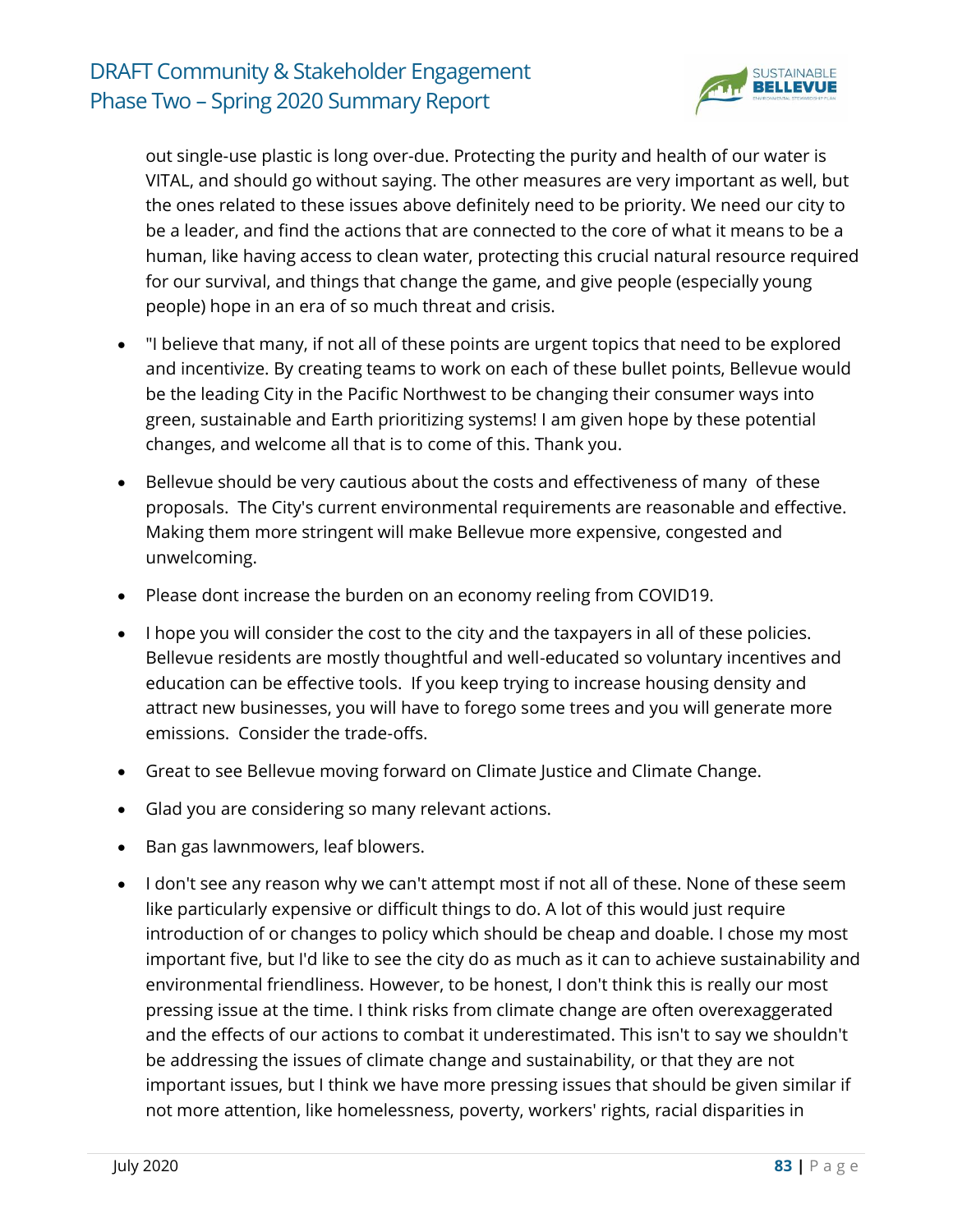out single-use plastic is long over-due. Protecting the purity and health of our water is VITAL, and should go without saying. The other measures are very important as well, but the ones related to these issues above definitely need to be priority. We need our city to be a leader, and find the actions that are connected to the core of what it means to be a human, like having access to clean water, protecting this crucial natural resource required for our survival, and things that change the game, and give people (especially young people) hope in an era of so much threat and crisis.

- "I believe that many, if not all of these points are urgent topics that need to be explored and incentivize. By creating teams to work on each of these bullet points, Bellevue would be the leading City in the Pacific Northwest to be changing their consumer ways into green, sustainable and Earth prioritizing systems! I am given hope by these potential changes, and welcome all that is to come of this. Thank you.
- Bellevue should be very cautious about the costs and effectiveness of many of these proposals. The City's current environmental requirements are reasonable and effective. Making them more stringent will make Bellevue more expensive, congested and unwelcoming.
- Please dont increase the burden on an economy reeling from COVID19.
- I hope you will consider the cost to the city and the taxpayers in all of these policies. Bellevue residents are mostly thoughtful and well-educated so voluntary incentives and education can be effective tools. If you keep trying to increase housing density and attract new businesses, you will have to forego some trees and you will generate more emissions. Consider the trade-offs.
- Great to see Bellevue moving forward on Climate Justice and Climate Change.
- Glad you are considering so many relevant actions.
- Ban gas lawnmowers, leaf blowers.
- I don't see any reason why we can't attempt most if not all of these. None of these seem like particularly expensive or difficult things to do. A lot of this would just require introduction of or changes to policy which should be cheap and doable. I chose my most important five, but I'd like to see the city do as much as it can to achieve sustainability and environmental friendliness. However, to be honest, I don't think this is really our most pressing issue at the time. I think risks from climate change are often overexaggerated and the effects of our actions to combat it underestimated. This isn't to say we shouldn't be addressing the issues of climate change and sustainability, or that they are not important issues, but I think we have more pressing issues that should be given similar if not more attention, like homelessness, poverty, workers' rights, racial disparities in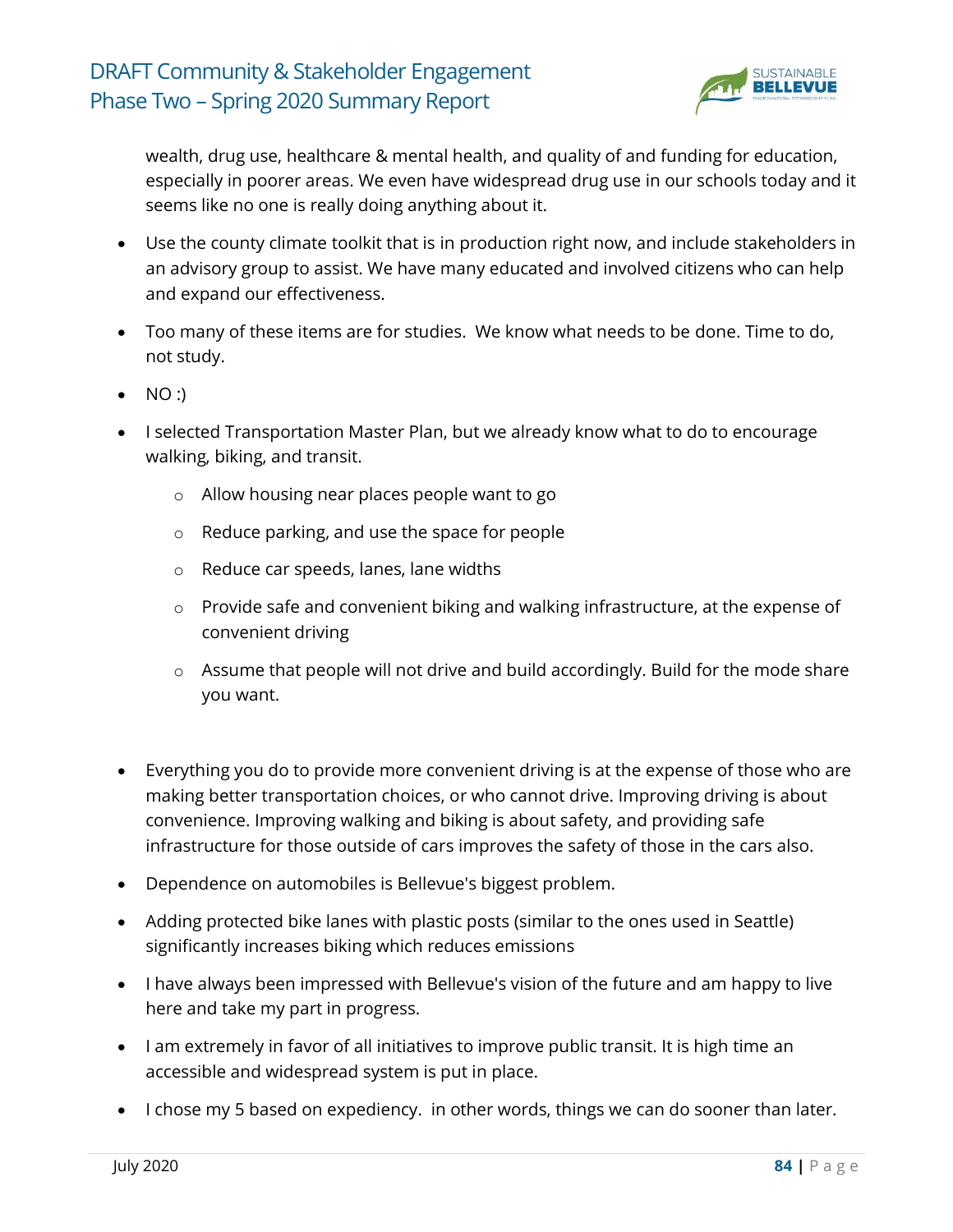wealth, drug use, healthcare & mental health, and quality of and funding for education, especially in poorer areas. We even have widespread drug use in our schools today and it seems like no one is really doing anything about it.

- Use the county climate toolkit that is in production right now, and include stakeholders in an advisory group to assist. We have many educated and involved citizens who can help and expand our effectiveness.
- Too many of these items are for studies. We know what needs to be done. Time to do, not study.
- NO :)
- I selected Transportation Master Plan, but we already know what to do to encourage walking, biking, and transit.
    - Allow housing near places people want to go
    - Reduce parking, and use the space for people
    - Reduce car speeds, lanes, lane widths
    - Provide safe and convenient biking and walking infrastructure, at the expense of convenient driving
    - Assume that people will not drive and build accordingly. Build for the mode share you want.
- Everything you do to provide more convenient driving is at the expense of those who are making better transportation choices, or who cannot drive. Improving driving is about convenience. Improving walking and biking is about safety, and providing safe infrastructure for those outside of cars improves the safety of those in the cars also.
- Dependence on automobiles is Bellevue's biggest problem.
- Adding protected bike lanes with plastic posts (similar to the ones used in Seattle) significantly increases biking which reduces emissions
- I have always been impressed with Bellevue's vision of the future and am happy to live here and take my part in progress.
- I am extremely in favor of all initiatives to improve public transit. It is high time an accessible and widespread system is put in place.
- I chose my 5 based on expediency. in other words, things we can do sooner than later.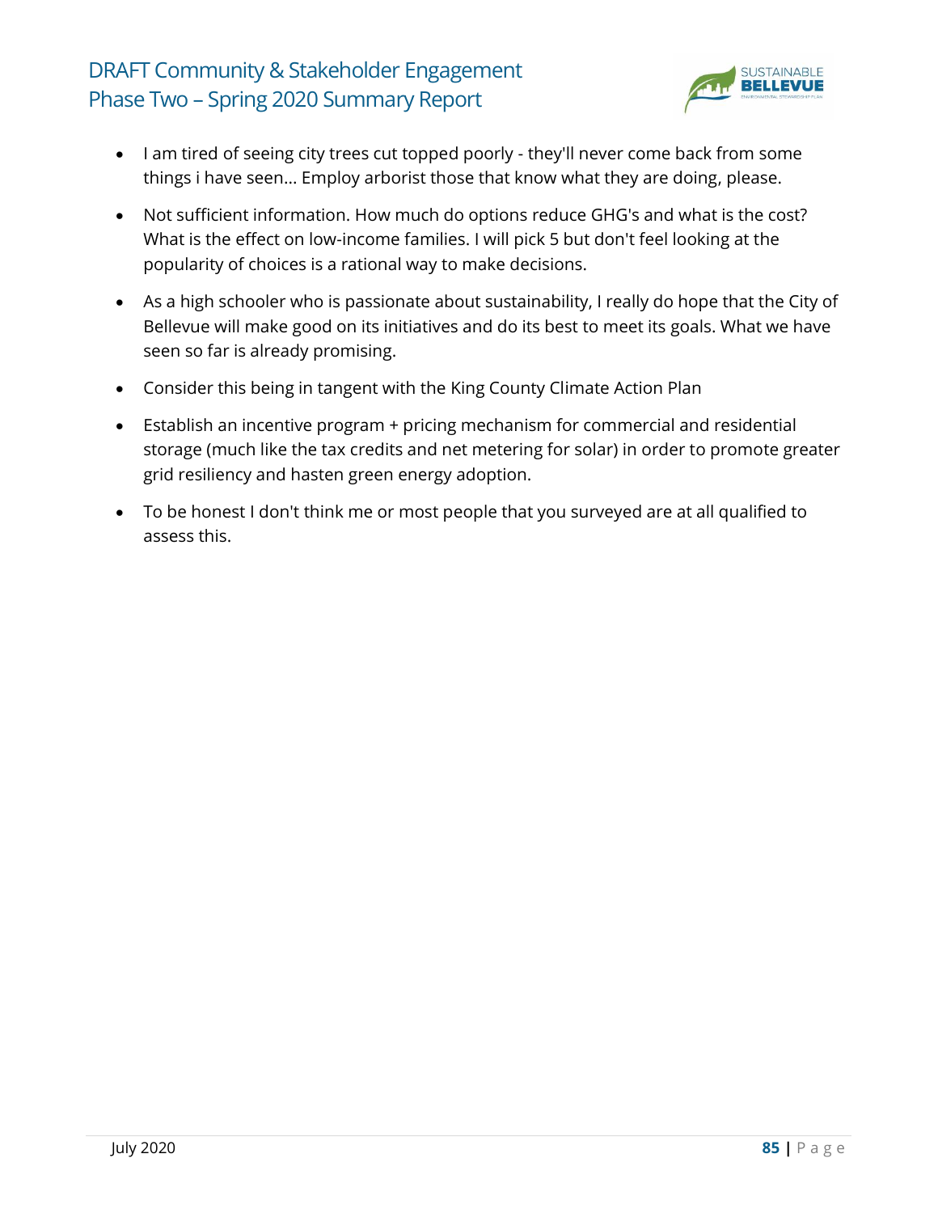- I am tired of seeing city trees cut topped poorly - they'll never come back from some things i have seen... Employ arborist those that know what they are doing, please.
- Not sufficient information. How much do options reduce GHG's and what is the cost? What is the effect on low-income families. I will pick 5 but don't feel looking at the popularity of choices is a rational way to make decisions.
- As a high schooler who is passionate about sustainability, I really do hope that the City of Bellevue will make good on its initiatives and do its best to meet its goals. What we have seen so far is already promising.
- Consider this being in tangent with the King County Climate Action Plan
- Establish an incentive program + pricing mechanism for commercial and residential storage (much like the tax credits and net metering for solar) in order to promote greater grid resiliency and hasten green energy adoption.
- To be honest I don't think me or most people that you surveyed are at all qualified to assess this.